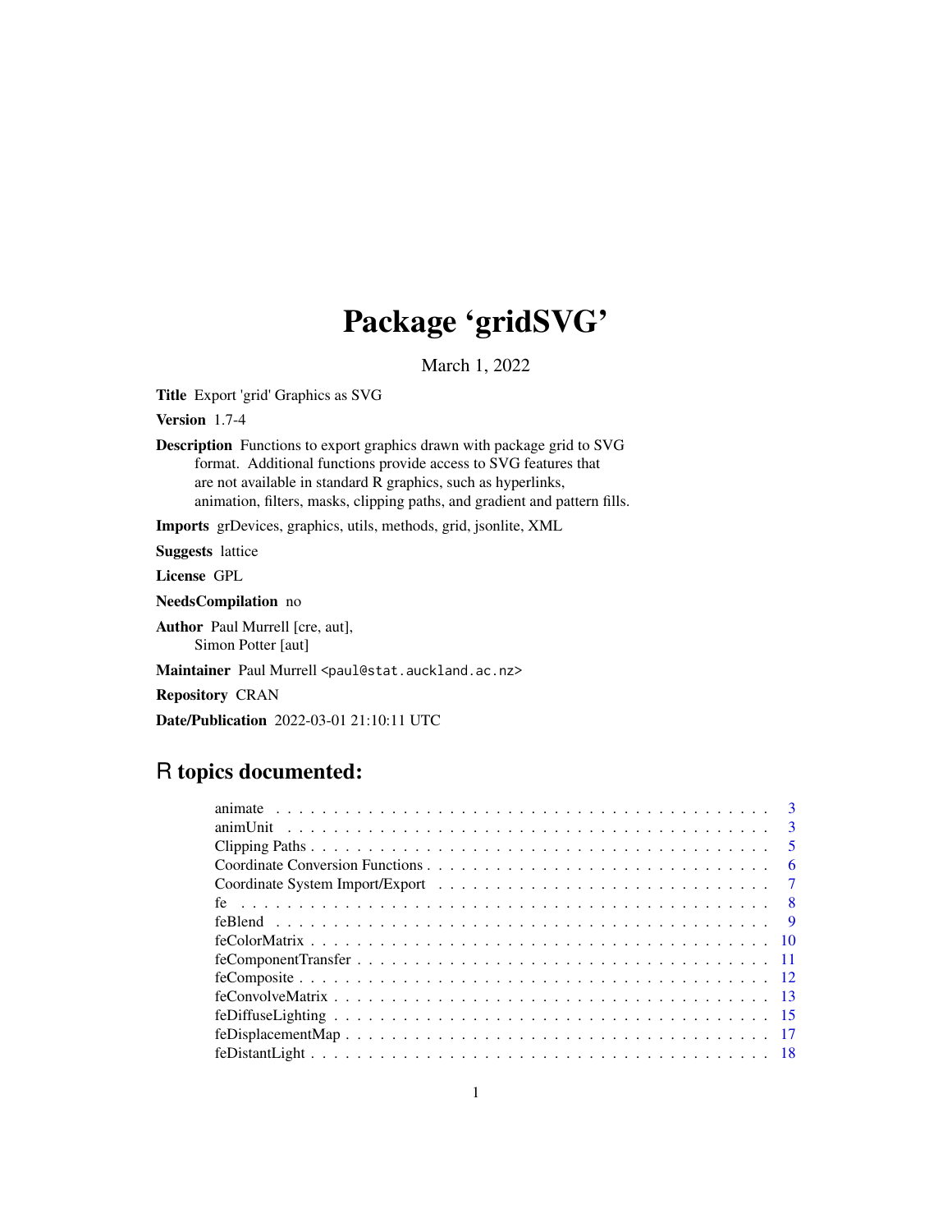# Package 'gridSVG'

March 1, 2022

**Title** Export 'grid' Graphics as SVG

**Version** 1.7-4

**Description** Functions to export graphics drawn with package grid to SVG format. Additional functions provide access to SVG features that are not available in standard R graphics, such as hyperlinks, animation, filters, masks, clipping paths, and gradient and pattern fills.

**Imports** grDevices, graphics, utils, methods, grid, jsonlite, XML

**Suggests** lattice

**License** GPL

**NeedsCompilation** no

**Author** Paul Murrell [cre, aut], Simon Potter [aut]

**Maintainer** Paul Murrell <paul@stat.auckland.ac.nz>

**Repository** CRAN

**Date/Publication** 2022-03-01 21:10:11 UTC

## R topics documented:

| | |
|---|---|
| animate | 3 |
| animUnit | 3 |
| Clipping Paths | 5 |
| Coordinate Conversion Functions | 6 |
| Coordinate System Import/Export | 7 |
| fe | 8 |
| feBlend | 9 |
| feColorMatrix | 10 |
| feComponentTransfer | 11 |
| feComposite | 12 |
| feConvolveMatrix | 13 |
| feDiffuseLighting | 15 |
| feDisplacementMap | 17 |
| feDistantLight | 18 |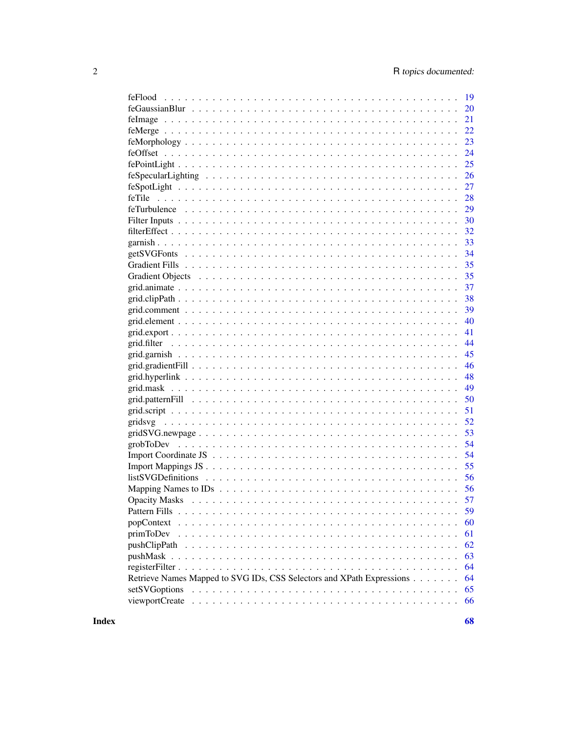| | |
|---|---|
| feFlood | 19 |
| feGaussianBlur | 20 |
| feImage | 21 |
| feMerge | 22 |
| feMorphology | 23 |
| feOffset | 24 |
| fePointLight | 25 |
| feSpecularLighting | 26 |
| feSpotLight | 27 |
| feTile | 28 |
| feTurbulence | 29 |
| Filter Inputs | 30 |
| filterEffect | 32 |
| garnish | 33 |
| getSVGFonts | 34 |
| Gradient Fills | 35 |
| Gradient Objects | 35 |
| grid.animate | 37 |
| grid.clipPath | 38 |
| grid.comment | 39 |
| grid.element | 40 |
| grid.export | 41 |
| grid.filter | 44 |
| grid.garnish | 45 |
| grid.gradientFill | 46 |
| grid.hyperlink | 48 |
| grid.mask | 49 |
| grid.patternFill | 50 |
| grid.script | 51 |
| gridsvg | 52 |
| gridSVG.newpage | 53 |
| grobToDev | 54 |
| Import Coordinate JS | 54 |
| Import Mappings JS | 55 |
| listSVGDefinitions | 56 |
| Mapping Names to IDs | 56 |
| Opacity Masks | 57 |
| Pattern Fills | 59 |
| popContext | 60 |
| primToDev | 61 |
| pushClipPath | 62 |
| pushMask | 63 |
| registerFilter | 64 |
| Retrieve Names Mapped to SVG IDs, CSS Selectors and XPath Expressions | 64 |
| setSVGoptions | 65 |
| viewportCreate | 66 |

**Index** **68**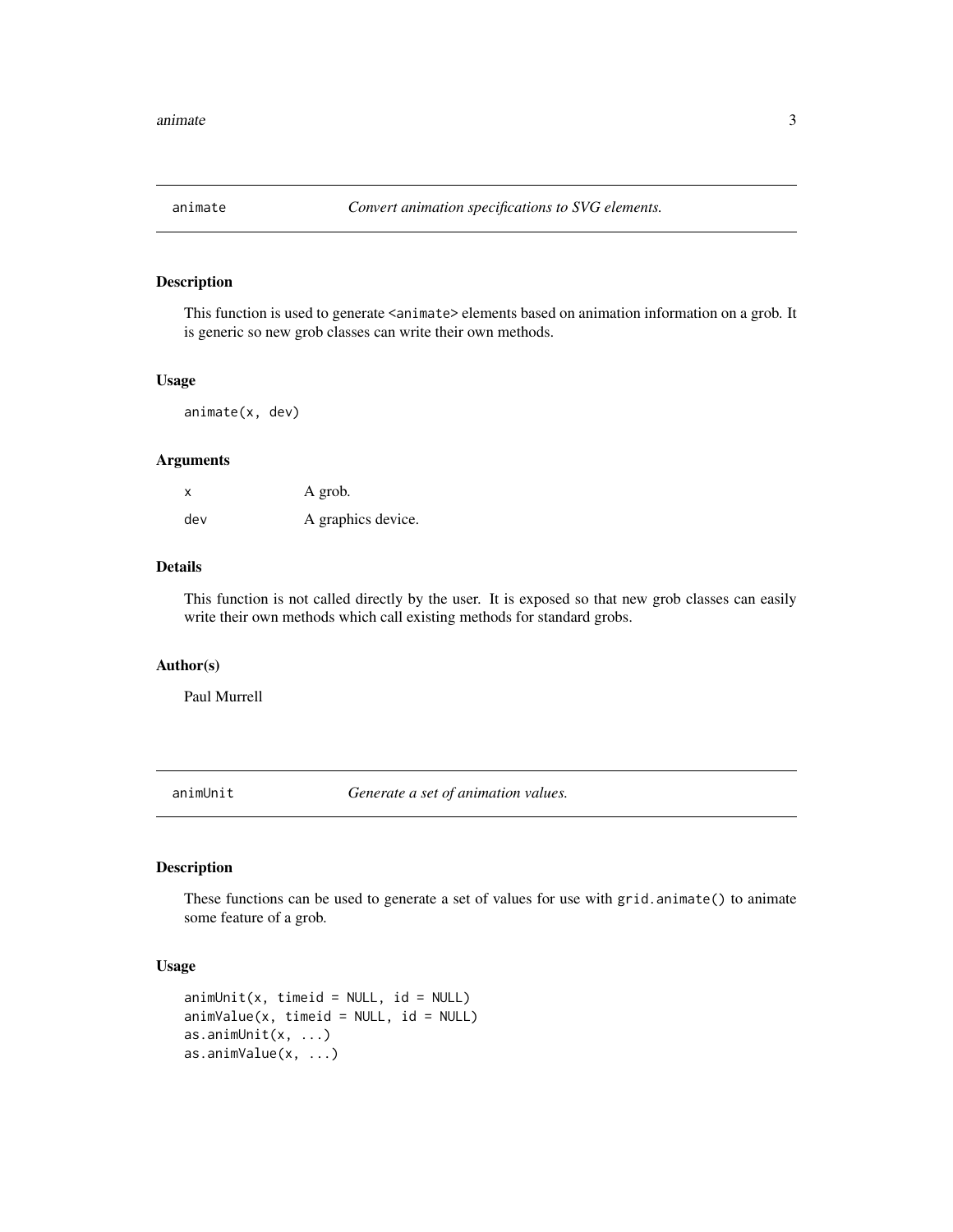## animate — *Convert animation specifications to SVG elements.*

### Description

This function is used to generate `<animate>` elements based on animation information on a grob. It is generic so new grob classes can write their own methods.

### Usage

```
animate(x, dev)
```

### Arguments

| | |
|---|---|
| `x` | A grob. |
| `dev` | A graphics device. |

### Details

This function is not called directly by the user. It is exposed so that new grob classes can easily write their own methods which call existing methods for standard grobs.

### Author(s)

Paul Murrell

## animUnit — *Generate a set of animation values.*

### Description

These functions can be used to generate a set of values for use with `grid.animate()` to animate some feature of a grob.

### Usage

```
animUnit(x, timeid = NULL, id = NULL)
animValue(x, timeid = NULL, id = NULL)
as.animUnit(x, ...)
as.animValue(x, ...)
```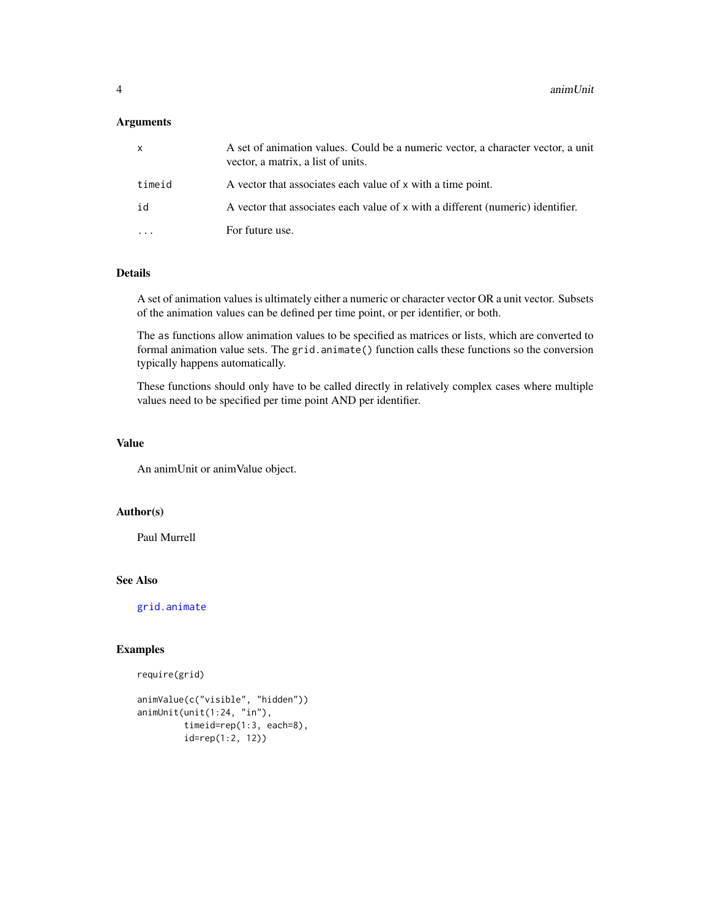## Arguments

| | |
|---|---|
| `x` | A set of animation values. Could be a numeric vector, a character vector, a unit vector, a matrix, a list of units. |
| `timeid` | A vector that associates each value of `x` with a time point. |
| `id` | A vector that associates each value of `x` with a different (numeric) identifier. |
| `...` | For future use. |

## Details

A set of animation values is ultimately either a numeric or character vector OR a unit vector. Subsets of the animation values can be defined per time point, or per identifier, or both.

The `as` functions allow animation values to be specified as matrices or lists, which are converted to formal animation value sets. The `grid.animate()` function calls these functions so the conversion typically happens automatically.

These functions should only have to be called directly in relatively complex cases where multiple values need to be specified per time point AND per identifier.

## Value

An animUnit or animValue object.

## Author(s)

Paul Murrell

## See Also

`grid.animate`

## Examples

```
require(grid)

animValue(c("visible", "hidden"))
animUnit(unit(1:24, "in"),
         timeid=rep(1:3, each=8),
         id=rep(1:2, 12))
```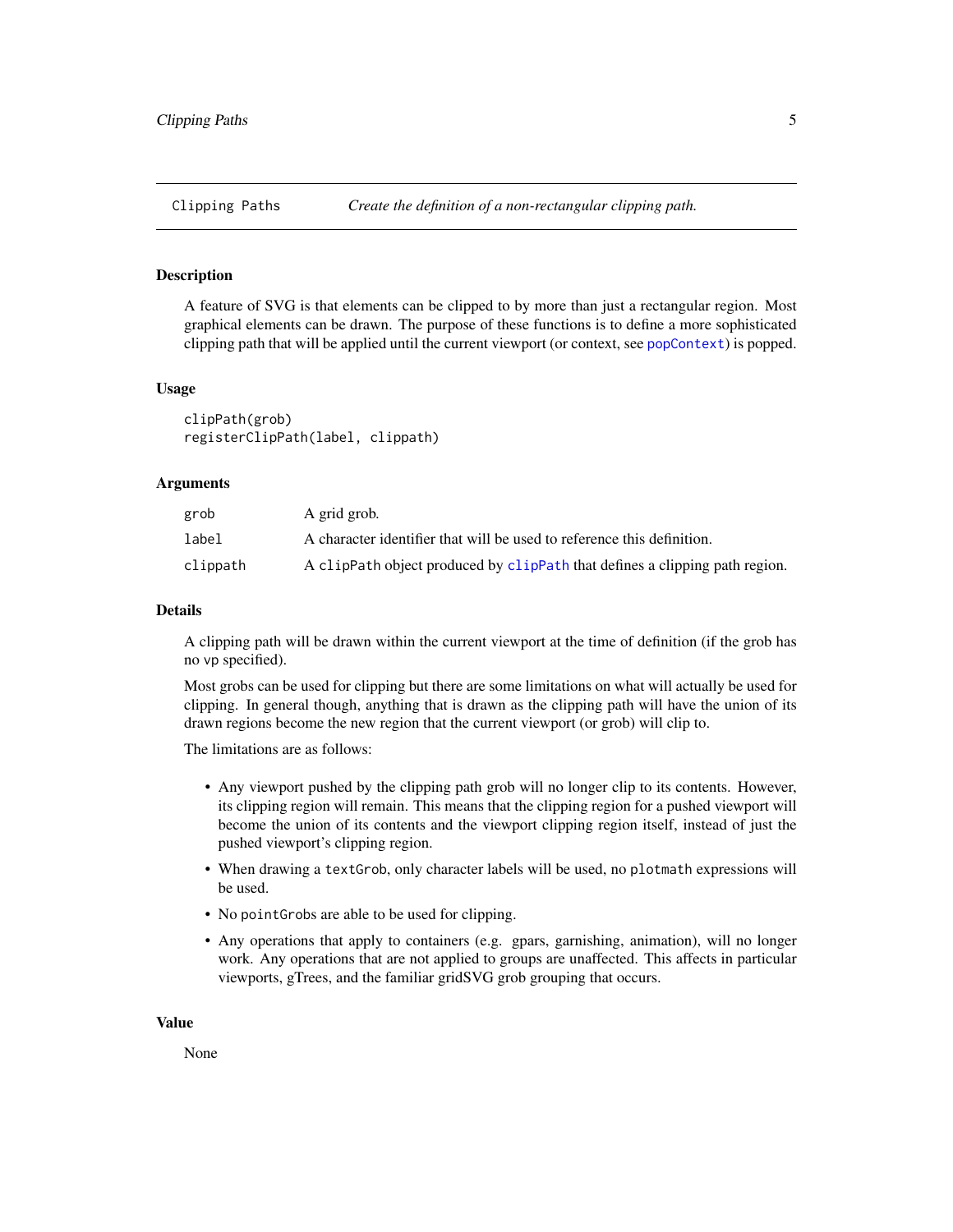Clipping Paths — *Create the definition of a non-rectangular clipping path.*

### Description

A feature of SVG is that elements can be clipped to by more than just a rectangular region. Most graphical elements can be drawn. The purpose of these functions is to define a more sophisticated clipping path that will be applied until the current viewport (or context, see `popContext`) is popped.

### Usage

```
clipPath(grob)
registerClipPath(label, clippath)
```

### Arguments

| | |
|---|---|
| `grob` | A grid grob. |
| `label` | A character identifier that will be used to reference this definition. |
| `clippath` | A `clipPath` object produced by `clipPath` that defines a clipping path region. |

### Details

A clipping path will be drawn within the current viewport at the time of definition (if the grob has no `vp` specified).

Most grobs can be used for clipping but there are some limitations on what will actually be used for clipping. In general though, anything that is drawn as the clipping path will have the union of its drawn regions become the new region that the current viewport (or grob) will clip to.

The limitations are as follows:

- Any viewport pushed by the clipping path grob will no longer clip to its contents. However, its clipping region will remain. This means that the clipping region for a pushed viewport will become the union of its contents and the viewport clipping region itself, instead of just the pushed viewport's clipping region.
- When drawing a `textGrob`, only character labels will be used, no `plotmath` expressions will be used.
- No `pointGrob`s are able to be used for clipping.
- Any operations that apply to containers (e.g. gpars, garnishing, animation), will no longer work. Any operations that are not applied to groups are unaffected. This affects in particular viewports, gTrees, and the familiar gridSVG grob grouping that occurs.

### Value

None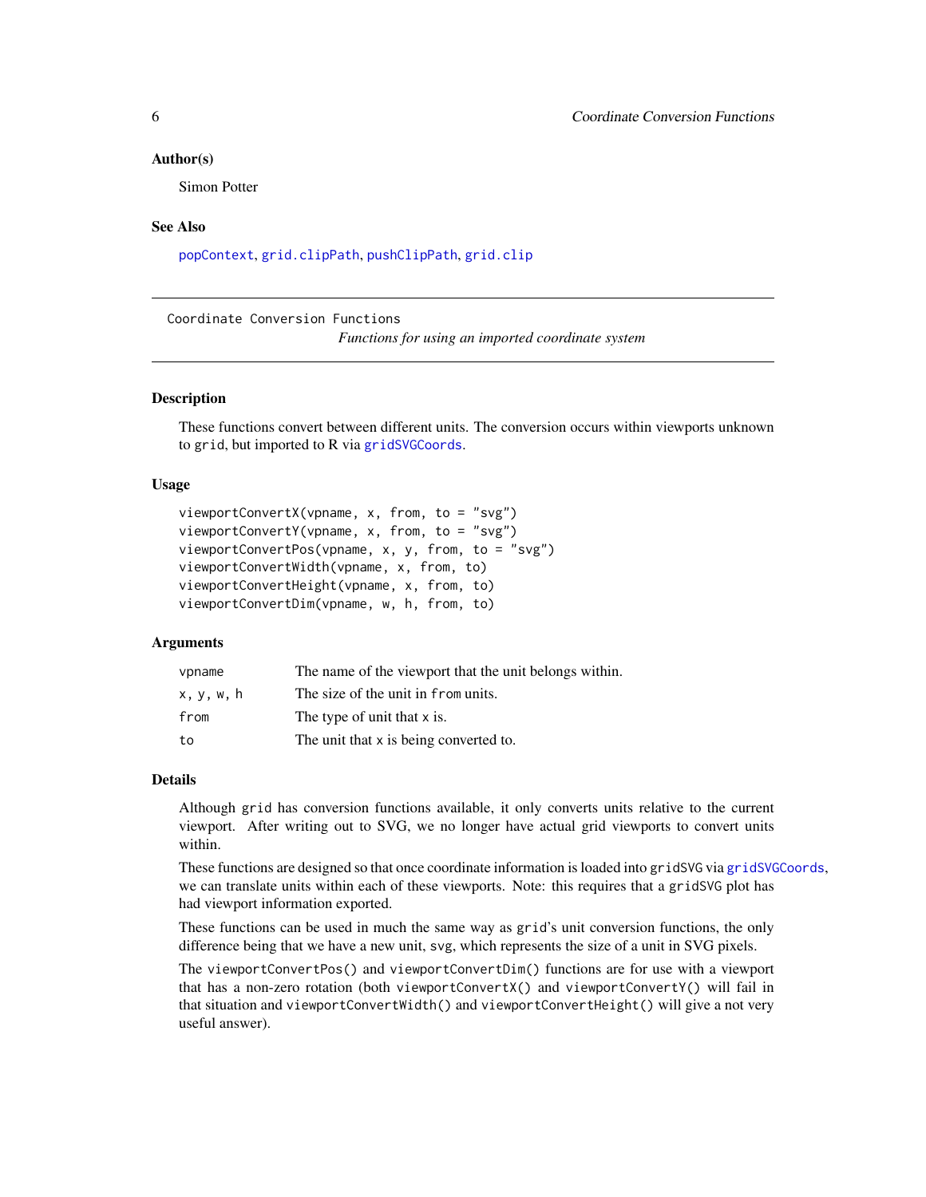### Author(s)

Simon Potter

### See Also

popContext, grid.clipPath, pushClipPath, grid.clip

---

## Coordinate Conversion Functions

*Functions for using an imported coordinate system*

---

### Description

These functions convert between different units. The conversion occurs within viewports unknown to grid, but imported to R via gridSVGCoords.

### Usage

```
viewportConvertX(vpname, x, from, to = "svg")
viewportConvertY(vpname, x, from, to = "svg")
viewportConvertPos(vpname, x, y, from, to = "svg")
viewportConvertWidth(vpname, x, from, to)
viewportConvertHeight(vpname, x, from, to)
viewportConvertDim(vpname, w, h, from, to)
```

### Arguments

| | |
|---|---|
| vpname | The name of the viewport that the unit belongs within. |
| x, y, w, h | The size of the unit in from units. |
| from | The type of unit that x is. |
| to | The unit that x is being converted to. |

### Details

Although grid has conversion functions available, it only converts units relative to the current viewport. After writing out to SVG, we no longer have actual grid viewports to convert units within.

These functions are designed so that once coordinate information is loaded into gridSVG via gridSVGCoords, we can translate units within each of these viewports. Note: this requires that a gridSVG plot has had viewport information exported.

These functions can be used in much the same way as grid's unit conversion functions, the only difference being that we have a new unit, svg, which represents the size of a unit in SVG pixels.

The viewportConvertPos() and viewportConvertDim() functions are for use with a viewport that has a non-zero rotation (both viewportConvertX() and viewportConvertY() will fail in that situation and viewportConvertWidth() and viewportConvertHeight() will give a not very useful answer).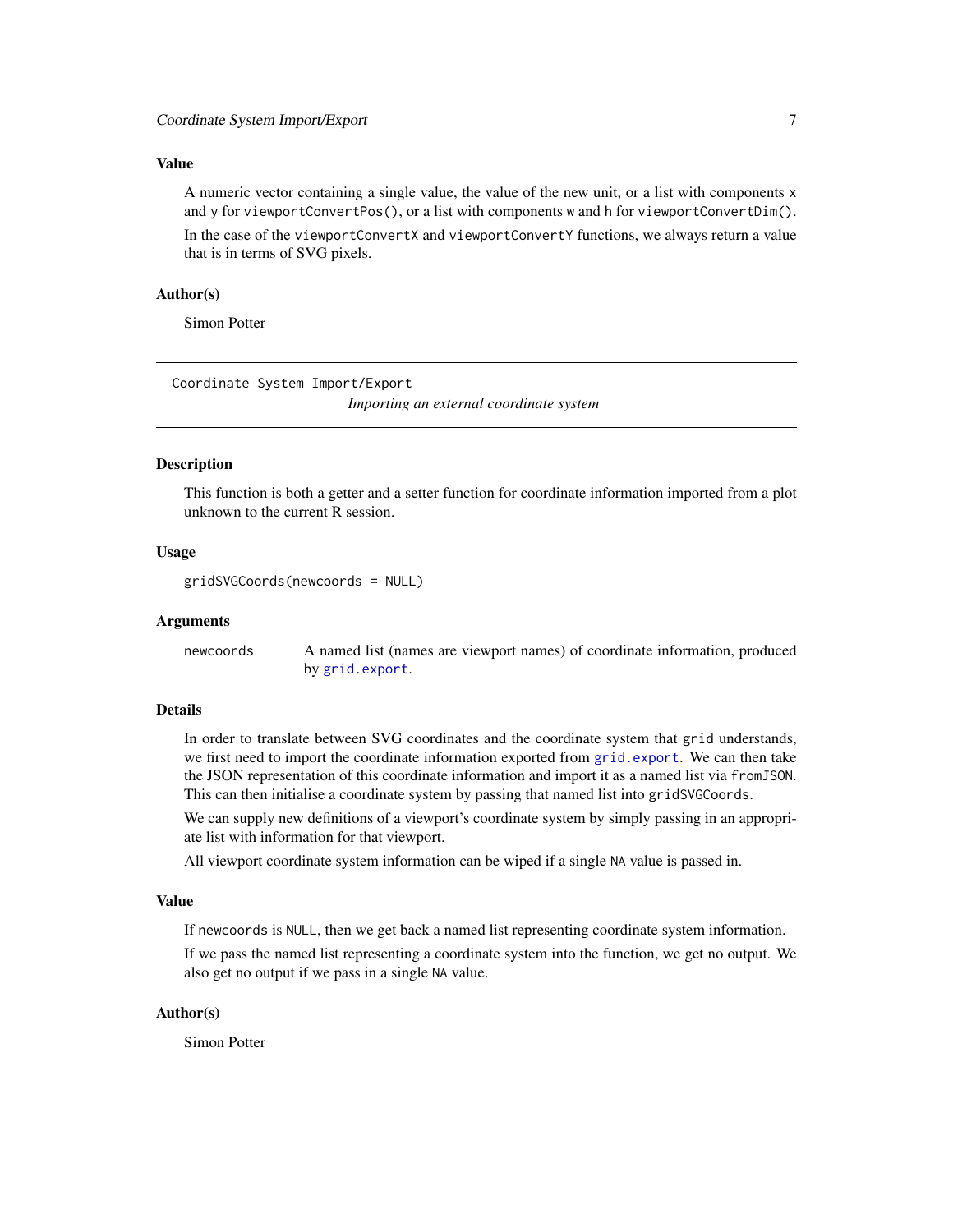### Value

A numeric vector containing a single value, the value of the new unit, or a list with components `x` and `y` for `viewportConvertPos()`, or a list with components `w` and `h` for `viewportConvertDim()`.

In the case of the `viewportConvertX` and `viewportConvertY` functions, we always return a value that is in terms of SVG pixels.

### Author(s)

Simon Potter

---

## Coordinate System Import/Export

*Importing an external coordinate system*

---

### Description

This function is both a getter and a setter function for coordinate information imported from a plot unknown to the current R session.

### Usage

```
gridSVGCoords(newcoords = NULL)
```

### Arguments

| | |
|---|---|
| newcoords | A named list (names are viewport names) of coordinate information, produced by `grid.export`. |

### Details

In order to translate between SVG coordinates and the coordinate system that `grid` understands, we first need to import the coordinate information exported from `grid.export`. We can then take the JSON representation of this coordinate information and import it as a named list via `fromJSON`. This can then initialise a coordinate system by passing that named list into `gridSVGCoords`.

We can supply new definitions of a viewport's coordinate system by simply passing in an appropriate list with information for that viewport.

All viewport coordinate system information can be wiped if a single `NA` value is passed in.

### Value

If `newcoords` is `NULL`, then we get back a named list representing coordinate system information.

If we pass the named list representing a coordinate system into the function, we get no output. We also get no output if we pass in a single `NA` value.

### Author(s)

Simon Potter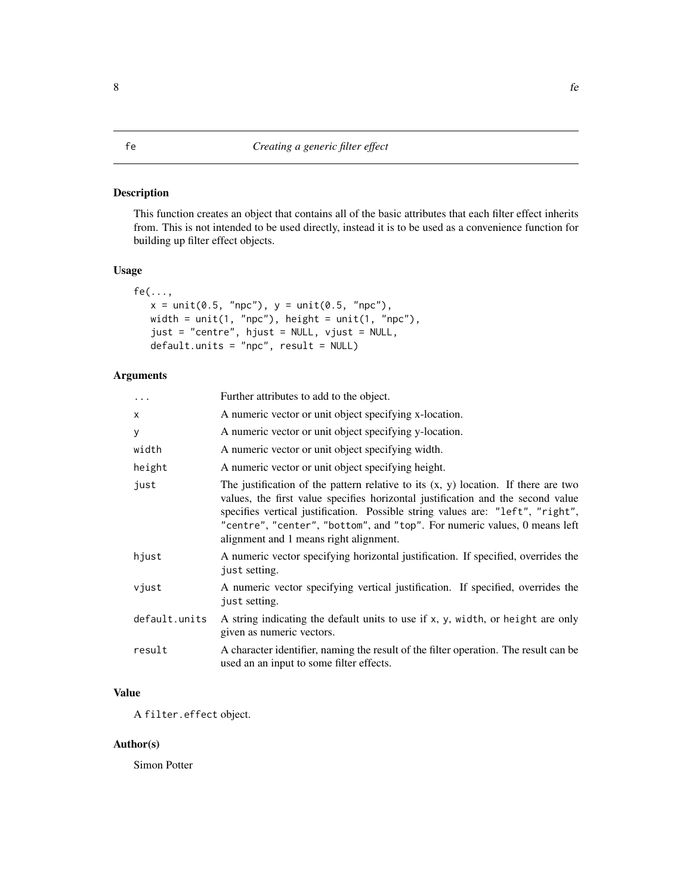# fe — *Creating a generic filter effect*

## Description

This function creates an object that contains all of the basic attributes that each filter effect inherits from. This is not intended to be used directly, instead it is to be used as a convenience function for building up filter effect objects.

## Usage

```
fe(...,
   x = unit(0.5, "npc"), y = unit(0.5, "npc"),
   width = unit(1, "npc"), height = unit(1, "npc"),
   just = "centre", hjust = NULL, vjust = NULL,
   default.units = "npc", result = NULL)
```

## Arguments

| | |
|---|---|
| `...` | Further attributes to add to the object. |
| `x` | A numeric vector or unit object specifying x-location. |
| `y` | A numeric vector or unit object specifying y-location. |
| `width` | A numeric vector or unit object specifying width. |
| `height` | A numeric vector or unit object specifying height. |
| `just` | The justification of the pattern relative to its (x, y) location. If there are two values, the first value specifies horizontal justification and the second value specifies vertical justification. Possible string values are: `"left"`, `"right"`, `"centre"`, `"center"`, `"bottom"`, and `"top"`. For numeric values, 0 means left alignment and 1 means right alignment. |
| `hjust` | A numeric vector specifying horizontal justification. If specified, overrides the `just` setting. |
| `vjust` | A numeric vector specifying vertical justification. If specified, overrides the `just` setting. |
| `default.units` | A string indicating the default units to use if `x`, `y`, `width`, or `height` are only given as numeric vectors. |
| `result` | A character identifier, naming the result of the filter operation. The result can be used an an input to some filter effects. |

## Value

A `filter.effect` object.

## Author(s)

Simon Potter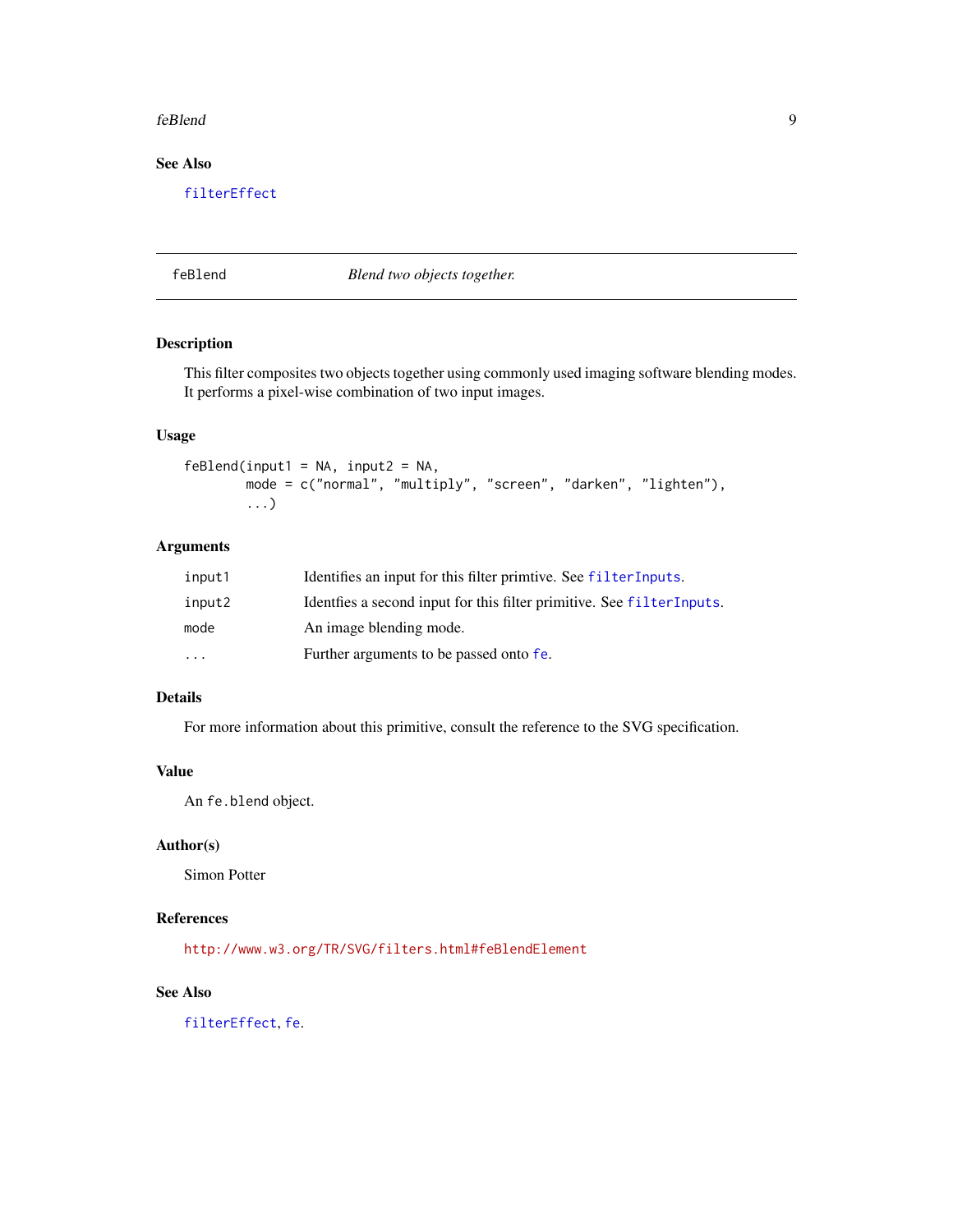## See Also

filterEffect

---

## feBlend — *Blend two objects together.*

### Description

This filter composites two objects together using commonly used imaging software blending modes. It performs a pixel-wise combination of two input images.

### Usage

```
feBlend(input1 = NA, input2 = NA,
        mode = c("normal", "multiply", "screen", "darken", "lighten"),
        ...)
```

### Arguments

| | |
|---|---|
| input1 | Identifies an input for this filter primtive. See filterInputs. |
| input2 | Identfies a second input for this filter primitive. See filterInputs. |
| mode | An image blending mode. |
| ... | Further arguments to be passed onto fe. |

### Details

For more information about this primitive, consult the reference to the SVG specification.

### Value

An fe.blend object.

### Author(s)

Simon Potter

### References

http://www.w3.org/TR/SVG/filters.html#feBlendElement

### See Also

filterEffect, fe.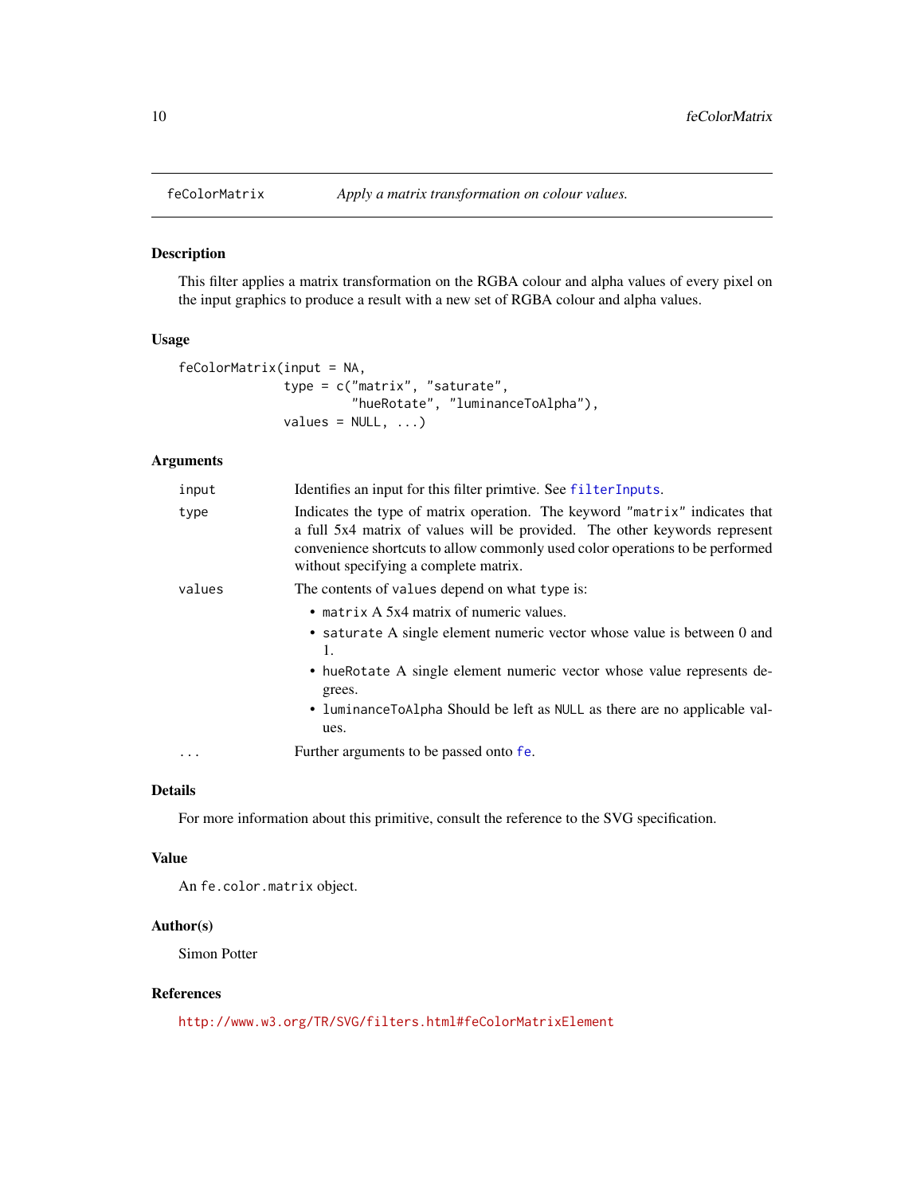# feColorMatrix

*Apply a matrix transformation on colour values.*

## Description

This filter applies a matrix transformation on the RGBA colour and alpha values of every pixel on the input graphics to produce a result with a new set of RGBA colour and alpha values.

## Usage

```
feColorMatrix(input = NA,
              type = c("matrix", "saturate",
                       "hueRotate", "luminanceToAlpha"),
              values = NULL, ...)
```

## Arguments

| Argument | Description |
|---|---|
| `input` | Identifies an input for this filter primtive. See `filterInputs`. |
| `type` | Indicates the type of matrix operation. The keyword `"matrix"` indicates that a full 5x4 matrix of values will be provided. The other keywords represent convenience shortcuts to allow commonly used color operations to be performed without specifying a complete matrix. |
| `values` | The contents of `values` depend on what `type` is:<br>• `matrix` A 5x4 matrix of numeric values.<br>• `saturate` A single element numeric vector whose value is between 0 and 1.<br>• `hueRotate` A single element numeric vector whose value represents degrees.<br>• `luminanceToAlpha` Should be left as `NULL` as there are no applicable values. |
| `...` | Further arguments to be passed onto `fe`. |

## Details

For more information about this primitive, consult the reference to the SVG specification.

## Value

An `fe.color.matrix` object.

## Author(s)

Simon Potter

## References

http://www.w3.org/TR/SVG/filters.html#feColorMatrixElement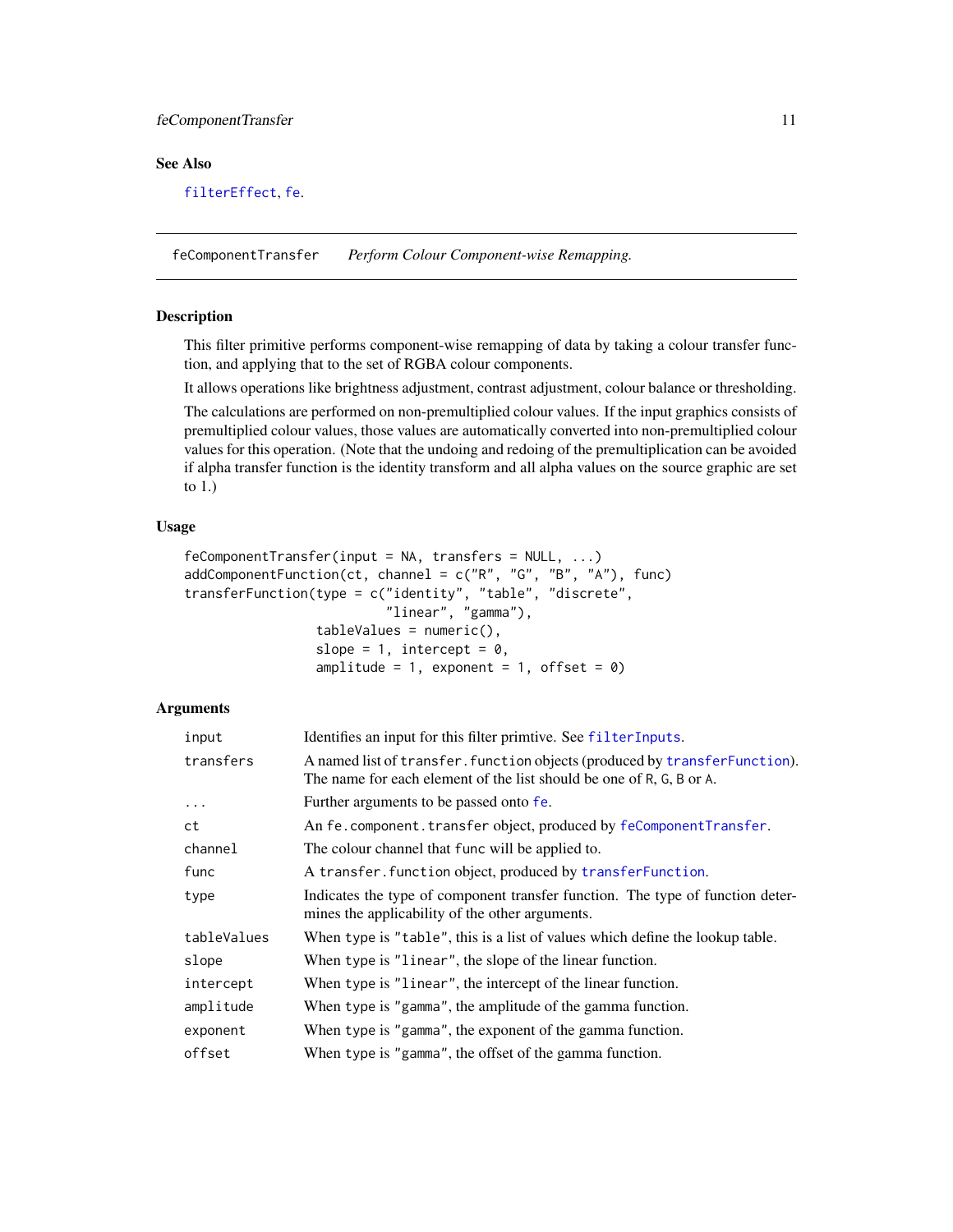### See Also

filterEffect, fe.

---

## feComponentTransfer — *Perform Colour Component-wise Remapping.*

---

### Description

This filter primitive performs component-wise remapping of data by taking a colour transfer function, and applying that to the set of RGBA colour components.

It allows operations like brightness adjustment, contrast adjustment, colour balance or thresholding.

The calculations are performed on non-premultiplied colour values. If the input graphics consists of premultiplied colour values, those values are automatically converted into non-premultiplied colour values for this operation. (Note that the undoing and redoing of the premultiplication can be avoided if alpha transfer function is the identity transform and all alpha values on the source graphic are set to 1.)

### Usage

```
feComponentTransfer(input = NA, transfers = NULL, ...)
addComponentFunction(ct, channel = c("R", "G", "B", "A"), func)
transferFunction(type = c("identity", "table", "discrete",
                          "linear", "gamma"),
                 tableValues = numeric(),
                 slope = 1, intercept = 0,
                 amplitude = 1, exponent = 1, offset = 0)
```

### Arguments

| | |
|---|---|
| `input` | Identifies an input for this filter primtive. See filterInputs. |
| `transfers` | A named list of `transfer.function` objects (produced by transferFunction). The name for each element of the list should be one of R, G, B or A. |
| `...` | Further arguments to be passed onto fe. |
| `ct` | An `fe.component.transfer` object, produced by feComponentTransfer. |
| `channel` | The colour channel that `func` will be applied to. |
| `func` | A `transfer.function` object, produced by transferFunction. |
| `type` | Indicates the type of component transfer function. The type of function determines the applicability of the other arguments. |
| `tableValues` | When type is `"table"`, this is a list of values which define the lookup table. |
| `slope` | When type is `"linear"`, the slope of the linear function. |
| `intercept` | When type is `"linear"`, the intercept of the linear function. |
| `amplitude` | When type is `"gamma"`, the amplitude of the gamma function. |
| `exponent` | When type is `"gamma"`, the exponent of the gamma function. |
| `offset` | When type is `"gamma"`, the offset of the gamma function. |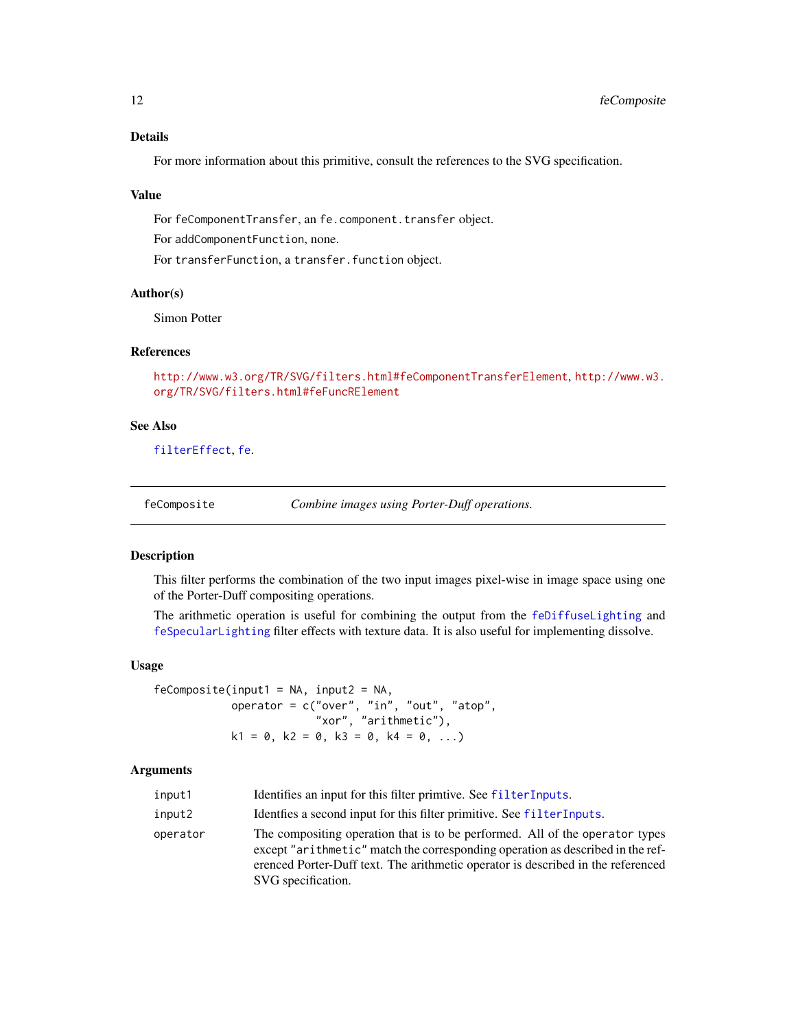### Details

For more information about this primitive, consult the references to the SVG specification.

### Value

For `feComponentTransfer`, an `fe.component.transfer` object.

For `addComponentFunction`, none.

For `transferFunction`, a `transfer.function` object.

### Author(s)

Simon Potter

### References

http://www.w3.org/TR/SVG/filters.html#feComponentTransferElement, http://www.w3.org/TR/SVG/filters.html#feFuncRElement

### See Also

`filterEffect`, `fe`.

---

## feComposite — *Combine images using Porter-Duff operations.*

---

### Description

This filter performs the combination of the two input images pixel-wise in image space using one of the Porter-Duff compositing operations.

The arithmetic operation is useful for combining the output from the `feDiffuseLighting` and `feSpecularLighting` filter effects with texture data. It is also useful for implementing dissolve.

### Usage

```
feComposite(input1 = NA, input2 = NA,
            operator = c("over", "in", "out", "atop",
                         "xor", "arithmetic"),
            k1 = 0, k2 = 0, k3 = 0, k4 = 0, ...)
```

### Arguments

| | |
|---|---|
| `input1` | Identifies an input for this filter primtive. See `filterInputs`. |
| `input2` | Identfies a second input for this filter primitive. See `filterInputs`. |
| `operator` | The compositing operation that is to be performed. All of the `operator` types except `"arithmetic"` match the corresponding operation as described in the referenced Porter-Duff text. The arithmetic operator is described in the referenced SVG specification. |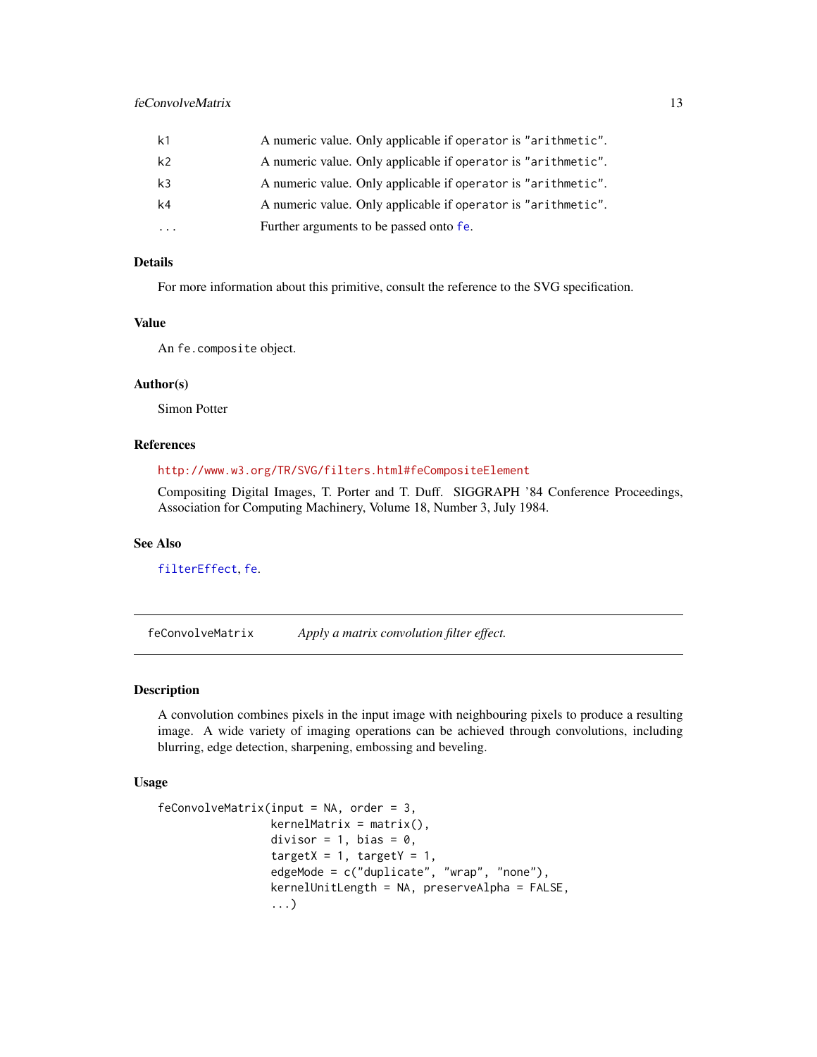| | |
|---|---|
| k1 | A numeric value. Only applicable if operator is "arithmetic". |
| k2 | A numeric value. Only applicable if operator is "arithmetic". |
| k3 | A numeric value. Only applicable if operator is "arithmetic". |
| k4 | A numeric value. Only applicable if operator is "arithmetic". |
| ... | Further arguments to be passed onto fe. |

## Details

For more information about this primitive, consult the reference to the SVG specification.

## Value

An fe.composite object.

## Author(s)

Simon Potter

## References

http://www.w3.org/TR/SVG/filters.html#feCompositeElement

Compositing Digital Images, T. Porter and T. Duff. SIGGRAPH '84 Conference Proceedings, Association for Computing Machinery, Volume 18, Number 3, July 1984.

## See Also

filterEffect, fe.

---

# feConvolveMatrix *Apply a matrix convolution filter effect.*

## Description

A convolution combines pixels in the input image with neighbouring pixels to produce a resulting image. A wide variety of imaging operations can be achieved through convolutions, including blurring, edge detection, sharpening, embossing and beveling.

## Usage

```
feConvolveMatrix(input = NA, order = 3,
                 kernelMatrix = matrix(),
                 divisor = 1, bias = 0,
                 targetX = 1, targetY = 1,
                 edgeMode = c("duplicate", "wrap", "none"),
                 kernelUnitLength = NA, preserveAlpha = FALSE,
                 ...)
```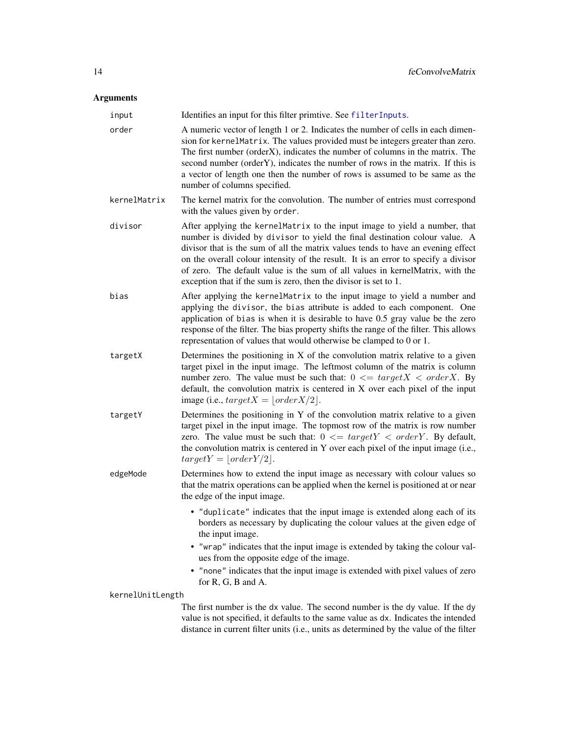## Arguments

`input`
: Identifies an input for this filter primtive. See `filterInputs`.

`order`
: A numeric vector of length 1 or 2. Indicates the number of cells in each dimension for `kernelMatrix`. The values provided must be integers greater than zero. The first number (orderX), indicates the number of columns in the matrix. The second number (orderY), indicates the number of rows in the matrix. If this is a vector of length one then the number of rows is assumed to be same as the number of columns specified.

`kernelMatrix`
: The kernel matrix for the convolution. The number of entries must correspond with the values given by `order`.

`divisor`
: After applying the `kernelMatrix` to the input image to yield a number, that number is divided by `divisor` to yield the final destination colour value. A divisor that is the sum of all the matrix values tends to have an evening effect on the overall colour intensity of the result. It is an error to specify a divisor of zero. The default value is the sum of all values in kernelMatrix, with the exception that if the sum is zero, then the divisor is set to 1.

`bias`
: After applying the `kernelMatrix` to the input image to yield a number and applying the `divisor`, the `bias` attribute is added to each component. One application of `bias` is when it is desirable to have 0.5 gray value be the zero response of the filter. The bias property shifts the range of the filter. This allows representation of values that would otherwise be clamped to 0 or 1.

`targetX`
: Determines the positioning in X of the convolution matrix relative to a given target pixel in the input image. The leftmost column of the matrix is column number zero. The value must be such that: $0 <= targetX < orderX$. By default, the convolution matrix is centered in X over each pixel of the input image (i.e., $targetX = \lfloor orderX/2 \rfloor$.

`targetY`
: Determines the positioning in Y of the convolution matrix relative to a given target pixel in the input image. The topmost row of the matrix is row number zero. The value must be such that: $0 <= targetY < orderY$. By default, the convolution matrix is centered in Y over each pixel of the input image (i.e., $targetY = \lfloor orderY/2 \rfloor$.

`edgeMode`
: Determines how to extend the input image as necessary with colour values so that the matrix operations can be applied when the kernel is positioned at or near the edge of the input image.

  - `"duplicate"` indicates that the input image is extended along each of its borders as necessary by duplicating the colour values at the given edge of the input image.
  - `"wrap"` indicates that the input image is extended by taking the colour values from the opposite edge of the image.
  - `"none"` indicates that the input image is extended with pixel values of zero for R, G, B and A.

`kernelUnitLength`
: The first number is the `dx` value. The second number is the `dy` value. If the `dy` value is not specified, it defaults to the same value as `dx`. Indicates the intended distance in current filter units (i.e., units as determined by the value of the filter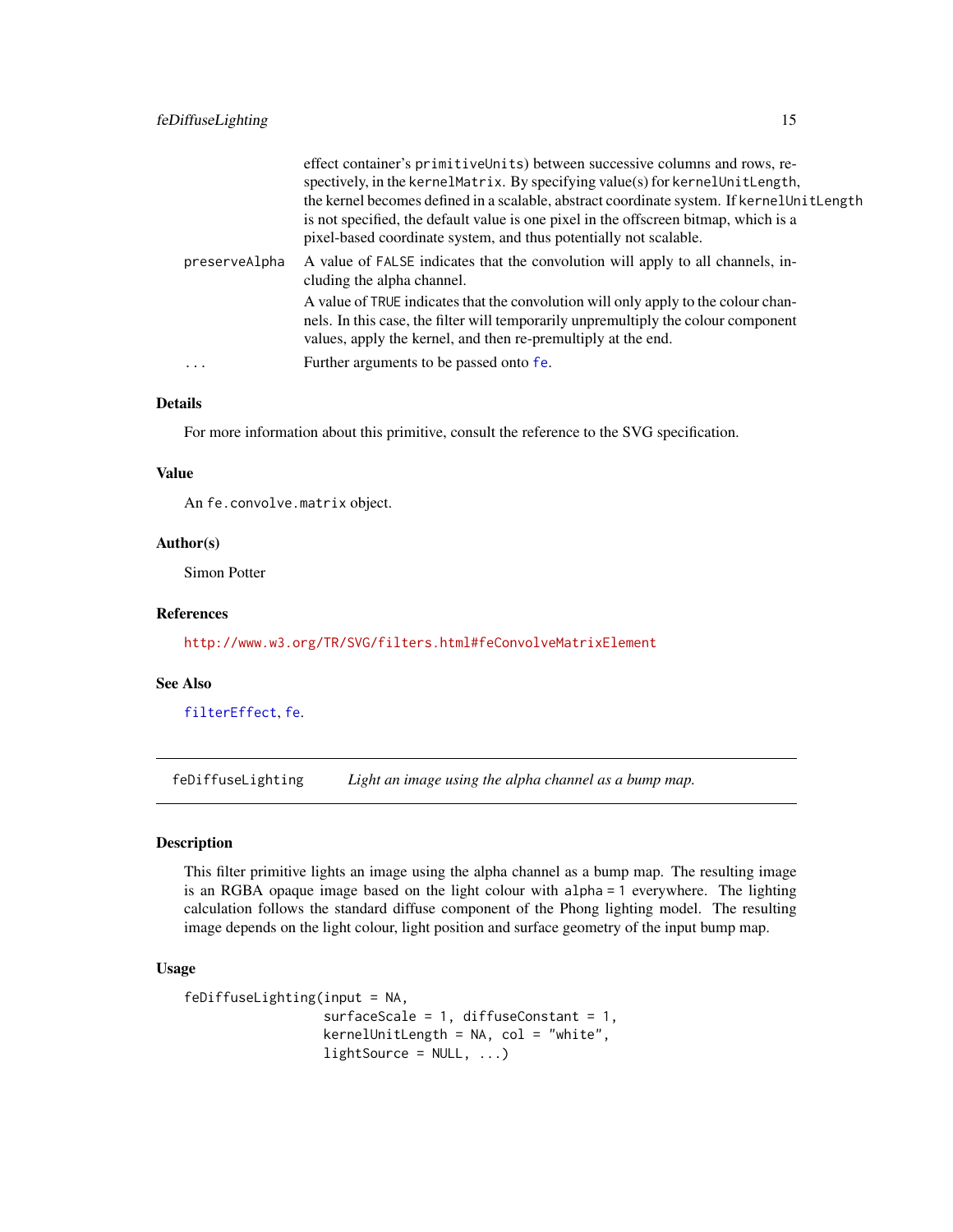effect container's `primitiveUnits`) between successive columns and rows, respectively, in the `kernelMatrix`. By specifying value(s) for `kernelUnitLength`, the kernel becomes defined in a scalable, abstract coordinate system. If `kernelUnitLength` is not specified, the default value is one pixel in the offscreen bitmap, which is a pixel-based coordinate system, and thus potentially not scalable.

`preserveAlpha`
: A value of `FALSE` indicates that the convolution will apply to all channels, including the alpha channel.

  A value of `TRUE` indicates that the convolution will only apply to the colour channels. In this case, the filter will temporarily unpremultiply the colour component values, apply the kernel, and then re-premultiply at the end.

`...`
: Further arguments to be passed onto `fe`.

### Details

For more information about this primitive, consult the reference to the SVG specification.

### Value

An `fe.convolve.matrix` object.

### Author(s)

Simon Potter

### References

http://www.w3.org/TR/SVG/filters.html#feConvolveMatrixElement

### See Also

`filterEffect`, `fe`.

---

## feDiffuseLighting — *Light an image using the alpha channel as a bump map.*

---

### Description

This filter primitive lights an image using the alpha channel as a bump map. The resulting image is an RGBA opaque image based on the light colour with `alpha = 1` everywhere. The lighting calculation follows the standard diffuse component of the Phong lighting model. The resulting image depends on the light colour, light position and surface geometry of the input bump map.

### Usage

```
feDiffuseLighting(input = NA,
                  surfaceScale = 1, diffuseConstant = 1,
                  kernelUnitLength = NA, col = "white",
                  lightSource = NULL, ...)
```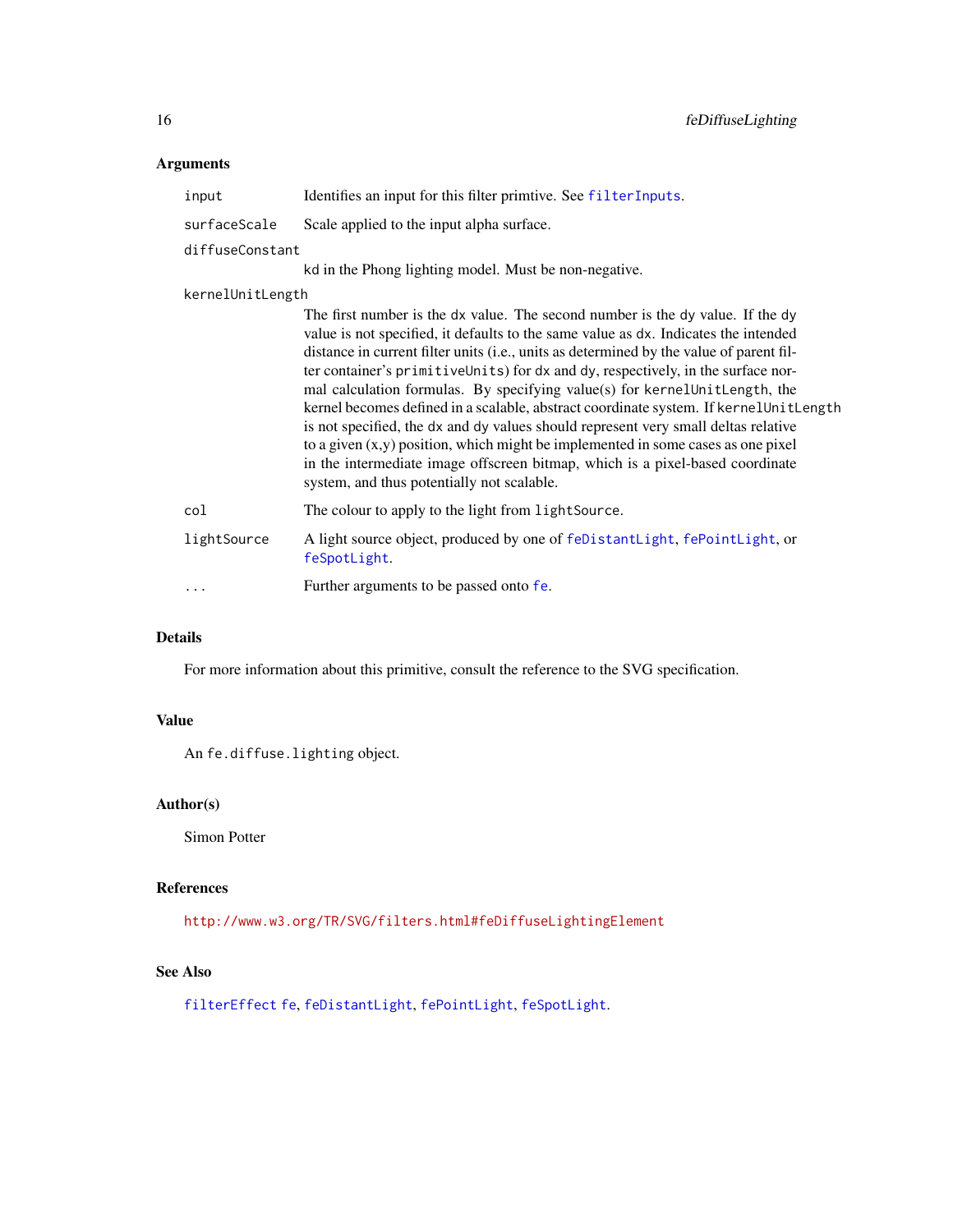### Arguments

| | |
|---|---|
| `input` | Identifies an input for this filter primtive. See `filterInputs`. |
| `surfaceScale` | Scale applied to the input alpha surface. |
| `diffuseConstant` | kd in the Phong lighting model. Must be non-negative. |
| `kernelUnitLength` | The first number is the `dx` value. The second number is the `dy` value. If the `dy` value is not specified, it defaults to the same value as `dx`. Indicates the intended distance in current filter units (i.e., units as determined by the value of parent filter container's `primitiveUnits`) for `dx` and `dy`, respectively, in the surface normal calculation formulas. By specifying value(s) for `kernelUnitLength`, the kernel becomes defined in a scalable, abstract coordinate system. If `kernelUnitLength` is not specified, the `dx` and `dy` values should represent very small deltas relative to a given (x,y) position, which might be implemented in some cases as one pixel in the intermediate image offscreen bitmap, which is a pixel-based coordinate system, and thus potentially not scalable. |
| `col` | The colour to apply to the light from `lightSource`. |
| `lightSource` | A light source object, produced by one of `feDistantLight`, `fePointLight`, or `feSpotLight`. |
| `...` | Further arguments to be passed onto `fe`. |

### Details

For more information about this primitive, consult the reference to the SVG specification.

### Value

An `fe.diffuse.lighting` object.

### Author(s)

Simon Potter

### References

http://www.w3.org/TR/SVG/filters.html#feDiffuseLightingElement

### See Also

`filterEffect` `fe`, `feDistantLight`, `fePointLight`, `feSpotLight`.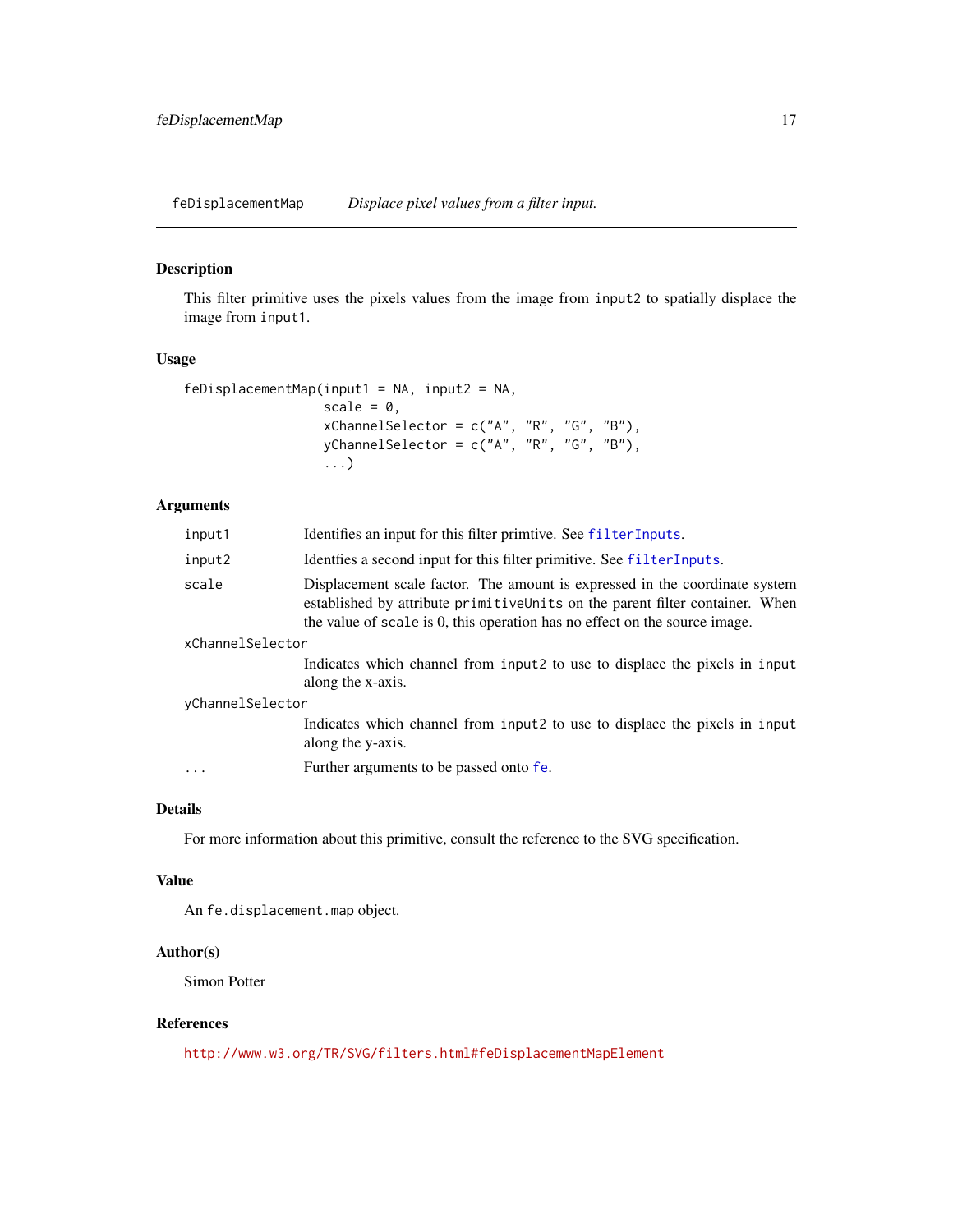## feDisplacementMap — *Displace pixel values from a filter input.*

### Description

This filter primitive uses the pixels values from the image from `input2` to spatially displace the image from `input1`.

### Usage

```
feDisplacementMap(input1 = NA, input2 = NA,
                  scale = 0,
                  xChannelSelector = c("A", "R", "G", "B"),
                  yChannelSelector = c("A", "R", "G", "B"),
                  ...)
```

### Arguments

| | |
|---|---|
| `input1` | Identifies an input for this filter primtive. See `filterInputs`. |
| `input2` | Identfies a second input for this filter primitive. See `filterInputs`. |
| `scale` | Displacement scale factor. The amount is expressed in the coordinate system established by attribute `primitiveUnits` on the parent filter container. When the value of `scale` is 0, this operation has no effect on the source image. |
| `xChannelSelector` | Indicates which channel from `input2` to use to displace the pixels in `input` along the x-axis. |
| `yChannelSelector` | Indicates which channel from `input2` to use to displace the pixels in `input` along the y-axis. |
| `...` | Further arguments to be passed onto `fe`. |

### Details

For more information about this primitive, consult the reference to the SVG specification.

### Value

An `fe.displacement.map` object.

### Author(s)

Simon Potter

### References

http://www.w3.org/TR/SVG/filters.html#feDisplacementMapElement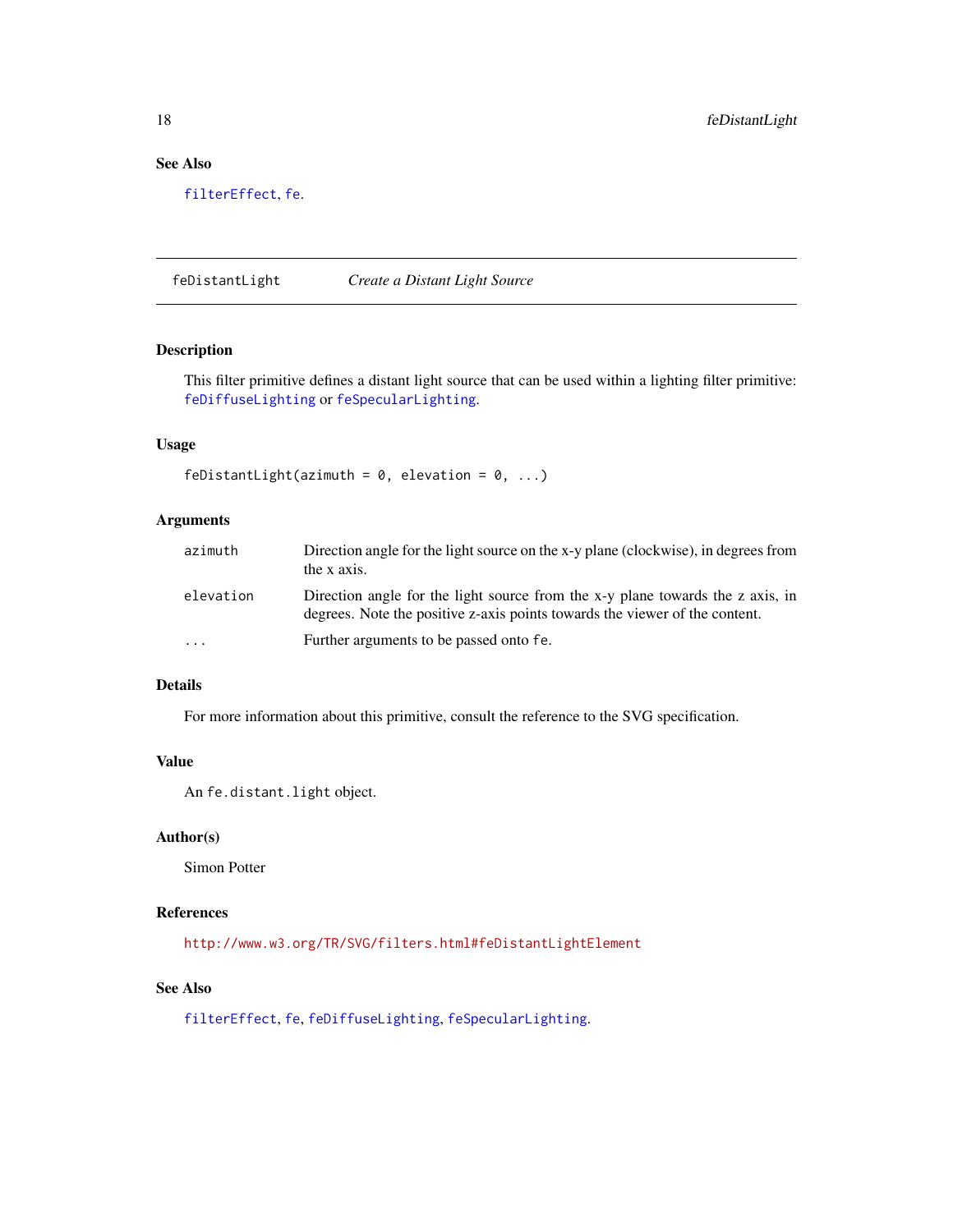### See Also

filterEffect, fe.

---

## feDistantLight *Create a Distant Light Source*

---

### Description

This filter primitive defines a distant light source that can be used within a lighting filter primitive: feDiffuseLighting or feSpecularLighting.

### Usage

```
feDistantLight(azimuth = 0, elevation = 0, ...)
```

### Arguments

| | |
|---|---|
| azimuth | Direction angle for the light source on the x-y plane (clockwise), in degrees from the x axis. |
| elevation | Direction angle for the light source from the x-y plane towards the z axis, in degrees. Note the positive z-axis points towards the viewer of the content. |
| ... | Further arguments to be passed onto `fe`. |

### Details

For more information about this primitive, consult the reference to the SVG specification.

### Value

An `fe.distant.light` object.

### Author(s)

Simon Potter

### References

http://www.w3.org/TR/SVG/filters.html#feDistantLightElement

### See Also

filterEffect, fe, feDiffuseLighting, feSpecularLighting.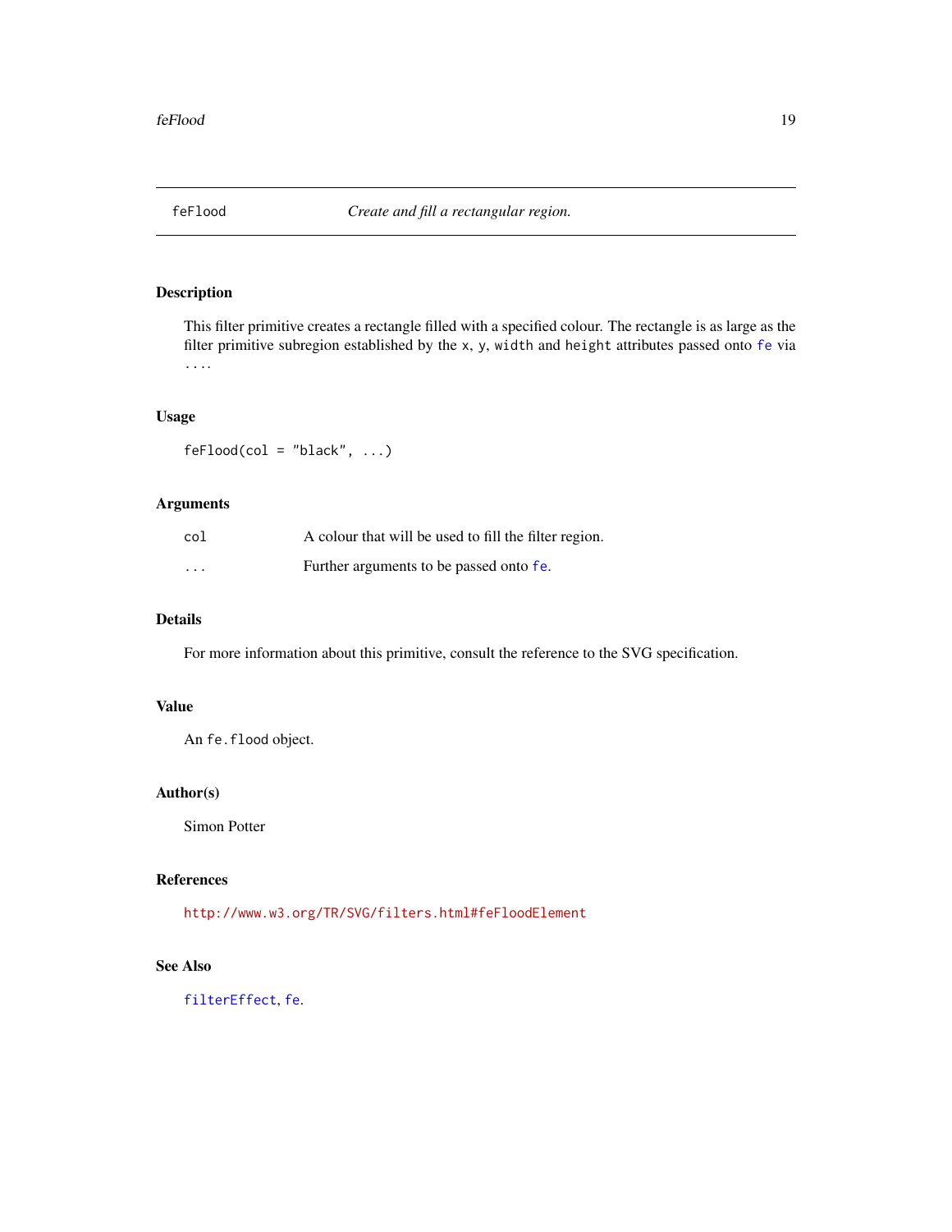# feFlood — *Create and fill a rectangular region.*

## Description

This filter primitive creates a rectangle filled with a specified colour. The rectangle is as large as the filter primitive subregion established by the `x`, `y`, `width` and `height` attributes passed onto `fe` via `...`.

## Usage

```
feFlood(col = "black", ...)
```

## Arguments

| | |
|---|---|
| `col` | A colour that will be used to fill the filter region. |
| `...` | Further arguments to be passed onto `fe`. |

## Details

For more information about this primitive, consult the reference to the SVG specification.

## Value

An `fe.flood` object.

## Author(s)

Simon Potter

## References

http://www.w3.org/TR/SVG/filters.html#feFloodElement

## See Also

`filterEffect`, `fe`.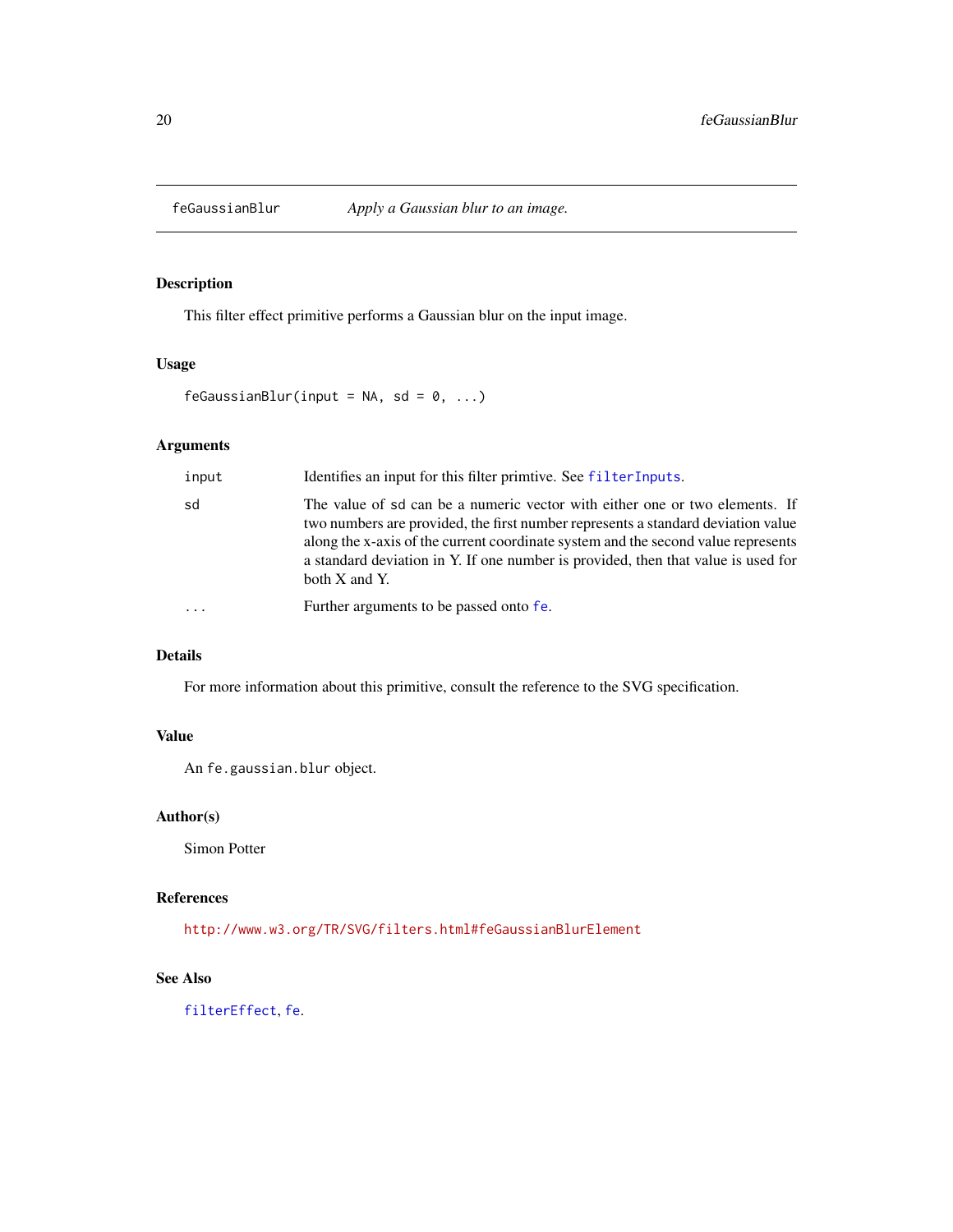## feGaussianBlur — *Apply a Gaussian blur to an image.*

### Description

This filter effect primitive performs a Gaussian blur on the input image.

### Usage

```
feGaussianBlur(input = NA, sd = 0, ...)
```

### Arguments

| | |
|---|---|
| `input` | Identifies an input for this filter primtive. See `filterInputs`. |
| `sd` | The value of `sd` can be a numeric vector with either one or two elements. If two numbers are provided, the first number represents a standard deviation value along the x-axis of the current coordinate system and the second value represents a standard deviation in Y. If one number is provided, then that value is used for both X and Y. |
| `...` | Further arguments to be passed onto `fe`. |

### Details

For more information about this primitive, consult the reference to the SVG specification.

### Value

An `fe.gaussian.blur` object.

### Author(s)

Simon Potter

### References

http://www.w3.org/TR/SVG/filters.html#feGaussianBlurElement

### See Also

`filterEffect`, `fe`.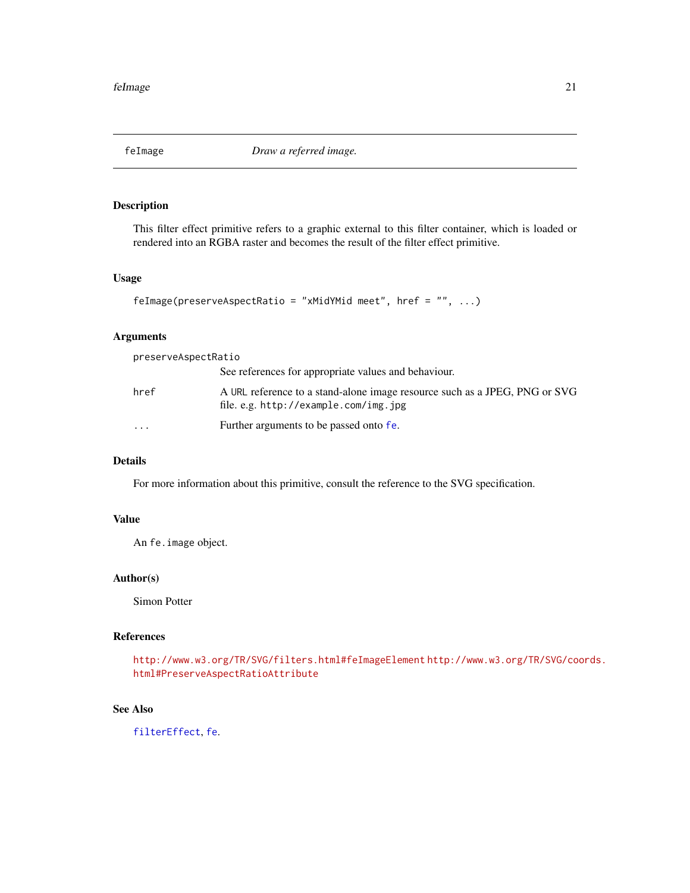feImage | *Draw a referred image.*

## Description

This filter effect primitive refers to a graphic external to this filter container, which is loaded or rendered into an RGBA raster and becomes the result of the filter effect primitive.

## Usage

```
feImage(preserveAspectRatio = "xMidYMid meet", href = "", ...)
```

## Arguments

| | |
|---|---|
| preserveAspectRatio | See references for appropriate values and behaviour. |
| href | A URL reference to a stand-alone image resource such as a JPEG, PNG or SVG file. e.g. http://example.com/img.jpg |
| ... | Further arguments to be passed onto fe. |

## Details

For more information about this primitive, consult the reference to the SVG specification.

## Value

An fe.image object.

## Author(s)

Simon Potter

## References

http://www.w3.org/TR/SVG/filters.html#feImageElement http://www.w3.org/TR/SVG/coords.html#PreserveAspectRatioAttribute

## See Also

filterEffect, fe.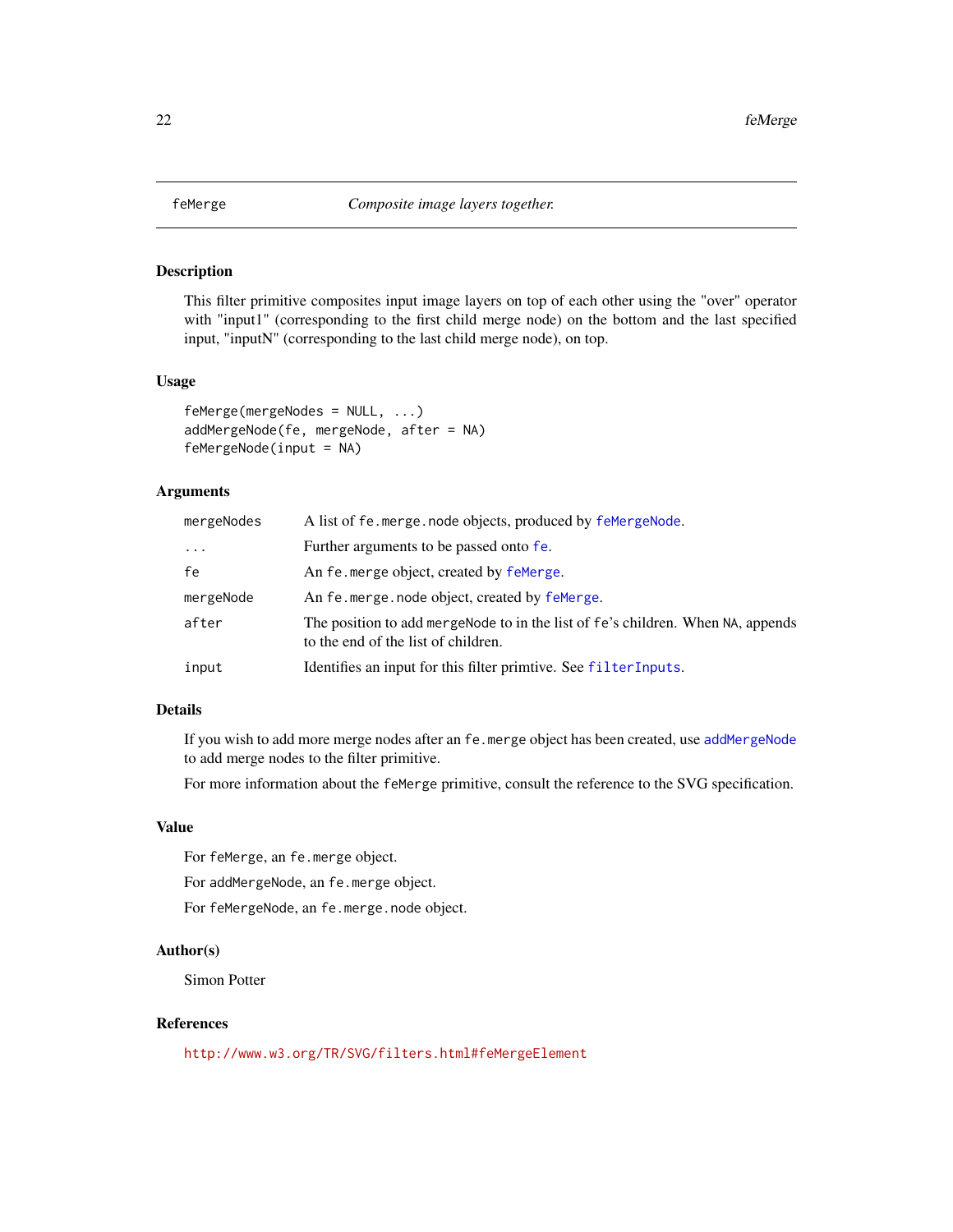## feMerge — *Composite image layers together.*

### Description

This filter primitive composites input image layers on top of each other using the "over" operator with "input1" (corresponding to the first child merge node) on the bottom and the last specified input, "inputN" (corresponding to the last child merge node), on top.

### Usage

```
feMerge(mergeNodes = NULL, ...)
addMergeNode(fe, mergeNode, after = NA)
feMergeNode(input = NA)
```

### Arguments

| | |
|---|---|
| `mergeNodes` | A list of `fe.merge.node` objects, produced by `feMergeNode`. |
| `...` | Further arguments to be passed onto `fe`. |
| `fe` | An `fe.merge` object, created by `feMerge`. |
| `mergeNode` | An `fe.merge.node` object, created by `feMerge`. |
| `after` | The position to add `mergeNode` to in the list of `fe`'s children. When `NA`, appends to the end of the list of children. |
| `input` | Identifies an input for this filter primtive. See `filterInputs`. |

### Details

If you wish to add more merge nodes after an `fe.merge` object has been created, use `addMergeNode` to add merge nodes to the filter primitive.

For more information about the `feMerge` primitive, consult the reference to the SVG specification.

### Value

For `feMerge`, an `fe.merge` object.

For `addMergeNode`, an `fe.merge` object.

For `feMergeNode`, an `fe.merge.node` object.

### Author(s)

Simon Potter

### References

http://www.w3.org/TR/SVG/filters.html#feMergeElement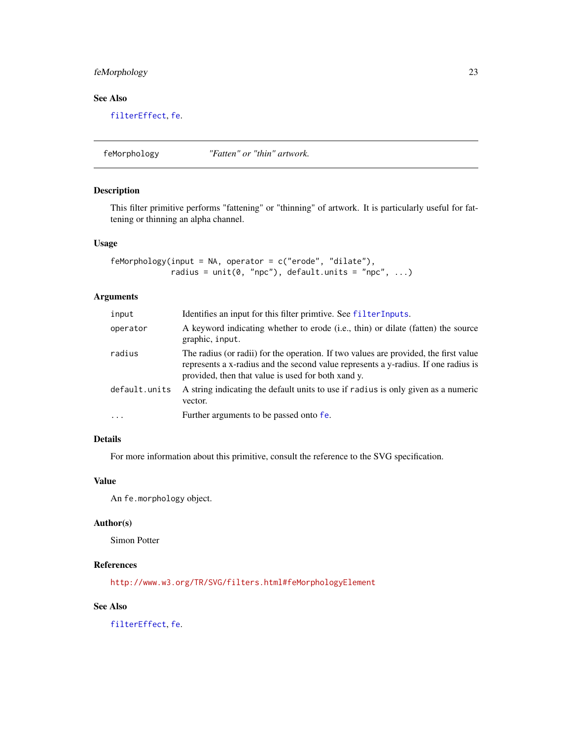## See Also

filterEffect, fe.

---

## feMorphology — *"Fatten" or "thin" artwork.*

### Description

This filter primitive performs "fattening" or "thinning" of artwork. It is particularly useful for fattening or thinning an alpha channel.

### Usage

```
feMorphology(input = NA, operator = c("erode", "dilate"),
             radius = unit(0, "npc"), default.units = "npc", ...)
```

### Arguments

| | |
|---|---|
| `input` | Identifies an input for this filter primtive. See `filterInputs`. |
| `operator` | A keyword indicating whether to erode (i.e., thin) or dilate (fatten) the source graphic, `input`. |
| `radius` | The radius (or radii) for the operation. If two values are provided, the first value represents a x-radius and the second value represents a y-radius. If one radius is provided, then that value is used for both xand y. |
| `default.units` | A string indicating the default units to use if `radius` is only given as a numeric vector. |
| `...` | Further arguments to be passed onto `fe`. |

### Details

For more information about this primitive, consult the reference to the SVG specification.

### Value

An `fe.morphology` object.

### Author(s)

Simon Potter

### References

http://www.w3.org/TR/SVG/filters.html#feMorphologyElement

### See Also

filterEffect, fe.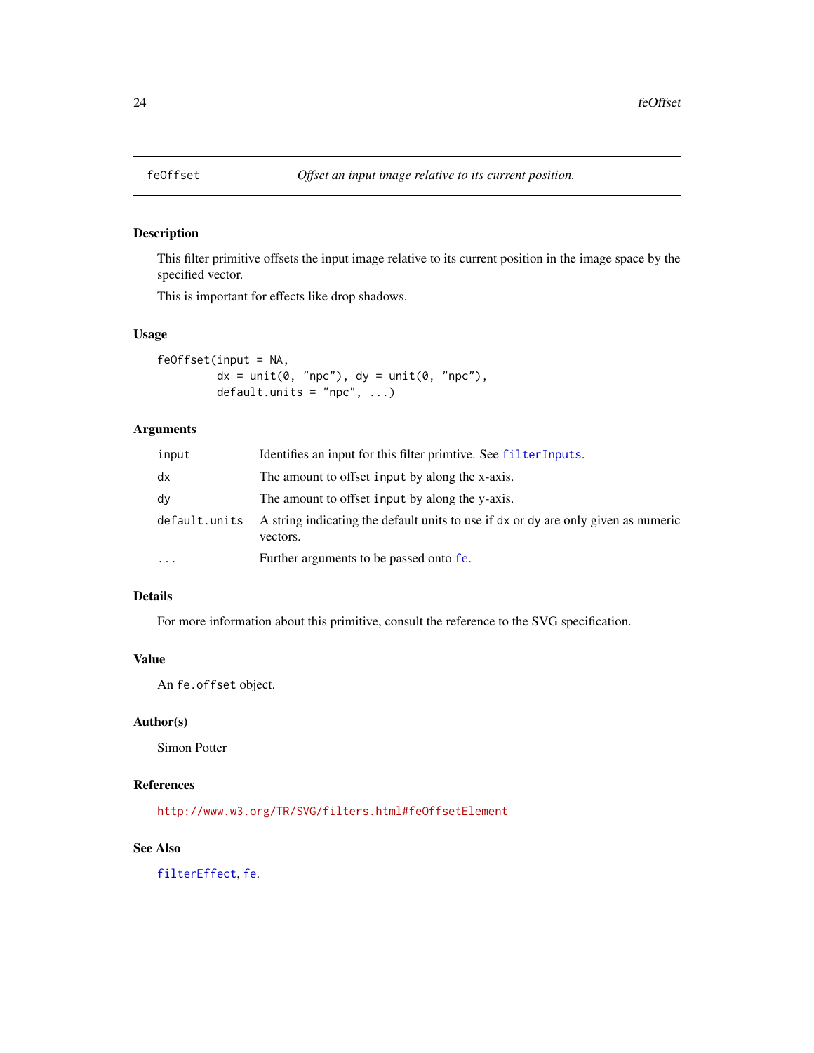feOffset — *Offset an input image relative to its current position.*

## Description

This filter primitive offsets the input image relative to its current position in the image space by the specified vector.

This is important for effects like drop shadows.

## Usage

```
feOffset(input = NA,
         dx = unit(0, "npc"), dy = unit(0, "npc"),
         default.units = "npc", ...)
```

## Arguments

| | |
|---|---|
| `input` | Identifies an input for this filter primtive. See `filterInputs`. |
| `dx` | The amount to offset `input` by along the x-axis. |
| `dy` | The amount to offset `input` by along the y-axis. |
| `default.units` | A string indicating the default units to use if `dx` or `dy` are only given as numeric vectors. |
| `...` | Further arguments to be passed onto `fe`. |

## Details

For more information about this primitive, consult the reference to the SVG specification.

## Value

An `fe.offset` object.

## Author(s)

Simon Potter

## References

`http://www.w3.org/TR/SVG/filters.html#feOffsetElement`

## See Also

`filterEffect`, `fe`.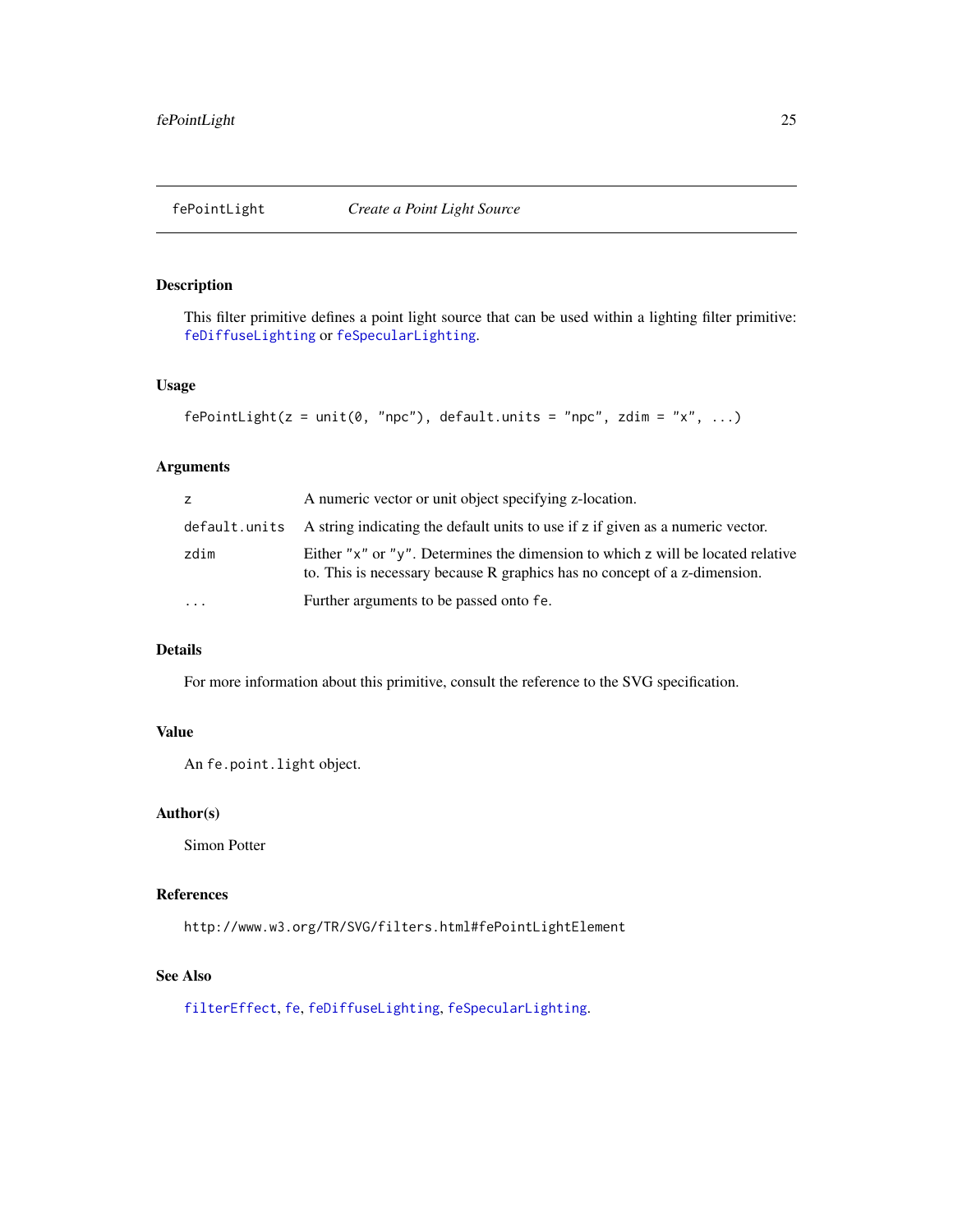fePointLight — *Create a Point Light Source*

## Description

This filter primitive defines a point light source that can be used within a lighting filter primitive: `feDiffuseLighting` or `feSpecularLighting`.

## Usage

```
fePointLight(z = unit(0, "npc"), default.units = "npc", zdim = "x", ...)
```

## Arguments

| | |
|---|---|
| `z` | A numeric vector or unit object specifying z-location. |
| `default.units` | A string indicating the default units to use if `z` if given as a numeric vector. |
| `zdim` | Either `"x"` or `"y"`. Determines the dimension to which `z` will be located relative to. This is necessary because R graphics has no concept of a z-dimension. |
| `...` | Further arguments to be passed onto `fe`. |

## Details

For more information about this primitive, consult the reference to the SVG specification.

## Value

An `fe.point.light` object.

## Author(s)

Simon Potter

## References

`http://www.w3.org/TR/SVG/filters.html#fePointLightElement`

## See Also

`filterEffect`, `fe`, `feDiffuseLighting`, `feSpecularLighting`.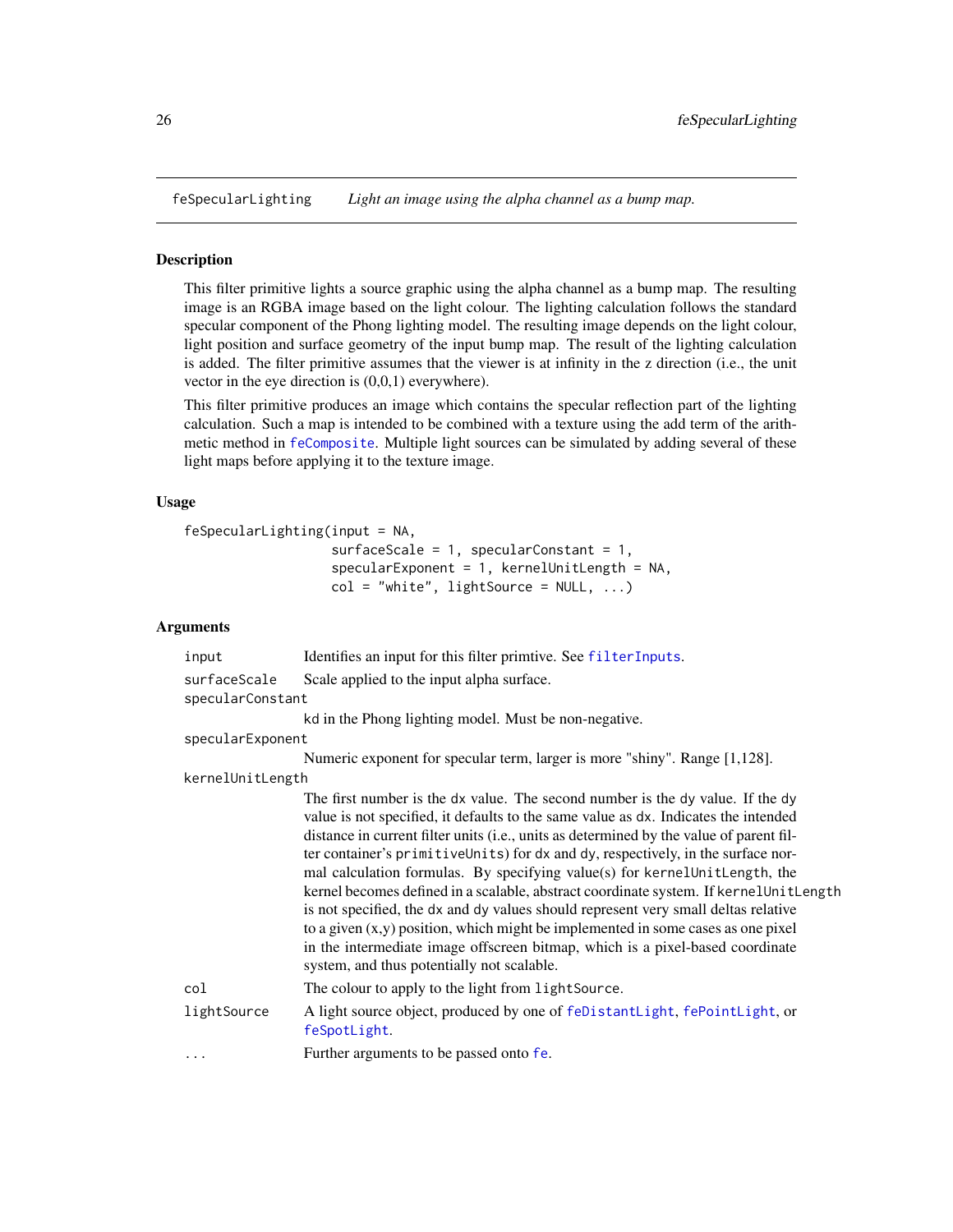## feSpecularLighting — *Light an image using the alpha channel as a bump map.*

### Description

This filter primitive lights a source graphic using the alpha channel as a bump map. The resulting image is an RGBA image based on the light colour. The lighting calculation follows the standard specular component of the Phong lighting model. The resulting image depends on the light colour, light position and surface geometry of the input bump map. The result of the lighting calculation is added. The filter primitive assumes that the viewer is at infinity in the z direction (i.e., the unit vector in the eye direction is (0,0,1) everywhere).

This filter primitive produces an image which contains the specular reflection part of the lighting calculation. Such a map is intended to be combined with a texture using the add term of the arithmetic method in feComposite. Multiple light sources can be simulated by adding several of these light maps before applying it to the texture image.

### Usage

```
feSpecularLighting(input = NA,
                   surfaceScale = 1, specularConstant = 1,
                   specularExponent = 1, kernelUnitLength = NA,
                   col = "white", lightSource = NULL, ...)
```

### Arguments

| | |
|---|---|
| `input` | Identifies an input for this filter primtive. See `filterInputs`. |
| `surfaceScale` | Scale applied to the input alpha surface. |
| `specularConstant` | kd in the Phong lighting model. Must be non-negative. |
| `specularExponent` | Numeric exponent for specular term, larger is more "shiny". Range [1,128]. |
| `kernelUnitLength` | The first number is the `dx` value. The second number is the `dy` value. If the `dy` value is not specified, it defaults to the same value as `dx`. Indicates the intended distance in current filter units (i.e., units as determined by the value of parent filter container's `primitiveUnits`) for `dx` and `dy`, respectively, in the surface normal calculation formulas. By specifying value(s) for `kernelUnitLength`, the kernel becomes defined in a scalable, abstract coordinate system. If `kernelUnitLength` is not specified, the `dx` and `dy` values should represent very small deltas relative to a given (x,y) position, which might be implemented in some cases as one pixel in the intermediate image offscreen bitmap, which is a pixel-based coordinate system, and thus potentially not scalable. |
| `col` | The colour to apply to the light from `lightSource`. |
| `lightSource` | A light source object, produced by one of `feDistantLight`, `fePointLight`, or `feSpotLight`. |
| `...` | Further arguments to be passed onto `fe`. |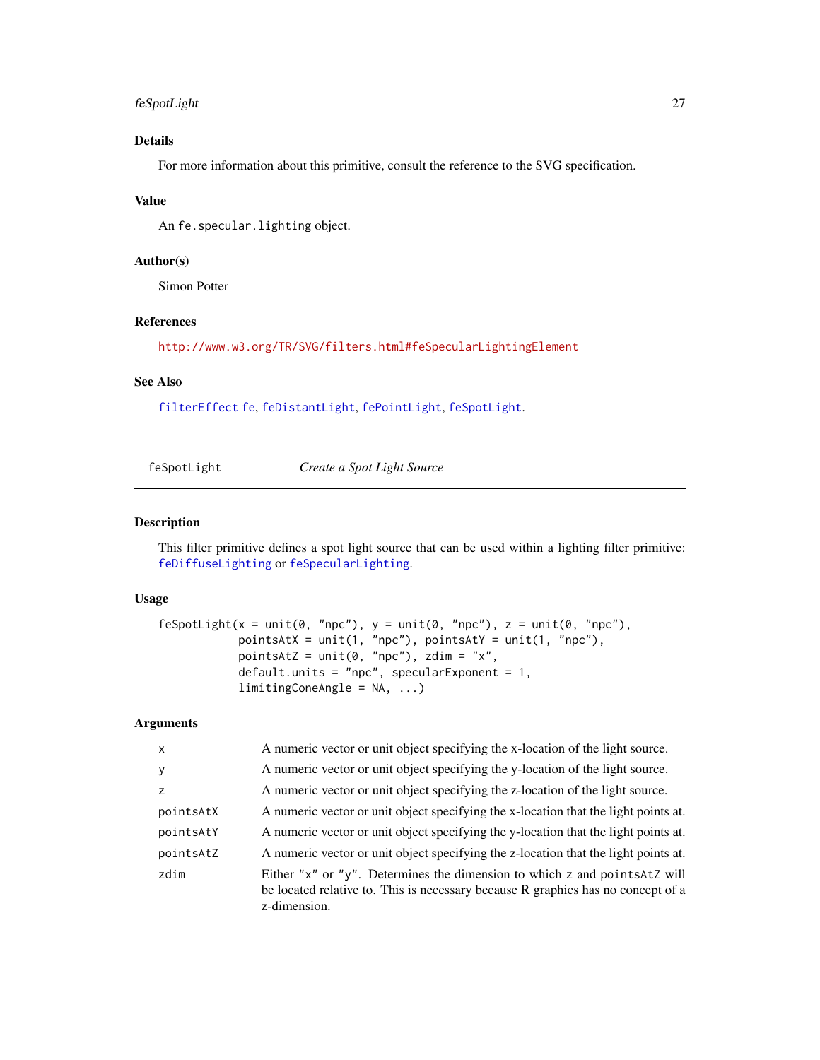### Details

For more information about this primitive, consult the reference to the SVG specification.

### Value

An `fe.specular.lighting` object.

### Author(s)

Simon Potter

### References

http://www.w3.org/TR/SVG/filters.html#feSpecularLightingElement

### See Also

`filterEffect` `fe`, `feDistantLight`, `fePointLight`, `feSpotLight`.

---

## feSpotLight *Create a Spot Light Source*

### Description

This filter primitive defines a spot light source that can be used within a lighting filter primitive: `feDiffuseLighting` or `feSpecularLighting`.

### Usage

```
feSpotLight(x = unit(0, "npc"), y = unit(0, "npc"), z = unit(0, "npc"),
            pointsAtX = unit(1, "npc"), pointsAtY = unit(1, "npc"),
            pointsAtZ = unit(0, "npc"), zdim = "x",
            default.units = "npc", specularExponent = 1,
            limitingConeAngle = NA, ...)
```

### Arguments

| | |
|---|---|
| `x` | A numeric vector or unit object specifying the x-location of the light source. |
| `y` | A numeric vector or unit object specifying the y-location of the light source. |
| `z` | A numeric vector or unit object specifying the z-location of the light source. |
| `pointsAtX` | A numeric vector or unit object specifying the x-location that the light points at. |
| `pointsAtY` | A numeric vector or unit object specifying the y-location that the light points at. |
| `pointsAtZ` | A numeric vector or unit object specifying the z-location that the light points at. |
| `zdim` | Either `"x"` or `"y"`. Determines the dimension to which `z` and `pointsAtZ` will be located relative to. This is necessary because R graphics has no concept of a z-dimension. |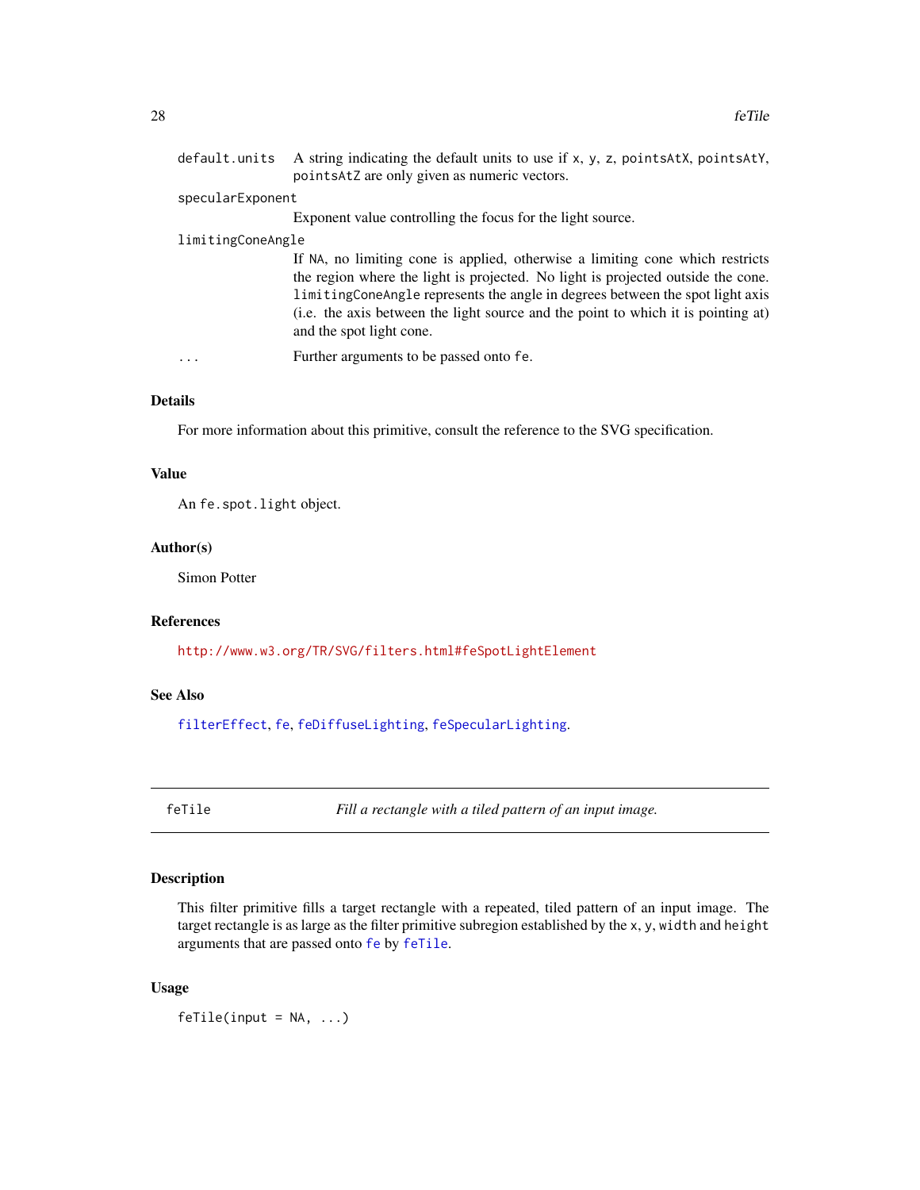`default.units` A string indicating the default units to use if `x`, `y`, `z`, `pointsAtX`, `pointsAtY`, `pointsAtZ` are only given as numeric vectors.

`specularExponent`
Exponent value controlling the focus for the light source.

`limitingConeAngle`
If `NA`, no limiting cone is applied, otherwise a limiting cone which restricts the region where the light is projected. No light is projected outside the cone. `limitingConeAngle` represents the angle in degrees between the spot light axis (i.e. the axis between the light source and the point to which it is pointing at) and the spot light cone.

`...` Further arguments to be passed onto `fe`.

### Details

For more information about this primitive, consult the reference to the SVG specification.

### Value

An `fe.spot.light` object.

### Author(s)

Simon Potter

### References

http://www.w3.org/TR/SVG/filters.html#feSpotLightElement

### See Also

`filterEffect`, `fe`, `feDiffuseLighting`, `feSpecularLighting`.

---

## feTile — *Fill a rectangle with a tiled pattern of an input image.*

---

### Description

This filter primitive fills a target rectangle with a repeated, tiled pattern of an input image. The target rectangle is as large as the filter primitive subregion established by the `x`, `y`, `width` and `height` arguments that are passed onto `fe` by `feTile`.

### Usage

```
feTile(input = NA, ...)
```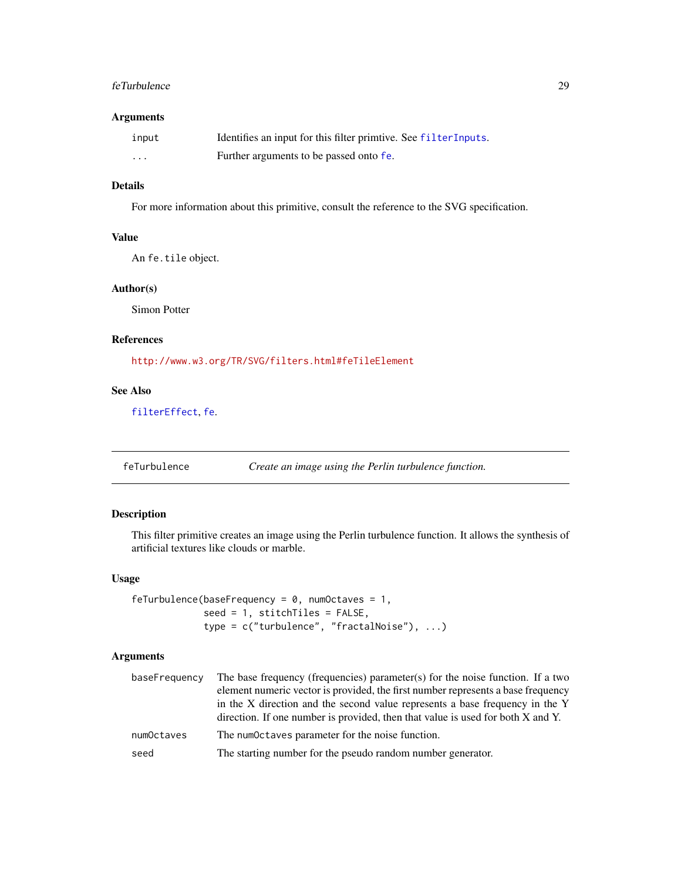### Arguments

| | |
|---|---|
| `input` | Identifies an input for this filter primtive. See `filterInputs`. |
| `...` | Further arguments to be passed onto `fe`. |

### Details

For more information about this primitive, consult the reference to the SVG specification.

### Value

An `fe.tile` object.

### Author(s)

Simon Potter

### References

http://www.w3.org/TR/SVG/filters.html#feTileElement

### See Also

`filterEffect`, `fe`.

---

## feTurbulence — *Create an image using the Perlin turbulence function.*

---

### Description

This filter primitive creates an image using the Perlin turbulence function. It allows the synthesis of artificial textures like clouds or marble.

### Usage

```
feTurbulence(baseFrequency = 0, numOctaves = 1,
             seed = 1, stitchTiles = FALSE,
             type = c("turbulence", "fractalNoise"), ...)
```

### Arguments

| | |
|---|---|
| `baseFrequency` | The base frequency (frequencies) parameter(s) for the noise function. If a two element numeric vector is provided, the first number represents a base frequency in the X direction and the second value represents a base frequency in the Y direction. If one number is provided, then that value is used for both X and Y. |
| `numOctaves` | The `numOctaves` parameter for the noise function. |
| `seed` | The starting number for the pseudo random number generator. |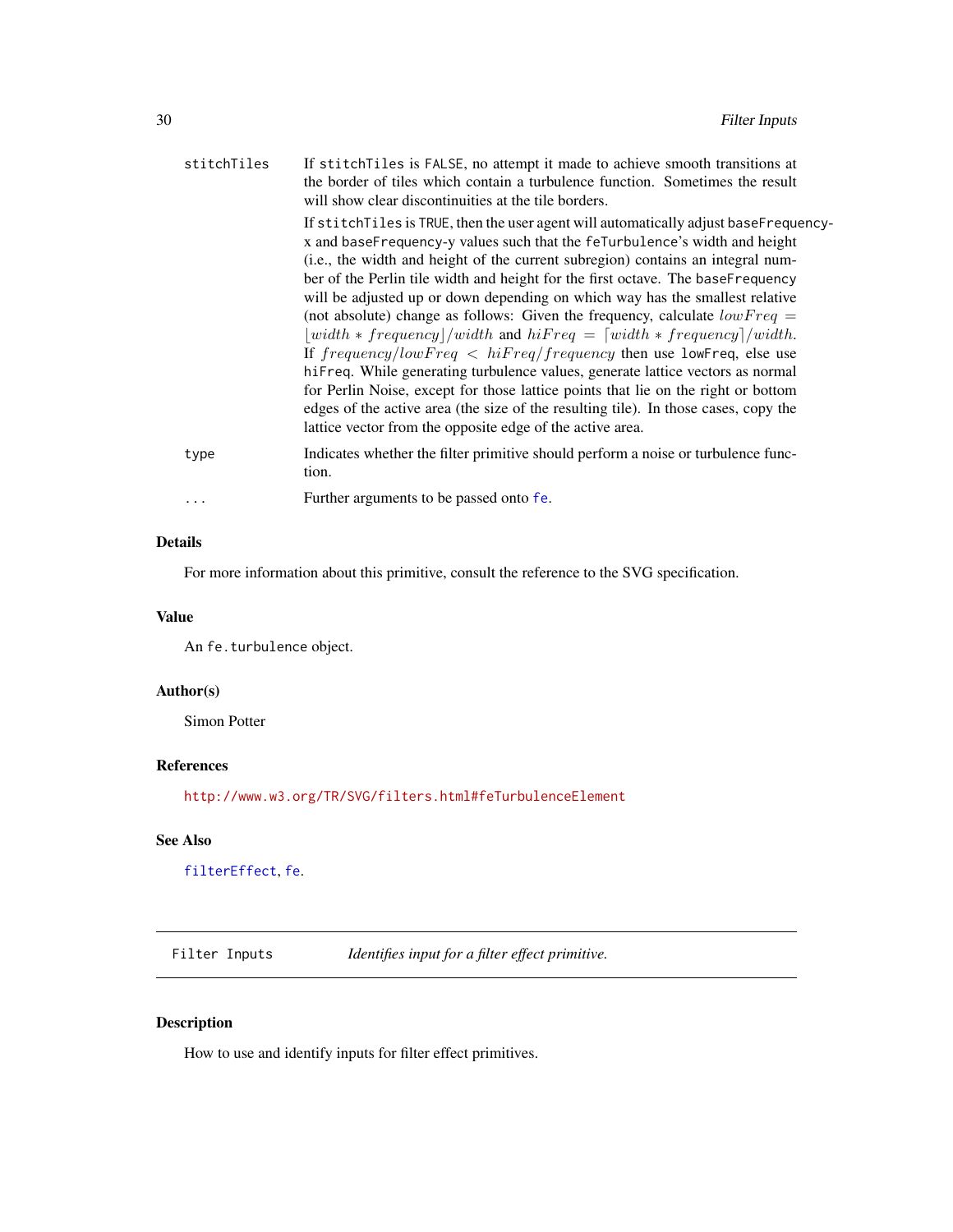stitchTiles
: If `stitchTiles` is `FALSE`, no attempt it made to achieve smooth transitions at the border of tiles which contain a turbulence function. Sometimes the result will show clear discontinuities at the tile borders.

  If `stitchTiles` is `TRUE`, then the user agent will automatically adjust `baseFrequency-x` and `baseFrequency-y` values such that the `feTurbulence`'s width and height (i.e., the width and height of the current subregion) contains an integral number of the Perlin tile width and height for the first octave. The `baseFrequency` will be adjusted up or down depending on which way has the smallest relative (not absolute) change as follows: Given the frequency, calculate $lowFreq = \lfloor width * frequency \rfloor / width$ and $hiFreq = \lceil width * frequency \rceil / width$. If $frequency/lowFreq < hiFreq/frequency$ then use `lowFreq`, else use `hiFreq`. While generating turbulence values, generate lattice vectors as normal for Perlin Noise, except for those lattice points that lie on the right or bottom edges of the active area (the size of the resulting tile). In those cases, copy the lattice vector from the opposite edge of the active area.

type
: Indicates whether the filter primitive should perform a noise or turbulence function.

...
: Further arguments to be passed onto `fe`.

### Details

For more information about this primitive, consult the reference to the SVG specification.

### Value

An `fe.turbulence` object.

### Author(s)

Simon Potter

### References

http://www.w3.org/TR/SVG/filters.html#feTurbulenceElement

### See Also

`filterEffect`, `fe`.

---

## Filter Inputs — *Identifies input for a filter effect primitive.*

---

### Description

How to use and identify inputs for filter effect primitives.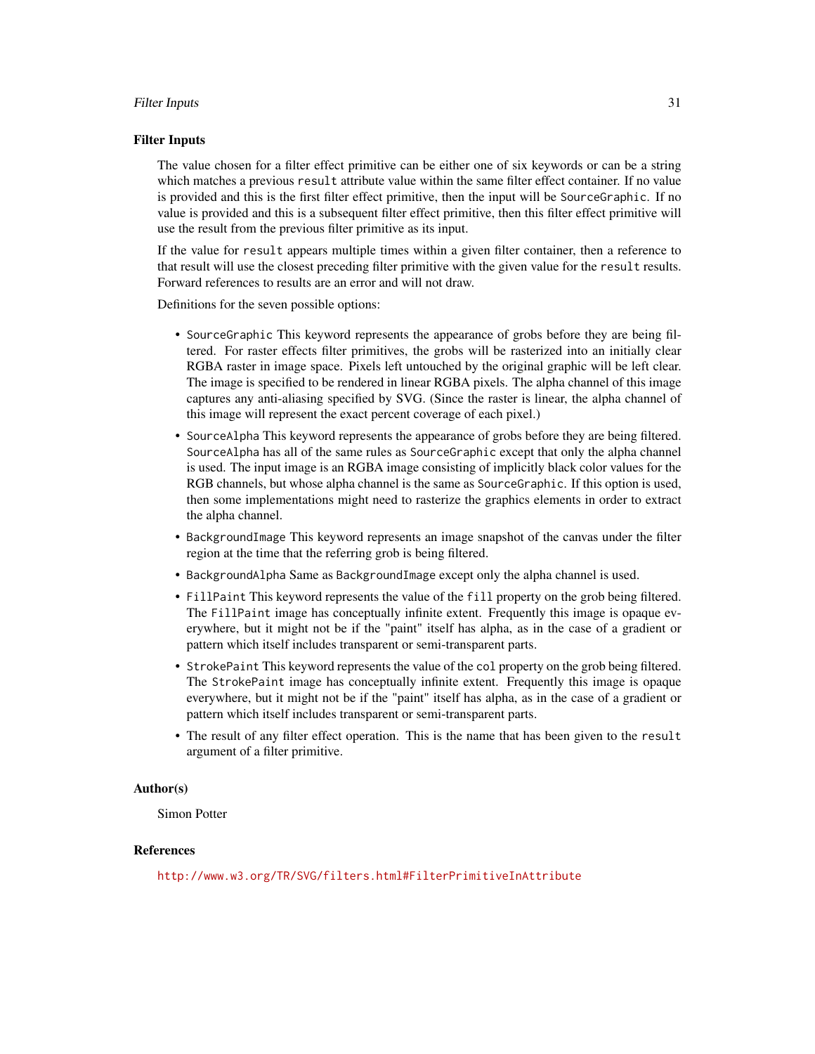## Filter Inputs

The value chosen for a filter effect primitive can be either one of six keywords or can be a string which matches a previous `result` attribute value within the same filter effect container. If no value is provided and this is the first filter effect primitive, then the input will be `SourceGraphic`. If no value is provided and this is a subsequent filter effect primitive, then this filter effect primitive will use the result from the previous filter primitive as its input.

If the value for `result` appears multiple times within a given filter container, then a reference to that result will use the closest preceding filter primitive with the given value for the `result` results. Forward references to results are an error and will not draw.

Definitions for the seven possible options:

- `SourceGraphic` This keyword represents the appearance of grobs before they are being filtered. For raster effects filter primitives, the grobs will be rasterized into an initially clear RGBA raster in image space. Pixels left untouched by the original graphic will be left clear. The image is specified to be rendered in linear RGBA pixels. The alpha channel of this image captures any anti-aliasing specified by SVG. (Since the raster is linear, the alpha channel of this image will represent the exact percent coverage of each pixel.)
- `SourceAlpha` This keyword represents the appearance of grobs before they are being filtered. `SourceAlpha` has all of the same rules as `SourceGraphic` except that only the alpha channel is used. The input image is an RGBA image consisting of implicitly black color values for the RGB channels, but whose alpha channel is the same as `SourceGraphic`. If this option is used, then some implementations might need to rasterize the graphics elements in order to extract the alpha channel.
- `BackgroundImage` This keyword represents an image snapshot of the canvas under the filter region at the time that the referring grob is being filtered.
- `BackgroundAlpha` Same as `BackgroundImage` except only the alpha channel is used.
- `FillPaint` This keyword represents the value of the `fill` property on the grob being filtered. The `FillPaint` image has conceptually infinite extent. Frequently this image is opaque everywhere, but it might not be if the "paint" itself has alpha, as in the case of a gradient or pattern which itself includes transparent or semi-transparent parts.
- `StrokePaint` This keyword represents the value of the `col` property on the grob being filtered. The `StrokePaint` image has conceptually infinite extent. Frequently this image is opaque everywhere, but it might not be if the "paint" itself has alpha, as in the case of a gradient or pattern which itself includes transparent or semi-transparent parts.
- The result of any filter effect operation. This is the name that has been given to the `result` argument of a filter primitive.

## Author(s)

Simon Potter

## References

http://www.w3.org/TR/SVG/filters.html#FilterPrimitiveInAttribute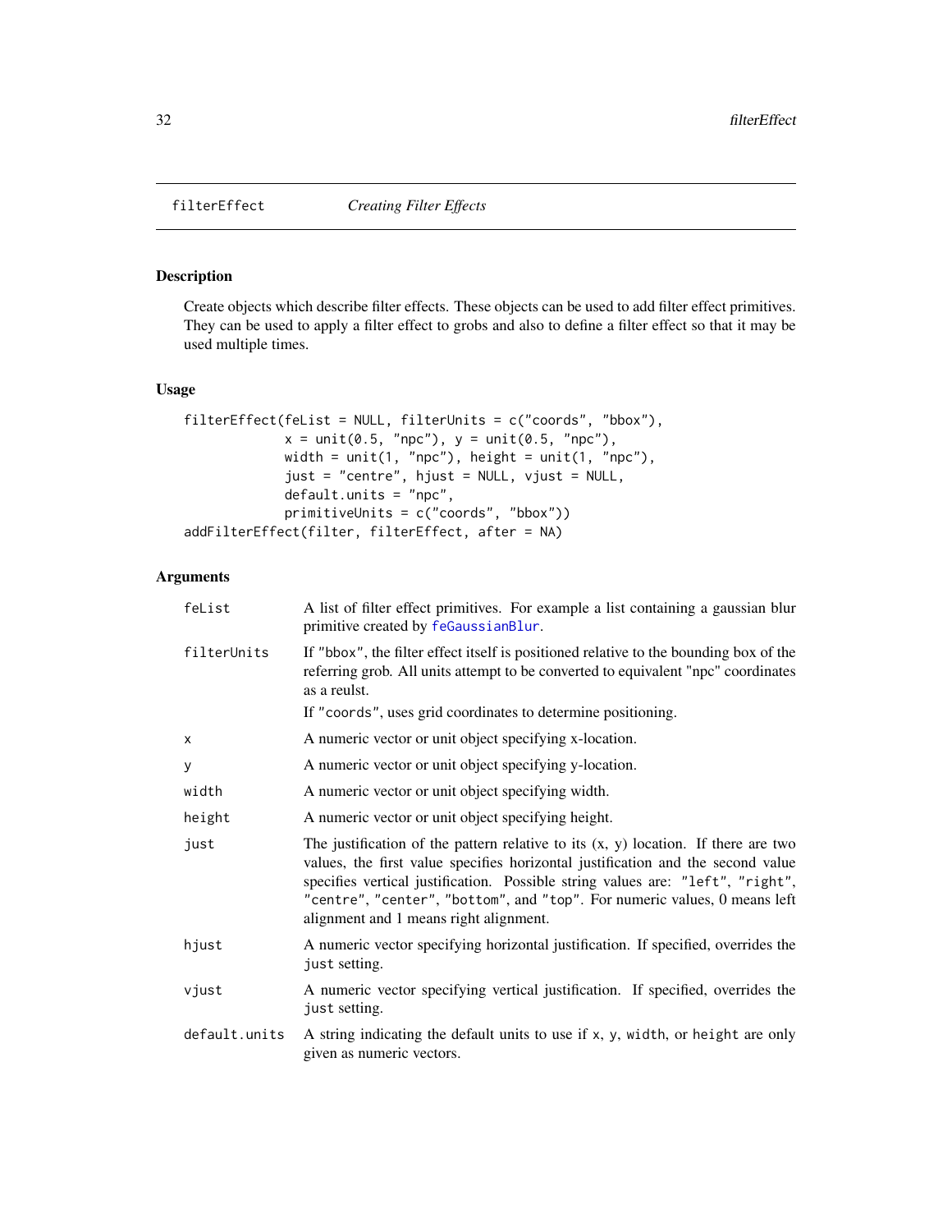## filterEffect *Creating Filter Effects*

### Description

Create objects which describe filter effects. These objects can be used to add filter effect primitives. They can be used to apply a filter effect to grobs and also to define a filter effect so that it may be used multiple times.

### Usage

```
filterEffect(feList = NULL, filterUnits = c("coords", "bbox"),
             x = unit(0.5, "npc"), y = unit(0.5, "npc"),
             width = unit(1, "npc"), height = unit(1, "npc"),
             just = "centre", hjust = NULL, vjust = NULL,
             default.units = "npc",
             primitiveUnits = c("coords", "bbox"))
addFilterEffect(filter, filterEffect, after = NA)
```

### Arguments

| | |
|---|---|
| `feList` | A list of filter effect primitives. For example a list containing a gaussian blur primitive created by `feGaussianBlur`. |
| `filterUnits` | If "bbox", the filter effect itself is positioned relative to the bounding box of the referring grob. All units attempt to be converted to equivalent "npc" coordinates as a reulst.<br>If "coords", uses grid coordinates to determine positioning. |
| `x` | A numeric vector or unit object specifying x-location. |
| `y` | A numeric vector or unit object specifying y-location. |
| `width` | A numeric vector or unit object specifying width. |
| `height` | A numeric vector or unit object specifying height. |
| `just` | The justification of the pattern relative to its (x, y) location. If there are two values, the first value specifies horizontal justification and the second value specifies vertical justification. Possible string values are: "left", "right", "centre", "center", "bottom", and "top". For numeric values, 0 means left alignment and 1 means right alignment. |
| `hjust` | A numeric vector specifying horizontal justification. If specified, overrides the `just` setting. |
| `vjust` | A numeric vector specifying vertical justification. If specified, overrides the `just` setting. |
| `default.units` | A string indicating the default units to use if `x`, `y`, `width`, or `height` are only given as numeric vectors. |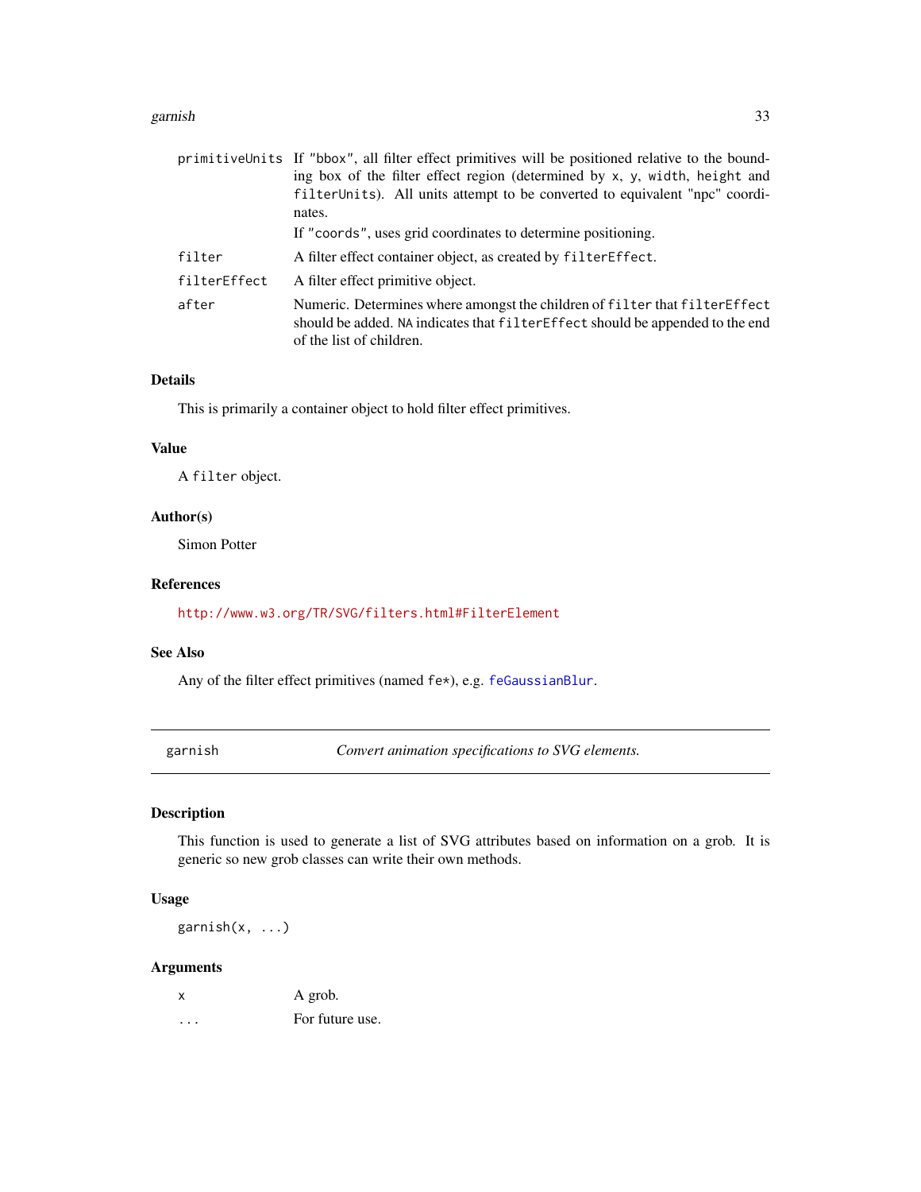| | |
|---|---|
| `primitiveUnits` | If `"bbox"`, all filter effect primitives will be positioned relative to the bounding box of the filter effect region (determined by `x`, `y`, `width`, `height` and `filterUnits`). All units attempt to be converted to equivalent "npc" coordinates.<br>If `"coords"`, uses grid coordinates to determine positioning. |
| `filter` | A filter effect container object, as created by `filterEffect`. |
| `filterEffect` | A filter effect primitive object. |
| `after` | Numeric. Determines where amongst the children of `filter` that `filterEffect` should be added. `NA` indicates that `filterEffect` should be appended to the end of the list of children. |

### Details

This is primarily a container object to hold filter effect primitives.

### Value

A `filter` object.

### Author(s)

Simon Potter

### References

http://www.w3.org/TR/SVG/filters.html#FilterElement

### See Also

Any of the filter effect primitives (named `fe*`), e.g. `feGaussianBlur`.

---

## garnish — *Convert animation specifications to SVG elements.*

### Description

This function is used to generate a list of SVG attributes based on information on a grob. It is generic so new grob classes can write their own methods.

### Usage

```
garnish(x, ...)
```

### Arguments

| | |
|---|---|
| `x` | A grob. |
| `...` | For future use. |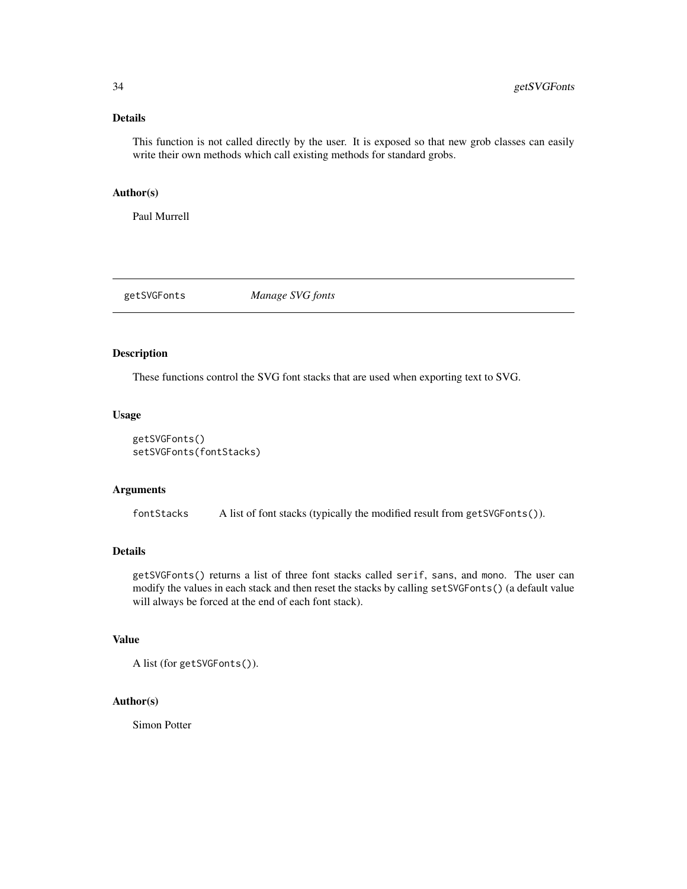### Details

This function is not called directly by the user. It is exposed so that new grob classes can easily write their own methods which call existing methods for standard grobs.

### Author(s)

Paul Murrell

---

## getSVGFonts *Manage SVG fonts*

---

### Description

These functions control the SVG font stacks that are used when exporting text to SVG.

### Usage

```
getSVGFonts()
setSVGFonts(fontStacks)
```

### Arguments

| | |
|---|---|
| fontStacks | A list of font stacks (typically the modified result from `getSVGFonts()`). |

### Details

`getSVGFonts()` returns a list of three font stacks called `serif`, `sans`, and `mono`. The user can modify the values in each stack and then reset the stacks by calling `setSVGFonts()` (a default value will always be forced at the end of each font stack).

### Value

A list (for `getSVGFonts()`).

### Author(s)

Simon Potter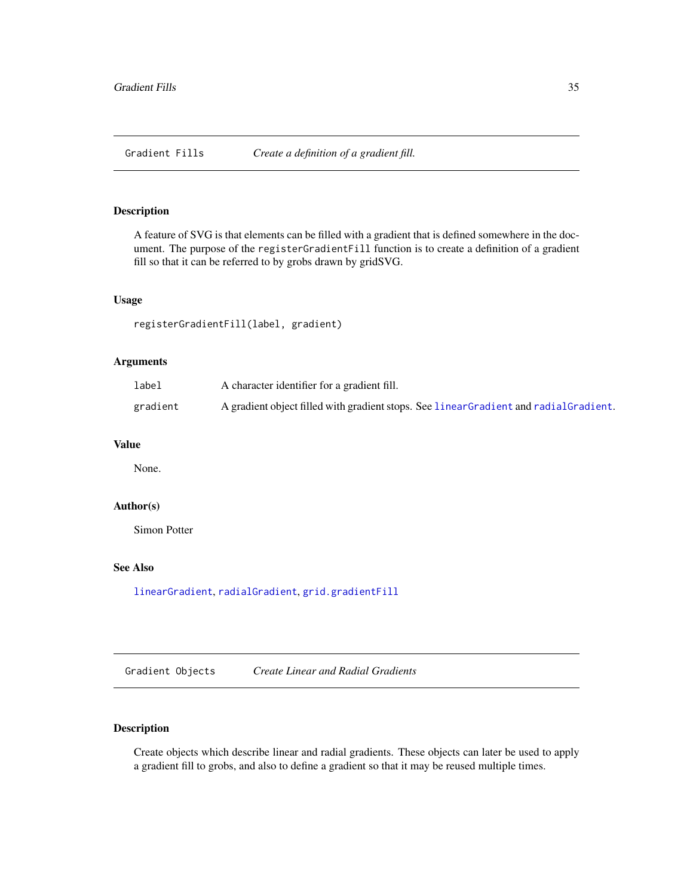## Gradient Fills *Create a definition of a gradient fill.*

### Description

A feature of SVG is that elements can be filled with a gradient that is defined somewhere in the document. The purpose of the `registerGradientFill` function is to create a definition of a gradient fill so that it can be referred to by grobs drawn by gridSVG.

### Usage

```
registerGradientFill(label, gradient)
```

### Arguments

| | |
|---|---|
| `label` | A character identifier for a gradient fill. |
| `gradient` | A gradient object filled with gradient stops. See `linearGradient` and `radialGradient`. |

### Value

None.

### Author(s)

Simon Potter

### See Also

`linearGradient`, `radialGradient`, `grid.gradientFill`

## Gradient Objects *Create Linear and Radial Gradients*

### Description

Create objects which describe linear and radial gradients. These objects can later be used to apply a gradient fill to grobs, and also to define a gradient so that it may be reused multiple times.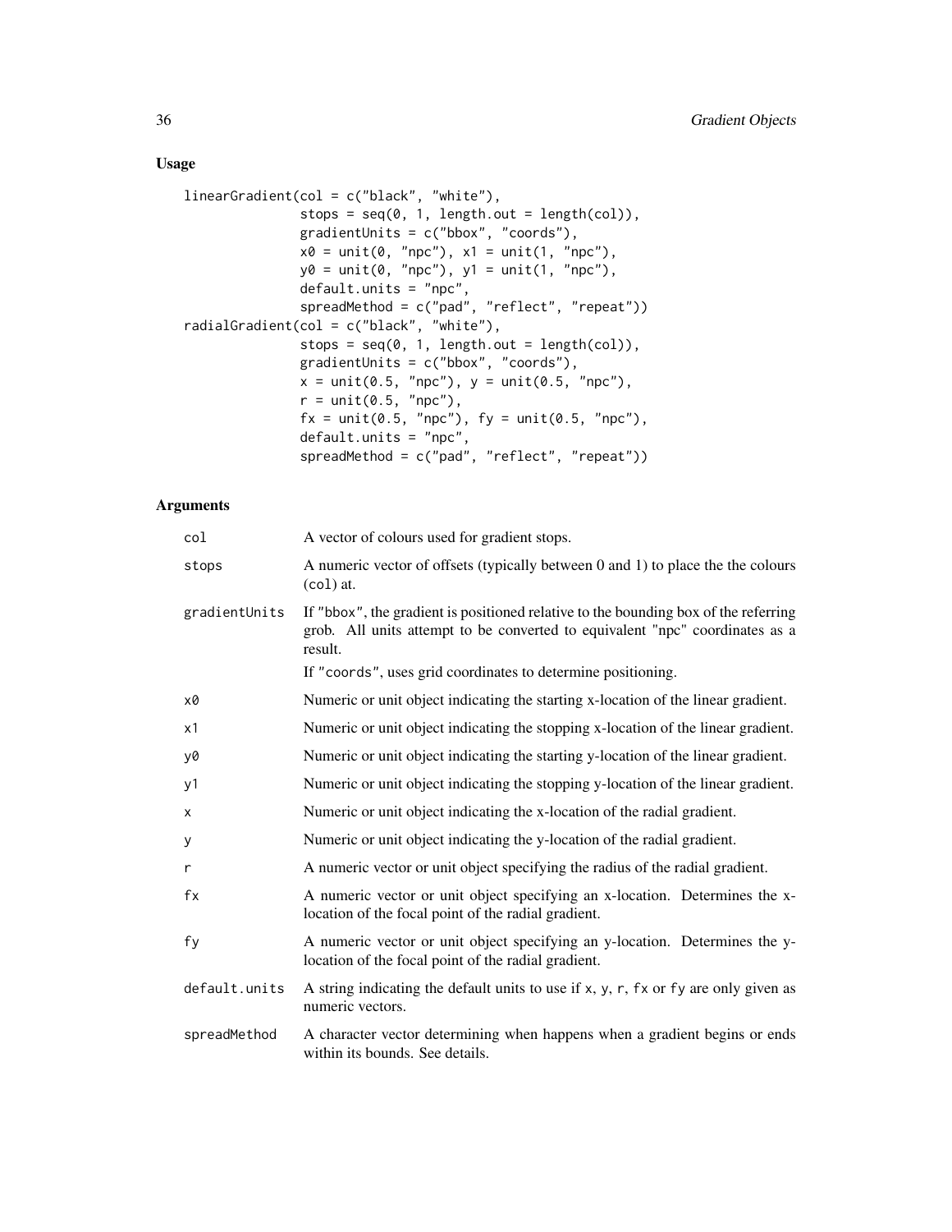## Usage

```
linearGradient(col = c("black", "white"),
               stops = seq(0, 1, length.out = length(col)),
               gradientUnits = c("bbox", "coords"),
               x0 = unit(0, "npc"), x1 = unit(1, "npc"),
               y0 = unit(0, "npc"), y1 = unit(1, "npc"),
               default.units = "npc",
               spreadMethod = c("pad", "reflect", "repeat"))
radialGradient(col = c("black", "white"),
               stops = seq(0, 1, length.out = length(col)),
               gradientUnits = c("bbox", "coords"),
               x = unit(0.5, "npc"), y = unit(0.5, "npc"),
               r = unit(0.5, "npc"),
               fx = unit(0.5, "npc"), fy = unit(0.5, "npc"),
               default.units = "npc",
               spreadMethod = c("pad", "reflect", "repeat"))
```

## Arguments

| | |
|---|---|
| `col` | A vector of colours used for gradient stops. |
| `stops` | A numeric vector of offsets (typically between 0 and 1) to place the the colours (`col`) at. |
| `gradientUnits` | If "`bbox`", the gradient is positioned relative to the bounding box of the referring grob. All units attempt to be converted to equivalent "npc" coordinates as a result.<br>If "`coords`", uses grid coordinates to determine positioning. |
| `x0` | Numeric or unit object indicating the starting x-location of the linear gradient. |
| `x1` | Numeric or unit object indicating the stopping x-location of the linear gradient. |
| `y0` | Numeric or unit object indicating the starting y-location of the linear gradient. |
| `y1` | Numeric or unit object indicating the stopping y-location of the linear gradient. |
| `x` | Numeric or unit object indicating the x-location of the radial gradient. |
| `y` | Numeric or unit object indicating the y-location of the radial gradient. |
| `r` | A numeric vector or unit object specifying the radius of the radial gradient. |
| `fx` | A numeric vector or unit object specifying an x-location. Determines the x-location of the focal point of the radial gradient. |
| `fy` | A numeric vector or unit object specifying an y-location. Determines the y-location of the focal point of the radial gradient. |
| `default.units` | A string indicating the default units to use if `x`, `y`, `r`, `fx` or `fy` are only given as numeric vectors. |
| `spreadMethod` | A character vector determining when happens when a gradient begins or ends within its bounds. See details. |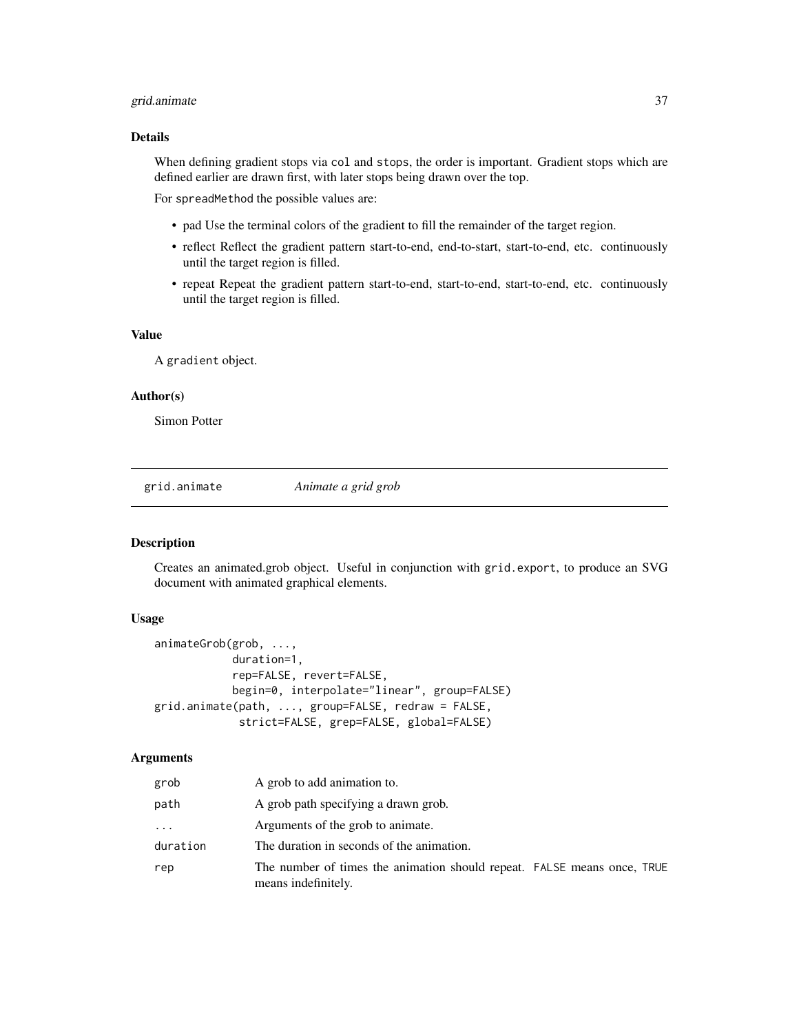### Details

When defining gradient stops via col and stops, the order is important. Gradient stops which are defined earlier are drawn first, with later stops being drawn over the top.

For spreadMethod the possible values are:

- pad Use the terminal colors of the gradient to fill the remainder of the target region.
- reflect Reflect the gradient pattern start-to-end, end-to-start, start-to-end, etc. continuously until the target region is filled.
- repeat Repeat the gradient pattern start-to-end, start-to-end, start-to-end, etc. continuously until the target region is filled.

### Value

A gradient object.

### Author(s)

Simon Potter

## grid.animate *Animate a grid grob*

### Description

Creates an animated.grob object. Useful in conjunction with grid.export, to produce an SVG document with animated graphical elements.

### Usage

```
animateGrob(grob, ...,
            duration=1,
            rep=FALSE, revert=FALSE,
            begin=0, interpolate="linear", group=FALSE)
grid.animate(path, ..., group=FALSE, redraw = FALSE,
             strict=FALSE, grep=FALSE, global=FALSE)
```

### Arguments

| | |
|---|---|
| grob | A grob to add animation to. |
| path | A grob path specifying a drawn grob. |
| ... | Arguments of the grob to animate. |
| duration | The duration in seconds of the animation. |
| rep | The number of times the animation should repeat. FALSE means once, TRUE means indefinitely. |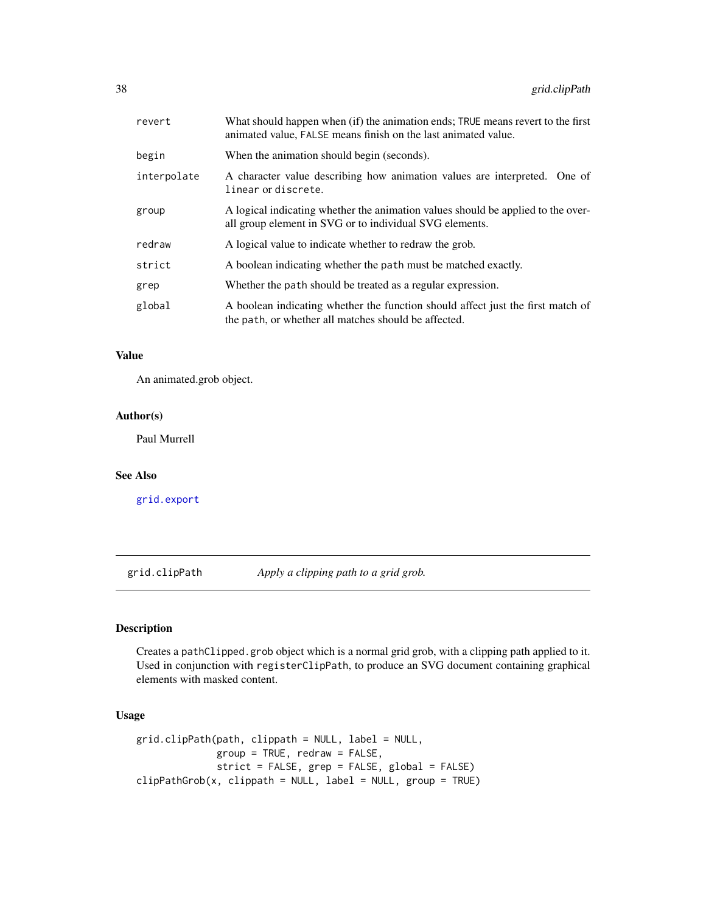| | |
|---|---|
| `revert` | What should happen when (if) the animation ends; `TRUE` means revert to the first animated value, `FALSE` means finish on the last animated value. |
| `begin` | When the animation should begin (seconds). |
| `interpolate` | A character value describing how animation values are interpreted. One of `linear` or `discrete`. |
| `group` | A logical indicating whether the animation values should be applied to the overall group element in SVG or to individual SVG elements. |
| `redraw` | A logical value to indicate whether to redraw the grob. |
| `strict` | A boolean indicating whether the `path` must be matched exactly. |
| `grep` | Whether the `path` should be treated as a regular expression. |
| `global` | A boolean indicating whether the function should affect just the first match of the `path`, or whether all matches should be affected. |

### Value

An animated.grob object.

### Author(s)

Paul Murrell

### See Also

`grid.export`

---

## grid.clipPath — *Apply a clipping path to a grid grob.*

---

### Description

Creates a `pathClipped.grob` object which is a normal grid grob, with a clipping path applied to it. Used in conjunction with `registerClipPath`, to produce an SVG document containing graphical elements with masked content.

### Usage

```
grid.clipPath(path, clippath = NULL, label = NULL,
              group = TRUE, redraw = FALSE,
              strict = FALSE, grep = FALSE, global = FALSE)
clipPathGrob(x, clippath = NULL, label = NULL, group = TRUE)
```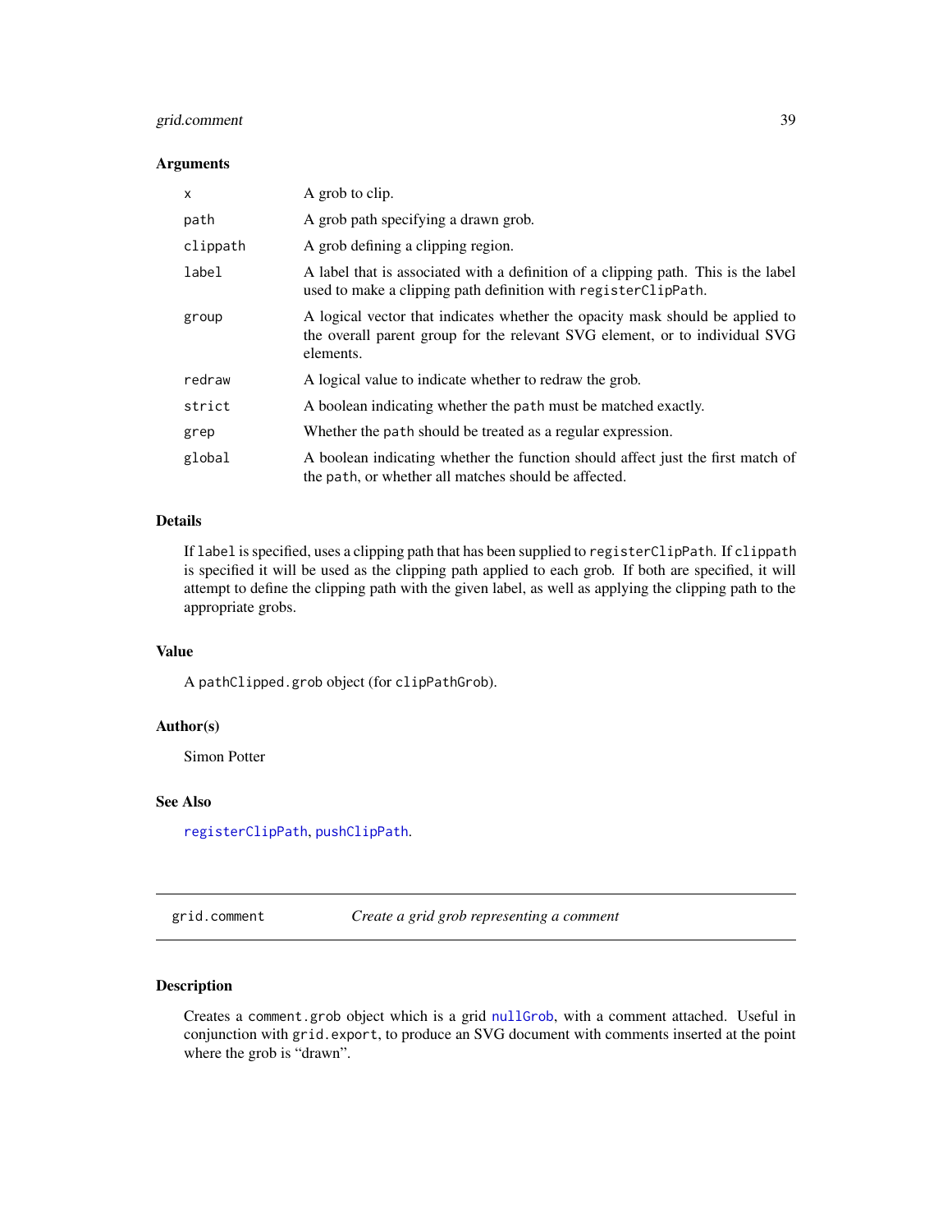### Arguments

| | |
|---|---|
| `x` | A grob to clip. |
| `path` | A grob path specifying a drawn grob. |
| `clippath` | A grob defining a clipping region. |
| `label` | A label that is associated with a definition of a clipping path. This is the label used to make a clipping path definition with `registerClipPath`. |
| `group` | A logical vector that indicates whether the opacity mask should be applied to the overall parent group for the relevant SVG element, or to individual SVG elements. |
| `redraw` | A logical value to indicate whether to redraw the grob. |
| `strict` | A boolean indicating whether the `path` must be matched exactly. |
| `grep` | Whether the `path` should be treated as a regular expression. |
| `global` | A boolean indicating whether the function should affect just the first match of the `path`, or whether all matches should be affected. |

### Details

If `label` is specified, uses a clipping path that has been supplied to `registerClipPath`. If `clippath` is specified it will be used as the clipping path applied to each grob. If both are specified, it will attempt to define the clipping path with the given label, as well as applying the clipping path to the appropriate grobs.

### Value

A `pathClipped.grob` object (for `clipPathGrob`).

### Author(s)

Simon Potter

### See Also

`registerClipPath`, `pushClipPath`.

---

## grid.comment — *Create a grid grob representing a comment*

---

### Description

Creates a `comment.grob` object which is a grid `nullGrob`, with a comment attached. Useful in conjunction with `grid.export`, to produce an SVG document with comments inserted at the point where the grob is "drawn".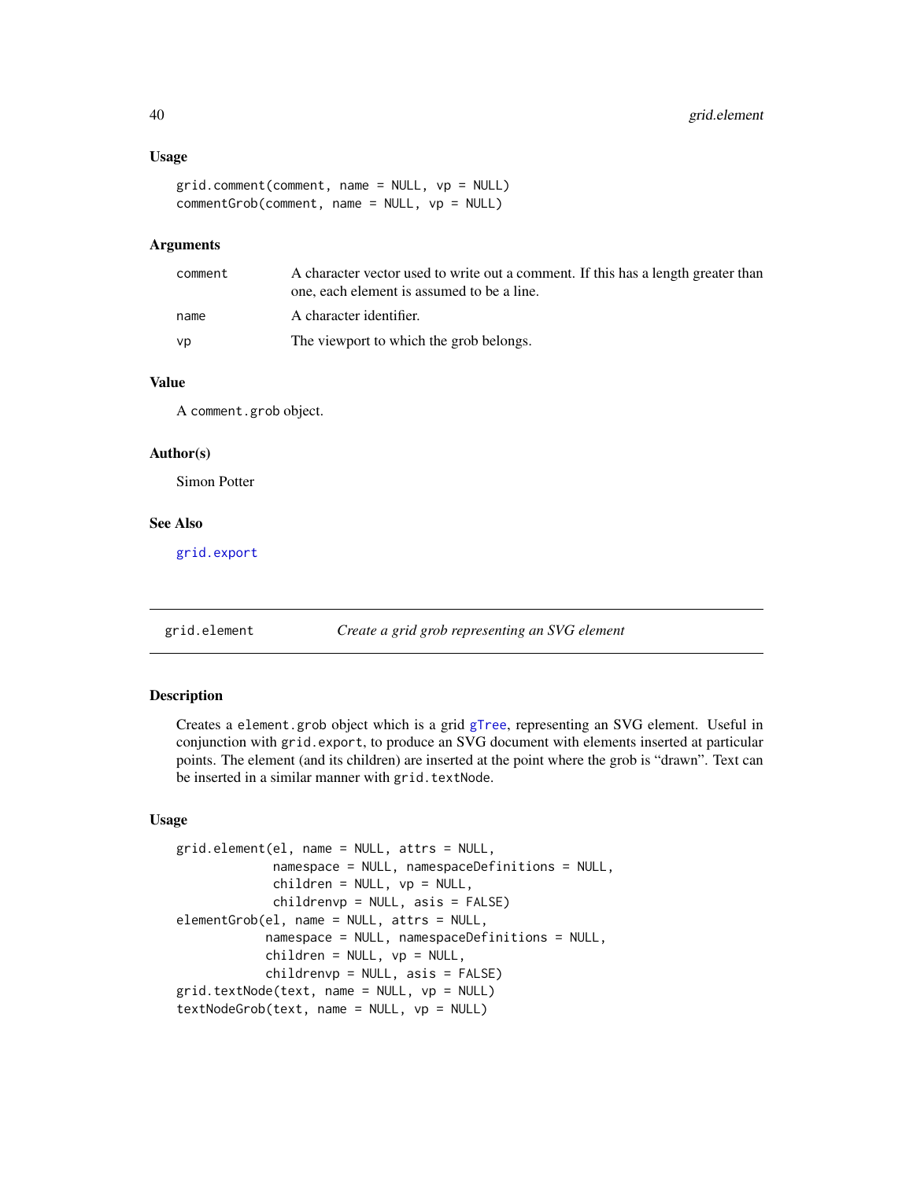### Usage

```
grid.comment(comment, name = NULL, vp = NULL)
commentGrob(comment, name = NULL, vp = NULL)
```

### Arguments

| | |
|---|---|
| `comment` | A character vector used to write out a comment. If this has a length greater than one, each element is assumed to be a line. |
| `name` | A character identifier. |
| `vp` | The viewport to which the grob belongs. |

### Value

A `comment.grob` object.

### Author(s)

Simon Potter

### See Also

`grid.export`

---

## grid.element — *Create a grid grob representing an SVG element*

### Description

Creates a `element.grob` object which is a grid `gTree`, representing an SVG element. Useful in conjunction with `grid.export`, to produce an SVG document with elements inserted at particular points. The element (and its children) are inserted at the point where the grob is “drawn”. Text can be inserted in a similar manner with `grid.textNode`.

### Usage

```
grid.element(el, name = NULL, attrs = NULL,
             namespace = NULL, namespaceDefinitions = NULL,
             children = NULL, vp = NULL,
             childrenvp = NULL, asis = FALSE)
elementGrob(el, name = NULL, attrs = NULL,
            namespace = NULL, namespaceDefinitions = NULL,
            children = NULL, vp = NULL,
            childrenvp = NULL, asis = FALSE)
grid.textNode(text, name = NULL, vp = NULL)
textNodeGrob(text, name = NULL, vp = NULL)
```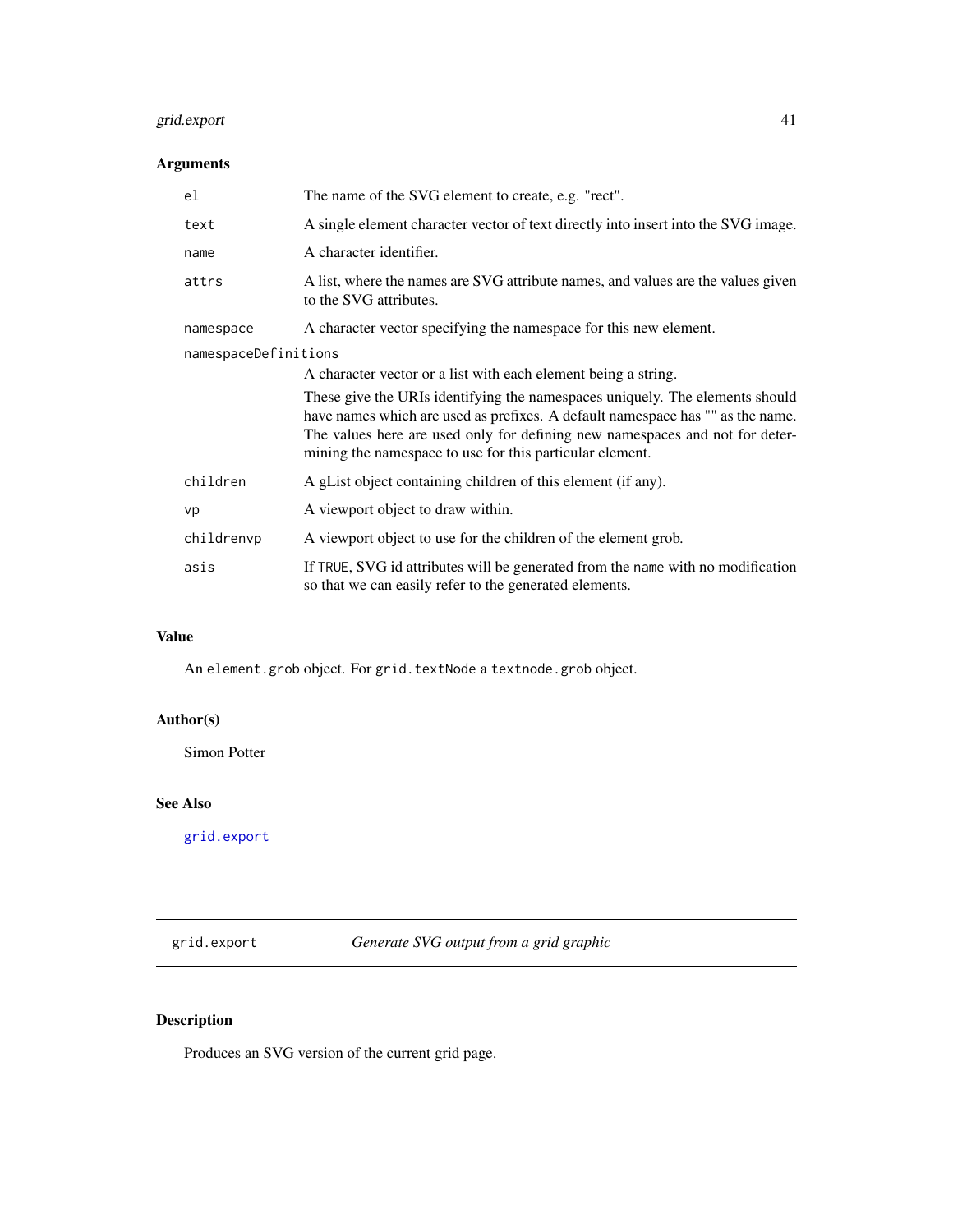## Arguments

| | |
|---|---|
| `el` | The name of the SVG element to create, e.g. "rect". |
| `text` | A single element character vector of text directly into insert into the SVG image. |
| `name` | A character identifier. |
| `attrs` | A list, where the names are SVG attribute names, and values are the values given to the SVG attributes. |
| `namespace` | A character vector specifying the namespace for this new element. |
| `namespaceDefinitions` | A character vector or a list with each element being a string. These give the URIs identifying the namespaces uniquely. The elements should have names which are used as prefixes. A default namespace has "" as the name. The values here are used only for defining new namespaces and not for determining the namespace to use for this particular element. |
| `children` | A gList object containing children of this element (if any). |
| `vp` | A viewport object to draw within. |
| `childrenvp` | A viewport object to use for the children of the element grob. |
| `asis` | If `TRUE`, SVG id attributes will be generated from the `name` with no modification so that we can easily refer to the generated elements. |

## Value

An `element.grob` object. For `grid.textNode` a `textnode.grob` object.

## Author(s)

Simon Potter

## See Also

`grid.export`

---

# `grid.export` *Generate SVG output from a grid graphic*

## Description

Produces an SVG version of the current grid page.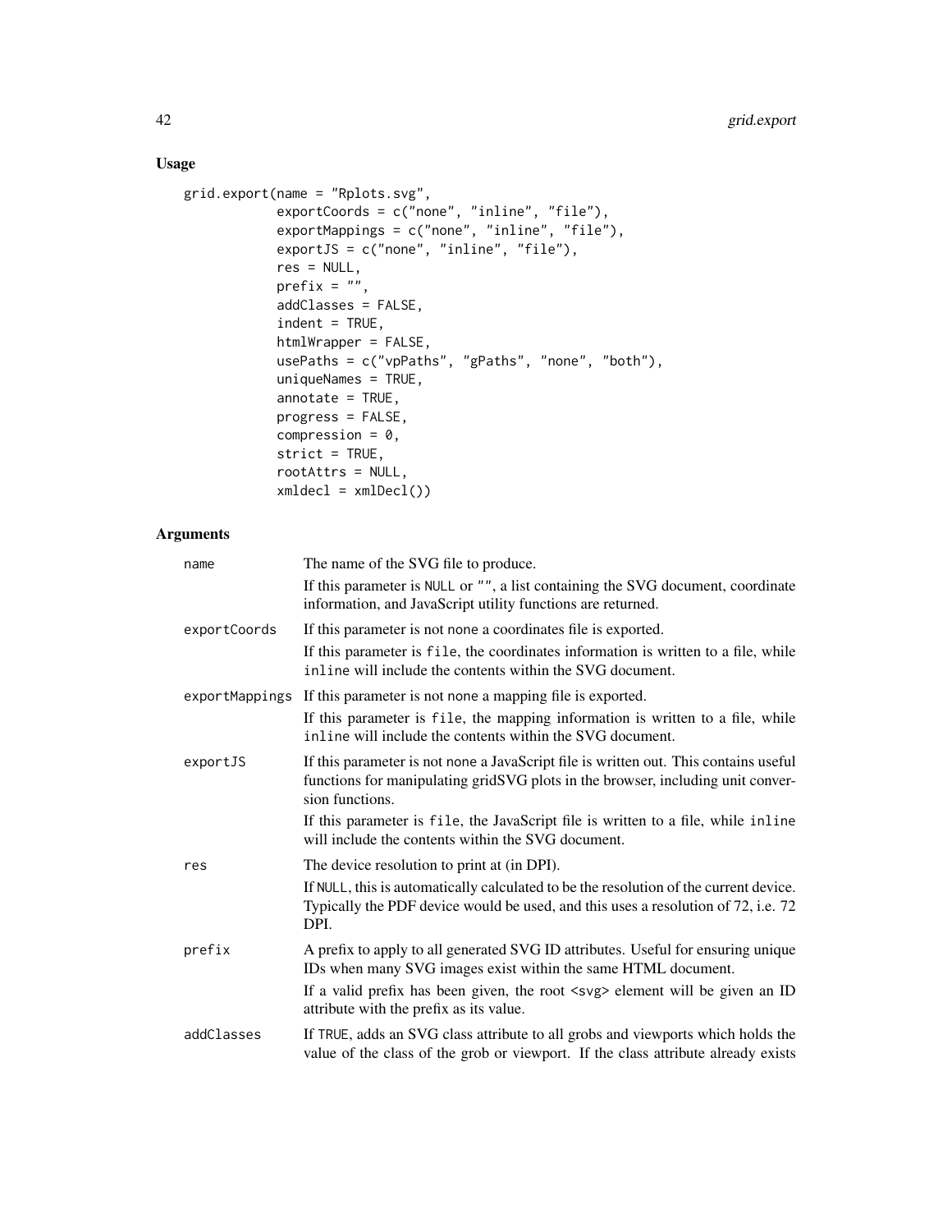## Usage

```
grid.export(name = "Rplots.svg",
            exportCoords = c("none", "inline", "file"),
            exportMappings = c("none", "inline", "file"),
            exportJS = c("none", "inline", "file"),
            res = NULL,
            prefix = "",
            addClasses = FALSE,
            indent = TRUE,
            htmlWrapper = FALSE,
            usePaths = c("vpPaths", "gPaths", "none", "both"),
            uniqueNames = TRUE,
            annotate = TRUE,
            progress = FALSE,
            compression = 0,
            strict = TRUE,
            rootAttrs = NULL,
            xmldecl = xmlDecl())
```

## Arguments

`name` The name of the SVG file to produce.

If this parameter is `NULL` or `""`, a list containing the SVG document, coordinate information, and JavaScript utility functions are returned.

`exportCoords` If this parameter is not none a coordinates file is exported.

If this parameter is `file`, the coordinates information is written to a file, while `inline` will include the contents within the SVG document.

`exportMappings` If this parameter is not none a mapping file is exported.

If this parameter is `file`, the mapping information is written to a file, while `inline` will include the contents within the SVG document.

`exportJS` If this parameter is not none a JavaScript file is written out. This contains useful functions for manipulating gridSVG plots in the browser, including unit conversion functions.

If this parameter is `file`, the JavaScript file is written to a file, while `inline` will include the contents within the SVG document.

`res` The device resolution to print at (in DPI).

If `NULL`, this is automatically calculated to be the resolution of the current device. Typically the PDF device would be used, and this uses a resolution of 72, i.e. 72 DPI.

`prefix` A prefix to apply to all generated SVG ID attributes. Useful for ensuring unique IDs when many SVG images exist within the same HTML document.

If a valid prefix has been given, the root `<svg>` element will be given an ID attribute with the prefix as its value.

`addClasses` If `TRUE`, adds an SVG class attribute to all grobs and viewports which holds the value of the class of the grob or viewport. If the class attribute already exists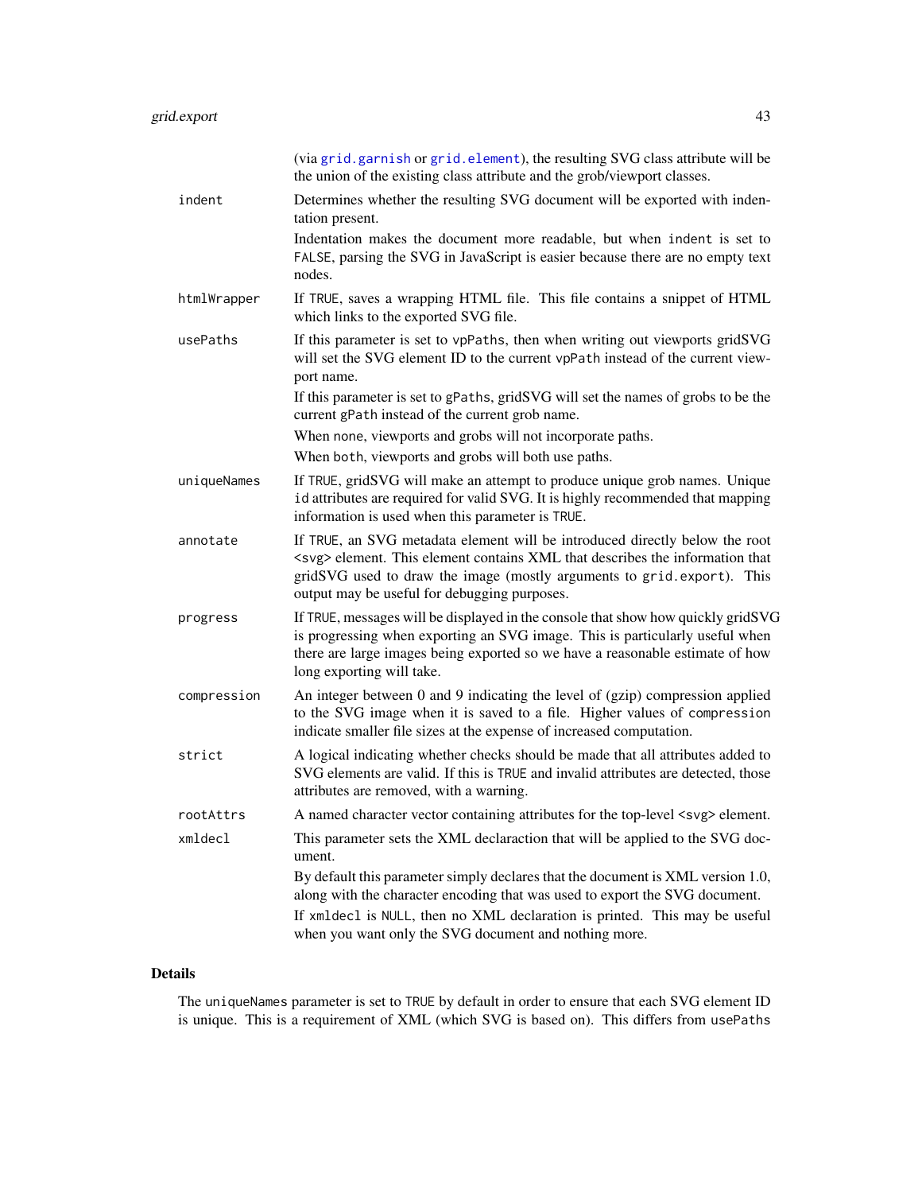(via `grid.garnish` or `grid.element`), the resulting SVG class attribute will be the union of the existing class attribute and the grob/viewport classes.

`indent`
: Determines whether the resulting SVG document will be exported with indentation present.

  Indentation makes the document more readable, but when `indent` is set to `FALSE`, parsing the SVG in JavaScript is easier because there are no empty text nodes.

`htmlWrapper`
: If `TRUE`, saves a wrapping HTML file. This file contains a snippet of HTML which links to the exported SVG file.

`usePaths`
: If this parameter is set to `vpPaths`, then when writing out viewports gridSVG will set the SVG element ID to the current `vpPath` instead of the current viewport name.

  If this parameter is set to `gPaths`, gridSVG will set the names of grobs to be the current `gPath` instead of the current grob name.

  When `none`, viewports and grobs will not incorporate paths.

  When `both`, viewports and grobs will both use paths.

`uniqueNames`
: If `TRUE`, gridSVG will make an attempt to produce unique grob names. Unique `id` attributes are required for valid SVG. It is highly recommended that mapping information is used when this parameter is `TRUE`.

`annotate`
: If `TRUE`, an SVG metadata element will be introduced directly below the root <svg> element. This element contains XML that describes the information that gridSVG used to draw the image (mostly arguments to `grid.export`). This output may be useful for debugging purposes.

`progress`
: If `TRUE`, messages will be displayed in the console that show how quickly gridSVG is progressing when exporting an SVG image. This is particularly useful when there are large images being exported so we have a reasonable estimate of how long exporting will take.

`compression`
: An integer between 0 and 9 indicating the level of (gzip) compression applied to the SVG image when it is saved to a file. Higher values of `compression` indicate smaller file sizes at the expense of increased computation.

`strict`
: A logical indicating whether checks should be made that all attributes added to SVG elements are valid. If this is `TRUE` and invalid attributes are detected, those attributes are removed, with a warning.

`rootAttrs`
: A named character vector containing attributes for the top-level <svg> element.

`xmldecl`
: This parameter sets the XML declaraction that will be applied to the SVG document.

  By default this parameter simply declares that the document is XML version 1.0, along with the character encoding that was used to export the SVG document.

  If `xmldecl` is `NULL`, then no XML declaration is printed. This may be useful when you want only the SVG document and nothing more.

## Details

The `uniqueNames` parameter is set to `TRUE` by default in order to ensure that each SVG element ID is unique. This is a requirement of XML (which SVG is based on). This differs from `usePaths`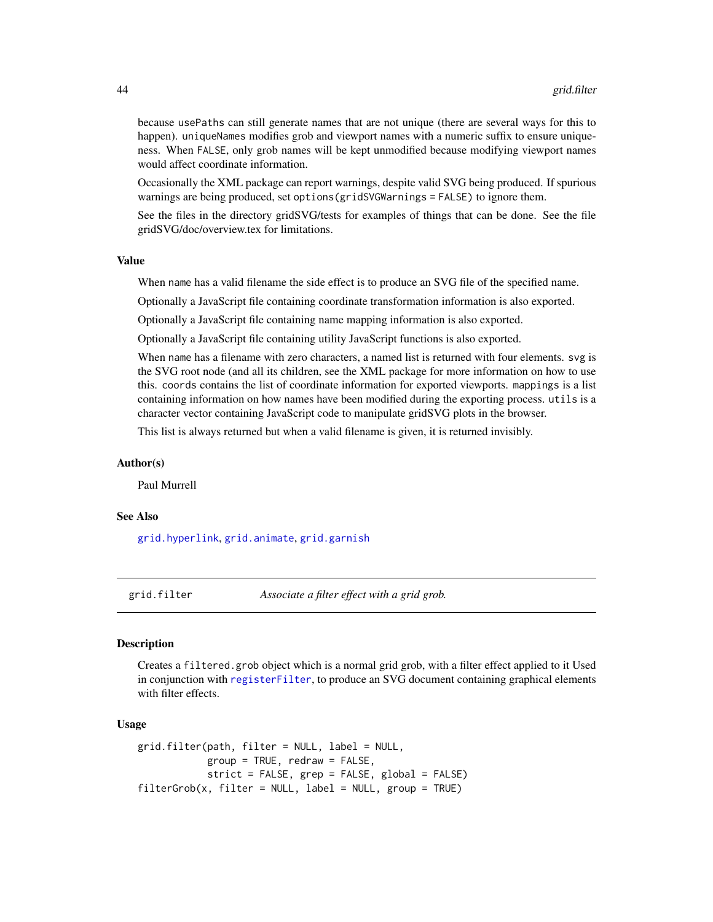because usePaths can still generate names that are not unique (there are several ways for this to happen). uniqueNames modifies grob and viewport names with a numeric suffix to ensure uniqueness. When FALSE, only grob names will be kept unmodified because modifying viewport names would affect coordinate information.

Occasionally the XML package can report warnings, despite valid SVG being produced. If spurious warnings are being produced, set options(gridSVGWarnings = FALSE) to ignore them.

See the files in the directory gridSVG/tests for examples of things that can be done. See the file gridSVG/doc/overview.tex for limitations.

### Value

When name has a valid filename the side effect is to produce an SVG file of the specified name.

Optionally a JavaScript file containing coordinate transformation information is also exported.

Optionally a JavaScript file containing name mapping information is also exported.

Optionally a JavaScript file containing utility JavaScript functions is also exported.

When name has a filename with zero characters, a named list is returned with four elements. svg is the SVG root node (and all its children, see the XML package for more information on how to use this. coords contains the list of coordinate information for exported viewports. mappings is a list containing information on how names have been modified during the exporting process. utils is a character vector containing JavaScript code to manipulate gridSVG plots in the browser.

This list is always returned but when a valid filename is given, it is returned invisibly.

### Author(s)

Paul Murrell

### See Also

grid.hyperlink, grid.animate, grid.garnish

---

## grid.filter — *Associate a filter effect with a grid grob.*

### Description

Creates a filtered.grob object which is a normal grid grob, with a filter effect applied to it Used in conjunction with registerFilter, to produce an SVG document containing graphical elements with filter effects.

### Usage

```
grid.filter(path, filter = NULL, label = NULL,
            group = TRUE, redraw = FALSE,
            strict = FALSE, grep = FALSE, global = FALSE)
filterGrob(x, filter = NULL, label = NULL, group = TRUE)
```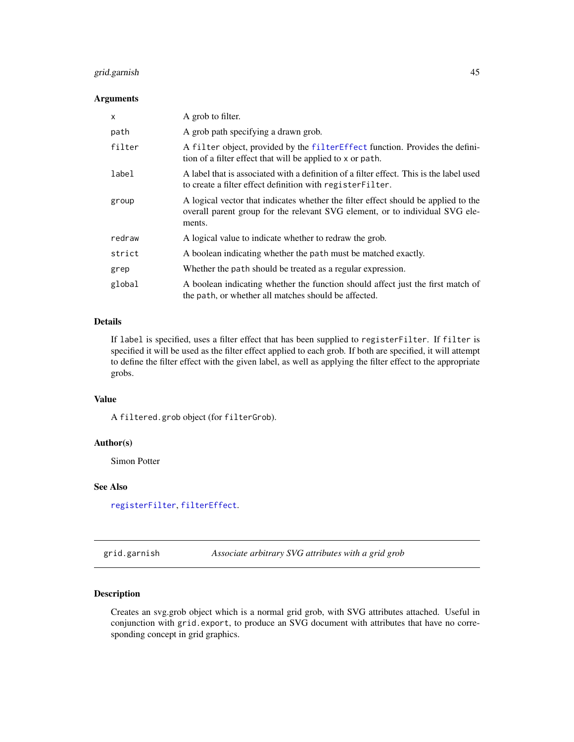### Arguments

| | |
|---|---|
| `x` | A grob to filter. |
| `path` | A grob path specifying a drawn grob. |
| `filter` | A `filter` object, provided by the `filterEffect` function. Provides the definition of a filter effect that will be applied to `x` or `path`. |
| `label` | A label that is associated with a definition of a filter effect. This is the label used to create a filter effect definition with `registerFilter`. |
| `group` | A logical vector that indicates whether the filter effect should be applied to the overall parent group for the relevant SVG element, or to individual SVG elements. |
| `redraw` | A logical value to indicate whether to redraw the grob. |
| `strict` | A boolean indicating whether the `path` must be matched exactly. |
| `grep` | Whether the `path` should be treated as a regular expression. |
| `global` | A boolean indicating whether the function should affect just the first match of the `path`, or whether all matches should be affected. |

### Details

If `label` is specified, uses a filter effect that has been supplied to `registerFilter`. If `filter` is specified it will be used as the filter effect applied to each grob. If both are specified, it will attempt to define the filter effect with the given label, as well as applying the filter effect to the appropriate grobs.

### Value

A `filtered.grob` object (for `filterGrob`).

### Author(s)

Simon Potter

### See Also

`registerFilter`, `filterEffect`.

---

## `grid.garnish` *Associate arbitrary SVG attributes with a grid grob*

---

### Description

Creates an svg.grob object which is a normal grid grob, with SVG attributes attached. Useful in conjunction with `grid.export`, to produce an SVG document with attributes that have no corresponding concept in grid graphics.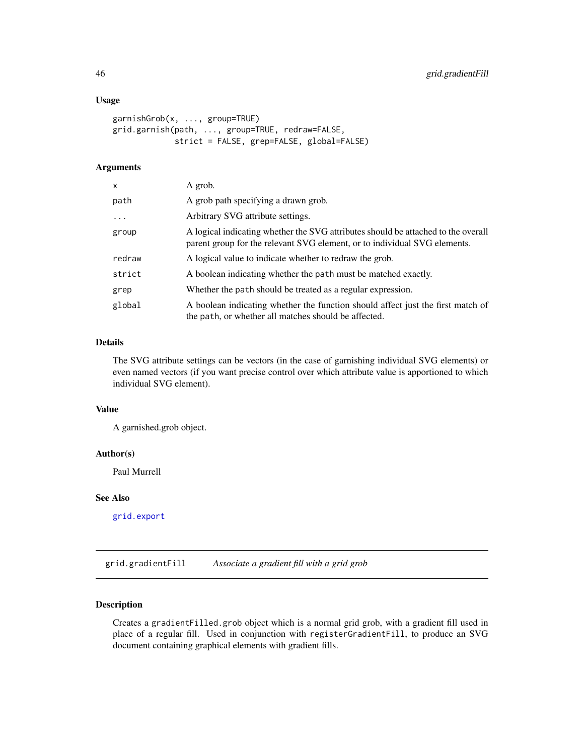### Usage

```
garnishGrob(x, ..., group=TRUE)
grid.garnish(path, ..., group=TRUE, redraw=FALSE,
             strict = FALSE, grep=FALSE, global=FALSE)
```

### Arguments

| | |
|---|---|
| x | A grob. |
| path | A grob path specifying a drawn grob. |
| ... | Arbitrary SVG attribute settings. |
| group | A logical indicating whether the SVG attributes should be attached to the overall parent group for the relevant SVG element, or to individual SVG elements. |
| redraw | A logical value to indicate whether to redraw the grob. |
| strict | A boolean indicating whether the `path` must be matched exactly. |
| grep | Whether the `path` should be treated as a regular expression. |
| global | A boolean indicating whether the function should affect just the first match of the `path`, or whether all matches should be affected. |

### Details

The SVG attribute settings can be vectors (in the case of garnishing individual SVG elements) or even named vectors (if you want precise control over which attribute value is apportioned to which individual SVG element).

### Value

A garnished.grob object.

### Author(s)

Paul Murrell

### See Also

`grid.export`

---

## grid.gradientFill — *Associate a gradient fill with a grid grob*

### Description

Creates a `gradientFilled.grob` object which is a normal grid grob, with a gradient fill used in place of a regular fill. Used in conjunction with `registerGradientFill`, to produce an SVG document containing graphical elements with gradient fills.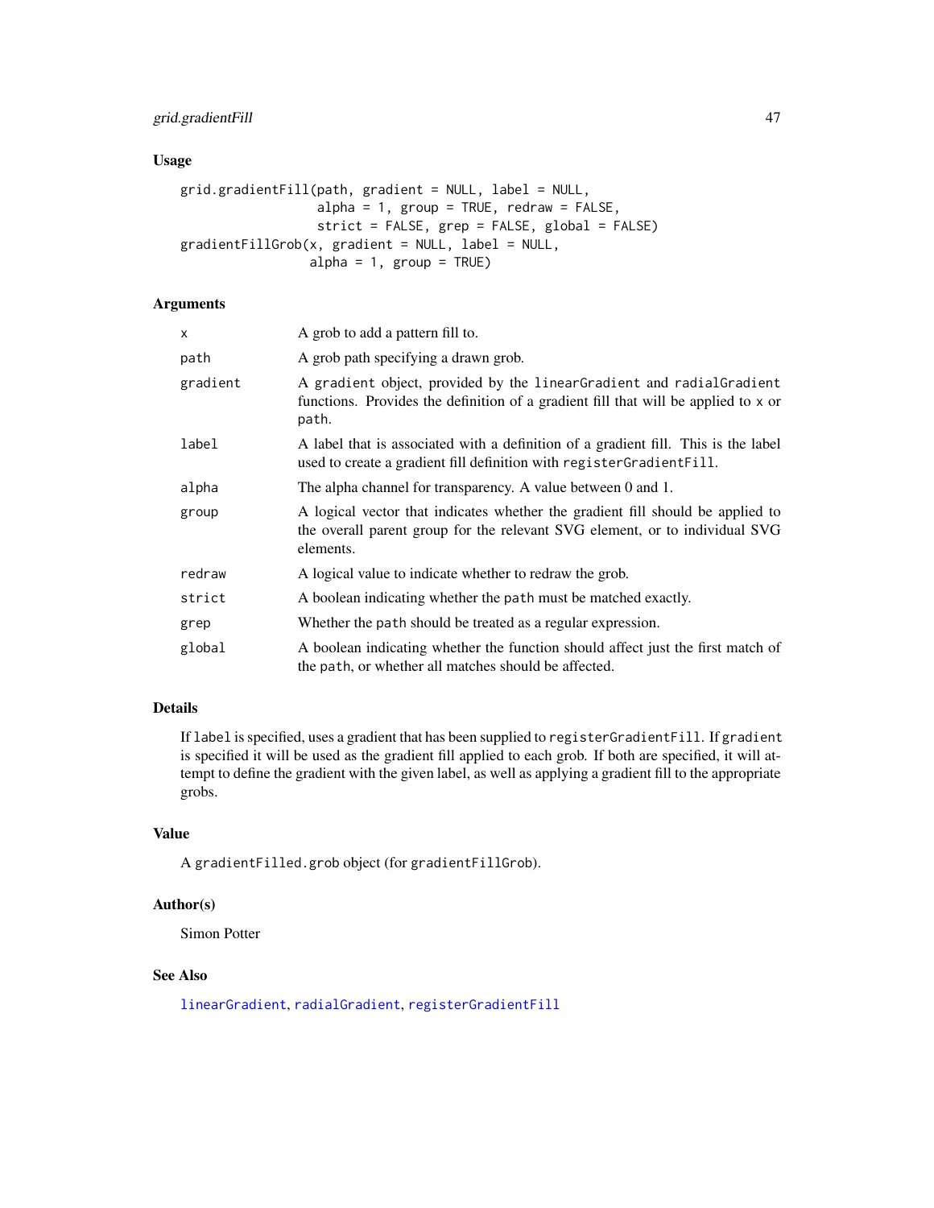## Usage

```
grid.gradientFill(path, gradient = NULL, label = NULL,
                  alpha = 1, group = TRUE, redraw = FALSE,
                  strict = FALSE, grep = FALSE, global = FALSE)
gradientFillGrob(x, gradient = NULL, label = NULL,
                 alpha = 1, group = TRUE)
```

## Arguments

| | |
|---|---|
| `x` | A grob to add a pattern fill to. |
| `path` | A grob path specifying a drawn grob. |
| `gradient` | A `gradient` object, provided by the `linearGradient` and `radialGradient` functions. Provides the definition of a gradient fill that will be applied to `x` or `path`. |
| `label` | A label that is associated with a definition of a gradient fill. This is the label used to create a gradient fill definition with `registerGradientFill`. |
| `alpha` | The alpha channel for transparency. A value between 0 and 1. |
| `group` | A logical vector that indicates whether the gradient fill should be applied to the overall parent group for the relevant SVG element, or to individual SVG elements. |
| `redraw` | A logical value to indicate whether to redraw the grob. |
| `strict` | A boolean indicating whether the `path` must be matched exactly. |
| `grep` | Whether the `path` should be treated as a regular expression. |
| `global` | A boolean indicating whether the function should affect just the first match of the `path`, or whether all matches should be affected. |

## Details

If `label` is specified, uses a gradient that has been supplied to `registerGradientFill`. If `gradient` is specified it will be used as the gradient fill applied to each grob. If both are specified, it will attempt to define the gradient with the given label, as well as applying a gradient fill to the appropriate grobs.

## Value

A `gradientFilled.grob` object (for `gradientFillGrob`).

## Author(s)

Simon Potter

## See Also

`linearGradient`, `radialGradient`, `registerGradientFill`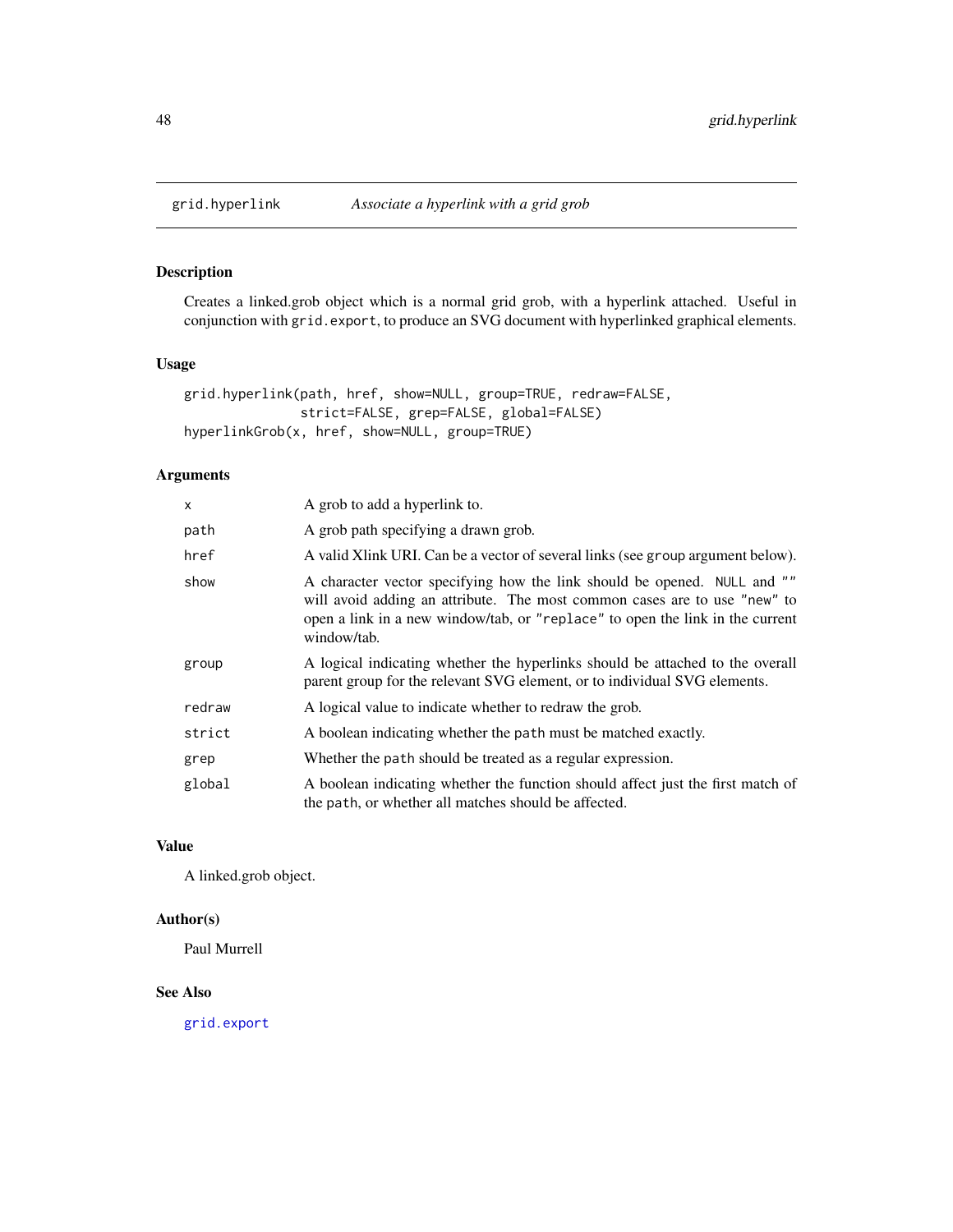# grid.hyperlink — *Associate a hyperlink with a grid grob*

## Description

Creates a linked.grob object which is a normal grid grob, with a hyperlink attached. Useful in conjunction with `grid.export`, to produce an SVG document with hyperlinked graphical elements.

## Usage

```
grid.hyperlink(path, href, show=NULL, group=TRUE, redraw=FALSE,
               strict=FALSE, grep=FALSE, global=FALSE)
hyperlinkGrob(x, href, show=NULL, group=TRUE)
```

## Arguments

| | |
|---|---|
| `x` | A grob to add a hyperlink to. |
| `path` | A grob path specifying a drawn grob. |
| `href` | A valid Xlink URI. Can be a vector of several links (see `group` argument below). |
| `show` | A character vector specifying how the link should be opened. `NULL` and `""` will avoid adding an attribute. The most common cases are to use `"new"` to open a link in a new window/tab, or `"replace"` to open the link in the current window/tab. |
| `group` | A logical indicating whether the hyperlinks should be attached to the overall parent group for the relevant SVG element, or to individual SVG elements. |
| `redraw` | A logical value to indicate whether to redraw the grob. |
| `strict` | A boolean indicating whether the `path` must be matched exactly. |
| `grep` | Whether the `path` should be treated as a regular expression. |
| `global` | A boolean indicating whether the function should affect just the first match of the `path`, or whether all matches should be affected. |

## Value

A linked.grob object.

## Author(s)

Paul Murrell

## See Also

`grid.export`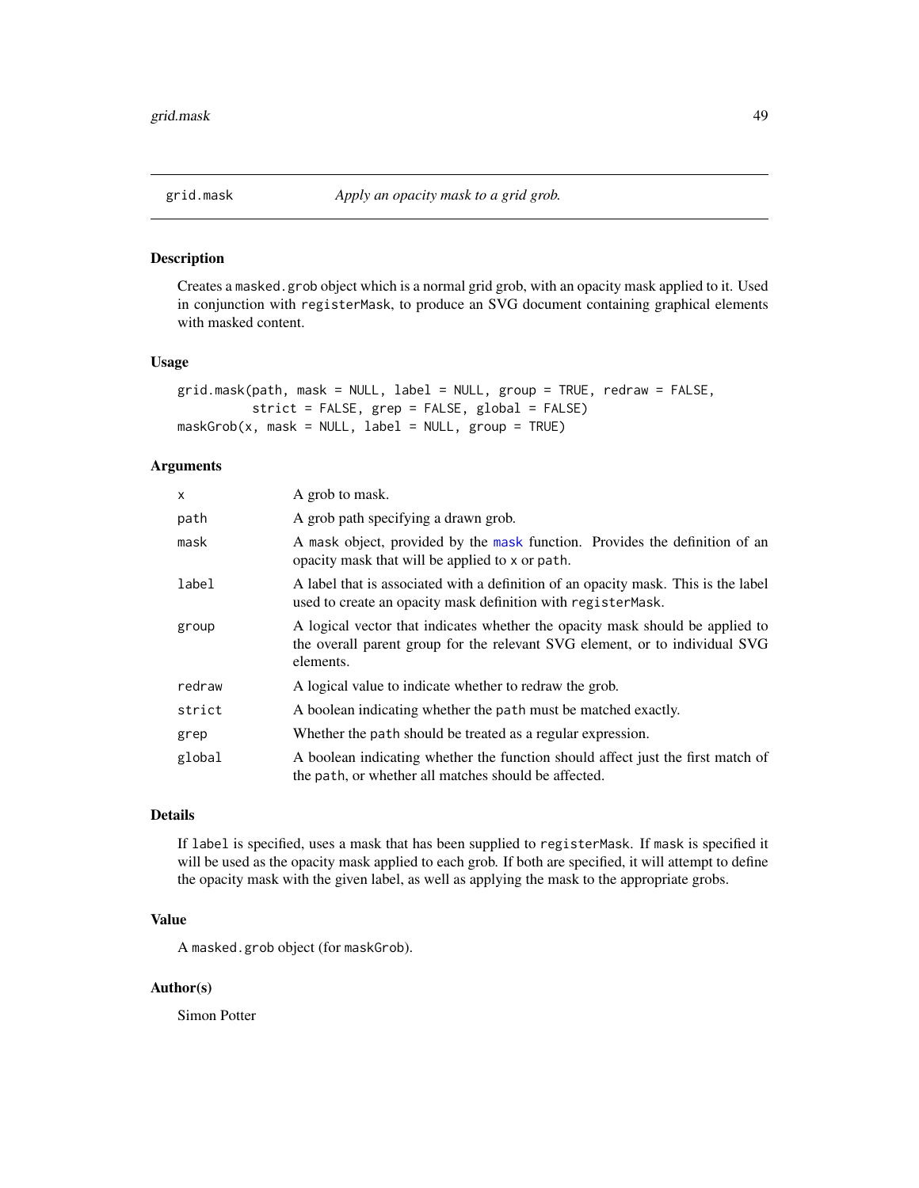grid.mask *Apply an opacity mask to a grid grob.*

## Description

Creates a masked.grob object which is a normal grid grob, with an opacity mask applied to it. Used in conjunction with registerMask, to produce an SVG document containing graphical elements with masked content.

## Usage

```
grid.mask(path, mask = NULL, label = NULL, group = TRUE, redraw = FALSE,
          strict = FALSE, grep = FALSE, global = FALSE)
maskGrob(x, mask = NULL, label = NULL, group = TRUE)
```

## Arguments

| | |
|---|---|
| x | A grob to mask. |
| path | A grob path specifying a drawn grob. |
| mask | A mask object, provided by the mask function. Provides the definition of an opacity mask that will be applied to x or path. |
| label | A label that is associated with a definition of an opacity mask. This is the label used to create an opacity mask definition with registerMask. |
| group | A logical vector that indicates whether the opacity mask should be applied to the overall parent group for the relevant SVG element, or to individual SVG elements. |
| redraw | A logical value to indicate whether to redraw the grob. |
| strict | A boolean indicating whether the path must be matched exactly. |
| grep | Whether the path should be treated as a regular expression. |
| global | A boolean indicating whether the function should affect just the first match of the path, or whether all matches should be affected. |

## Details

If label is specified, uses a mask that has been supplied to registerMask. If mask is specified it will be used as the opacity mask applied to each grob. If both are specified, it will attempt to define the opacity mask with the given label, as well as applying the mask to the appropriate grobs.

## Value

A masked.grob object (for maskGrob).

## Author(s)

Simon Potter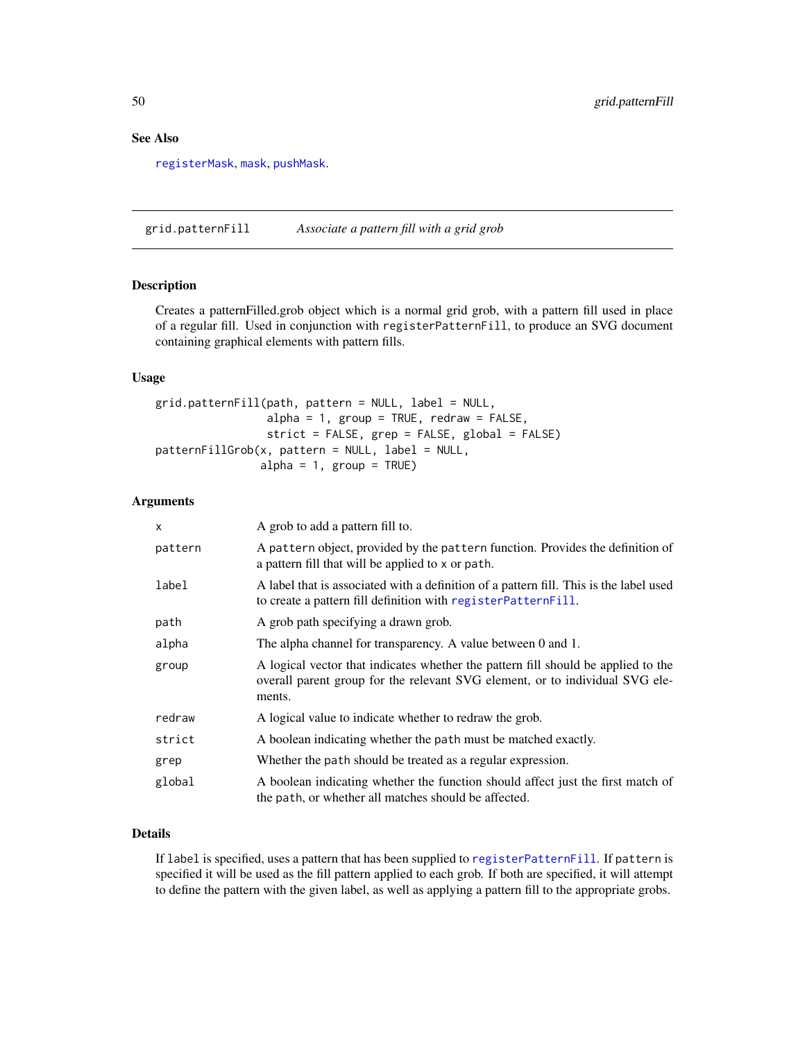## See Also

registerMask, mask, pushMask.

---

## grid.patternFill — *Associate a pattern fill with a grid grob*

### Description

Creates a patternFilled.grob object which is a normal grid grob, with a pattern fill used in place of a regular fill. Used in conjunction with `registerPatternFill`, to produce an SVG document containing graphical elements with pattern fills.

### Usage

```
grid.patternFill(path, pattern = NULL, label = NULL,
                 alpha = 1, group = TRUE, redraw = FALSE,
                 strict = FALSE, grep = FALSE, global = FALSE)
patternFillGrob(x, pattern = NULL, label = NULL,
                alpha = 1, group = TRUE)
```

### Arguments

| | |
|---|---|
| `x` | A grob to add a pattern fill to. |
| `pattern` | A `pattern` object, provided by the `pattern` function. Provides the definition of a pattern fill that will be applied to `x` or `path`. |
| `label` | A label that is associated with a definition of a pattern fill. This is the label used to create a pattern fill definition with `registerPatternFill`. |
| `path` | A grob path specifying a drawn grob. |
| `alpha` | The alpha channel for transparency. A value between 0 and 1. |
| `group` | A logical vector that indicates whether the pattern fill should be applied to the overall parent group for the relevant SVG element, or to individual SVG elements. |
| `redraw` | A logical value to indicate whether to redraw the grob. |
| `strict` | A boolean indicating whether the `path` must be matched exactly. |
| `grep` | Whether the `path` should be treated as a regular expression. |
| `global` | A boolean indicating whether the function should affect just the first match of the `path`, or whether all matches should be affected. |

### Details

If `label` is specified, uses a pattern that has been supplied to `registerPatternFill`. If `pattern` is specified it will be used as the fill pattern applied to each grob. If both are specified, it will attempt to define the pattern with the given label, as well as applying a pattern fill to the appropriate grobs.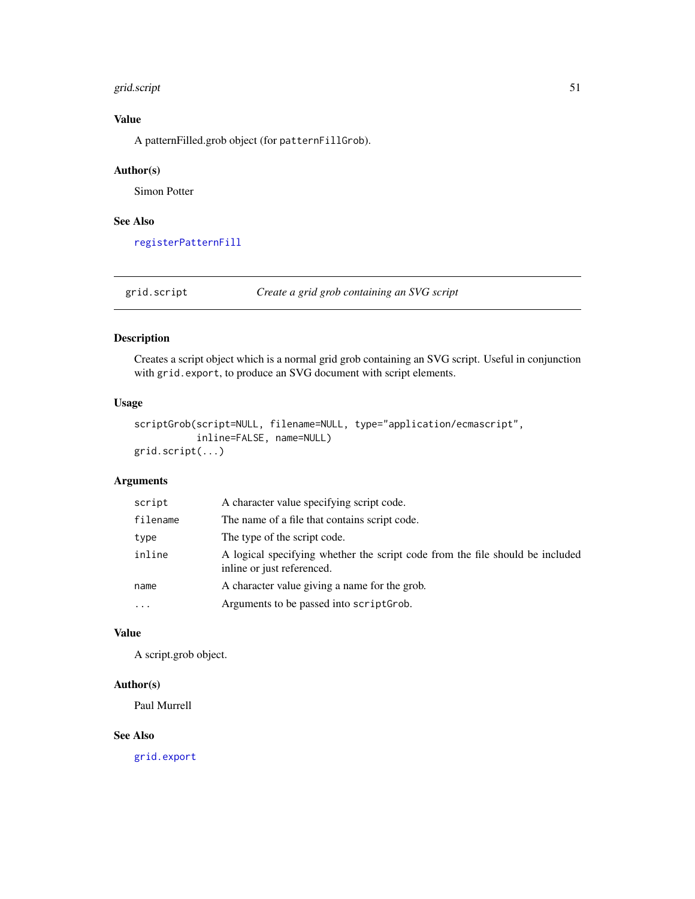### Value

A patternFilled.grob object (for `patternFillGrob`).

### Author(s)

Simon Potter

### See Also

`registerPatternFill`

---

## grid.script — *Create a grid grob containing an SVG script*

### Description

Creates a script object which is a normal grid grob containing an SVG script. Useful in conjunction with `grid.export`, to produce an SVG document with script elements.

### Usage

```
scriptGrob(script=NULL, filename=NULL, type="application/ecmascript",
           inline=FALSE, name=NULL)
grid.script(...)
```

### Arguments

| | |
|---|---|
| `script` | A character value specifying script code. |
| `filename` | The name of a file that contains script code. |
| `type` | The type of the script code. |
| `inline` | A logical specifying whether the script code from the file should be included inline or just referenced. |
| `name` | A character value giving a name for the grob. |
| `...` | Arguments to be passed into `scriptGrob`. |

### Value

A script.grob object.

### Author(s)

Paul Murrell

### See Also

`grid.export`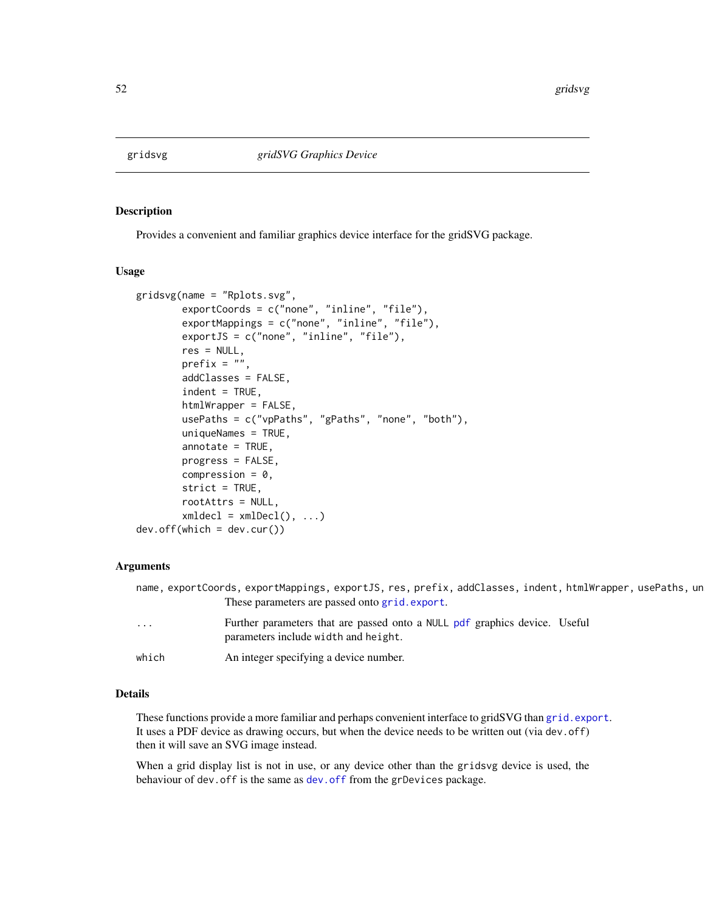## gridsvg — *gridSVG Graphics Device*

### Description

Provides a convenient and familiar graphics device interface for the gridSVG package.

### Usage

```
gridsvg(name = "Rplots.svg",
        exportCoords = c("none", "inline", "file"),
        exportMappings = c("none", "inline", "file"),
        exportJS = c("none", "inline", "file"),
        res = NULL,
        prefix = "",
        addClasses = FALSE,
        indent = TRUE,
        htmlWrapper = FALSE,
        usePaths = c("vpPaths", "gPaths", "none", "both"),
        uniqueNames = TRUE,
        annotate = TRUE,
        progress = FALSE,
        compression = 0,
        strict = TRUE,
        rootAttrs = NULL,
        xmldecl = xmlDecl(), ...)
dev.off(which = dev.cur())
```

### Arguments

`name, exportCoords, exportMappings, exportJS, res, prefix, addClasses, indent, htmlWrapper, usePaths, un`
: These parameters are passed onto `grid.export`.

`...`
: Further parameters that are passed onto a `NULL` `pdf` graphics device. Useful parameters include `width` and `height`.

`which`
: An integer specifying a device number.

### Details

These functions provide a more familiar and perhaps convenient interface to gridSVG than `grid.export`. It uses a PDF device as drawing occurs, but when the device needs to be written out (via `dev.off`) then it will save an SVG image instead.

When a grid display list is not in use, or any device other than the `gridsvg` device is used, the behaviour of `dev.off` is the same as `dev.off` from the `grDevices` package.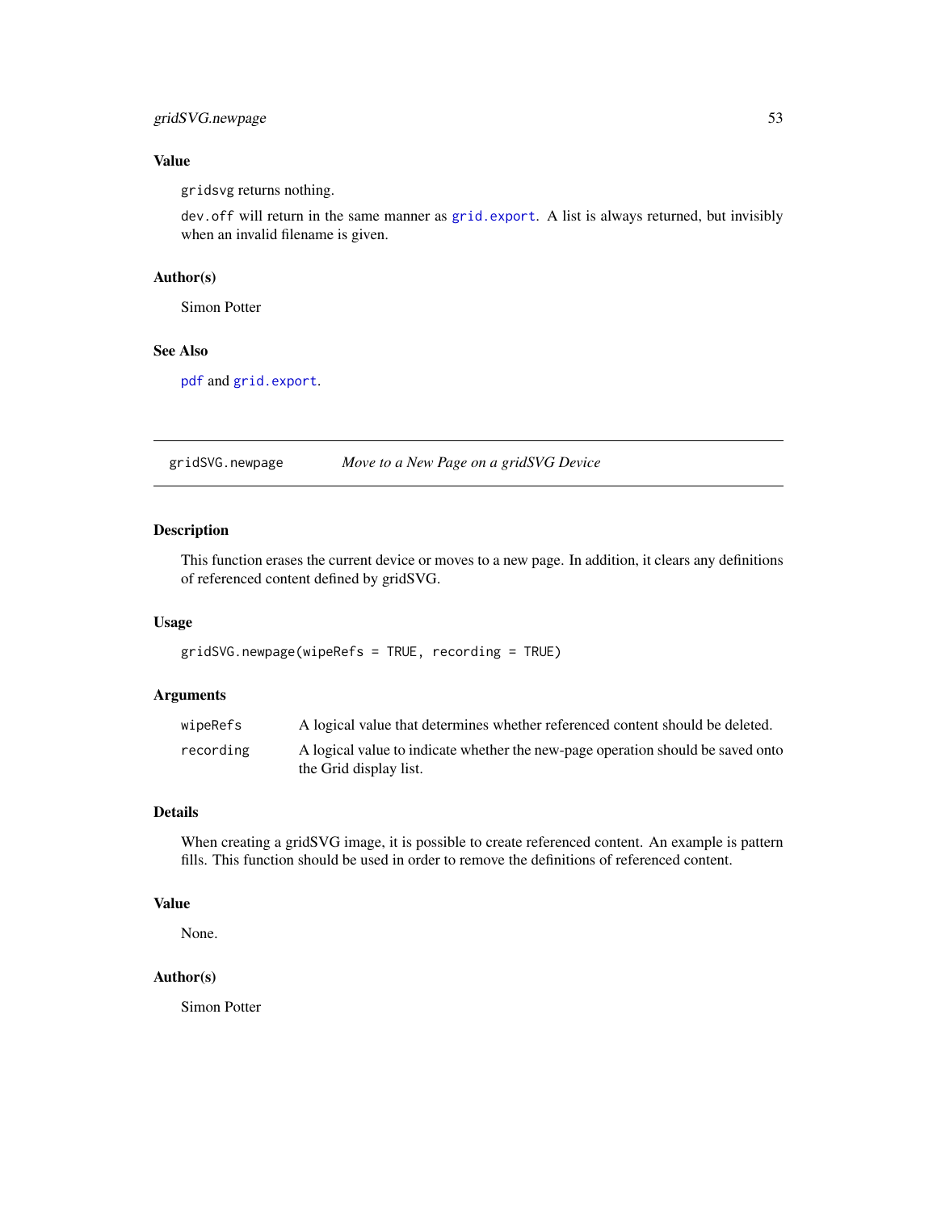### Value

gridsvg returns nothing.

dev.off will return in the same manner as grid.export. A list is always returned, but invisibly when an invalid filename is given.

### Author(s)

Simon Potter

### See Also

pdf and grid.export.

---

## gridSVG.newpage — *Move to a New Page on a gridSVG Device*

### Description

This function erases the current device or moves to a new page. In addition, it clears any definitions of referenced content defined by gridSVG.

### Usage

```
gridSVG.newpage(wipeRefs = TRUE, recording = TRUE)
```

### Arguments

| | |
|---|---|
| wipeRefs | A logical value that determines whether referenced content should be deleted. |
| recording | A logical value to indicate whether the new-page operation should be saved onto the Grid display list. |

### Details

When creating a gridSVG image, it is possible to create referenced content. An example is pattern fills. This function should be used in order to remove the definitions of referenced content.

### Value

None.

### Author(s)

Simon Potter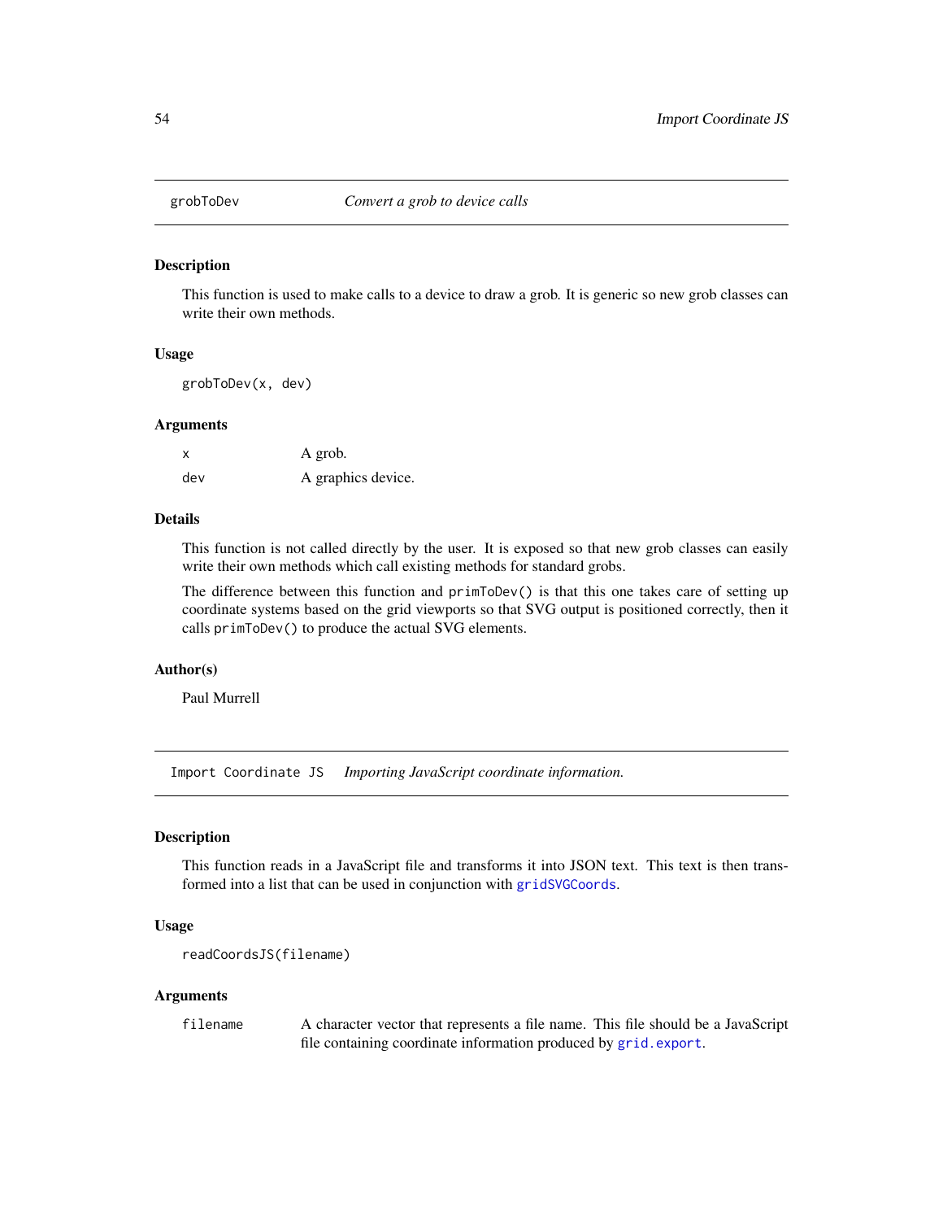## grobToDev *Convert a grob to device calls*

### Description

This function is used to make calls to a device to draw a grob. It is generic so new grob classes can write their own methods.

### Usage

```
grobToDev(x, dev)
```

### Arguments

| | |
|---|---|
| x | A grob. |
| dev | A graphics device. |

### Details

This function is not called directly by the user. It is exposed so that new grob classes can easily write their own methods which call existing methods for standard grobs.

The difference between this function and `primToDev()` is that this one takes care of setting up coordinate systems based on the grid viewports so that SVG output is positioned correctly, then it calls `primToDev()` to produce the actual SVG elements.

### Author(s)

Paul Murrell

## Import Coordinate JS *Importing JavaScript coordinate information.*

### Description

This function reads in a JavaScript file and transforms it into JSON text. This text is then transformed into a list that can be used in conjunction with `gridSVGCoords`.

### Usage

```
readCoordsJS(filename)
```

### Arguments

| | |
|---|---|
| filename | A character vector that represents a file name. This file should be a JavaScript file containing coordinate information produced by `grid.export`. |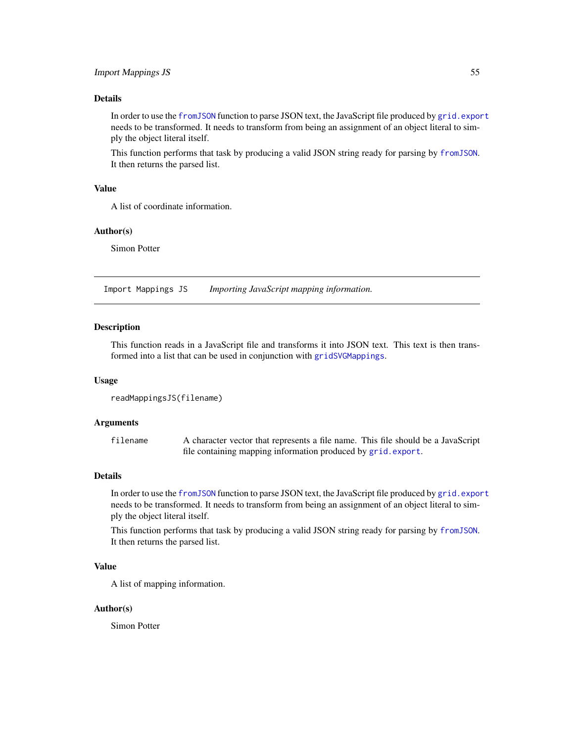### Details

In order to use the `fromJSON` function to parse JSON text, the JavaScript file produced by `grid.export` needs to be transformed. It needs to transform from being an assignment of an object literal to simply the object literal itself.

This function performs that task by producing a valid JSON string ready for parsing by `fromJSON`. It then returns the parsed list.

### Value

A list of coordinate information.

### Author(s)

Simon Potter

---

## Import Mappings JS — *Importing JavaScript mapping information.*

### Description

This function reads in a JavaScript file and transforms it into JSON text. This text is then transformed into a list that can be used in conjunction with `gridSVGMappings`.

### Usage

```
readMappingsJS(filename)
```

### Arguments

| | |
|---|---|
| `filename` | A character vector that represents a file name. This file should be a JavaScript file containing mapping information produced by `grid.export`. |

### Details

In order to use the `fromJSON` function to parse JSON text, the JavaScript file produced by `grid.export` needs to be transformed. It needs to transform from being an assignment of an object literal to simply the object literal itself.

This function performs that task by producing a valid JSON string ready for parsing by `fromJSON`. It then returns the parsed list.

### Value

A list of mapping information.

### Author(s)

Simon Potter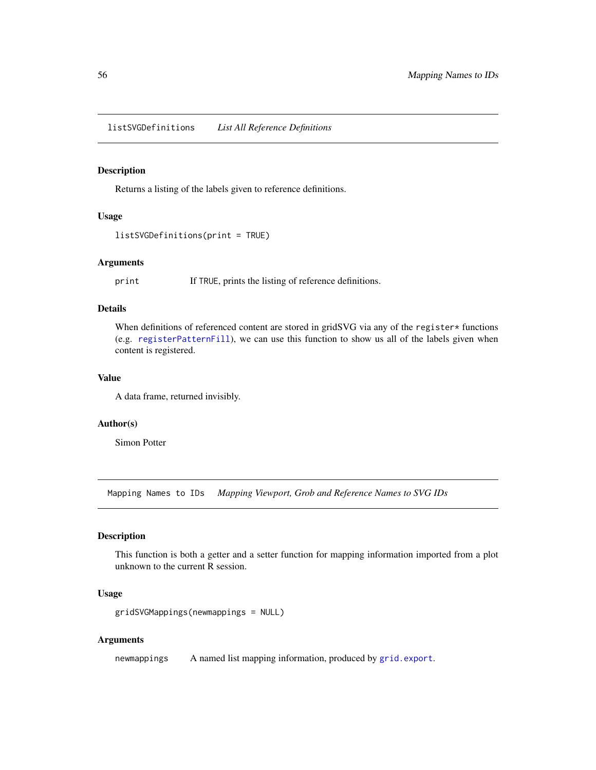## listSVGDefinitions — *List All Reference Definitions*

### Description

Returns a listing of the labels given to reference definitions.

### Usage

```
listSVGDefinitions(print = TRUE)
```

### Arguments

| | |
|---|---|
| `print` | If `TRUE`, prints the listing of reference definitions. |

### Details

When definitions of referenced content are stored in gridSVG via any of the `register*` functions (e.g. `registerPatternFill`), we can use this function to show us all of the labels given when content is registered.

### Value

A data frame, returned invisibly.

### Author(s)

Simon Potter

## Mapping Names to IDs — *Mapping Viewport, Grob and Reference Names to SVG IDs*

### Description

This function is both a getter and a setter function for mapping information imported from a plot unknown to the current R session.

### Usage

```
gridSVGMappings(newmappings = NULL)
```

### Arguments

| | |
|---|---|
| `newmappings` | A named list mapping information, produced by `grid.export`. |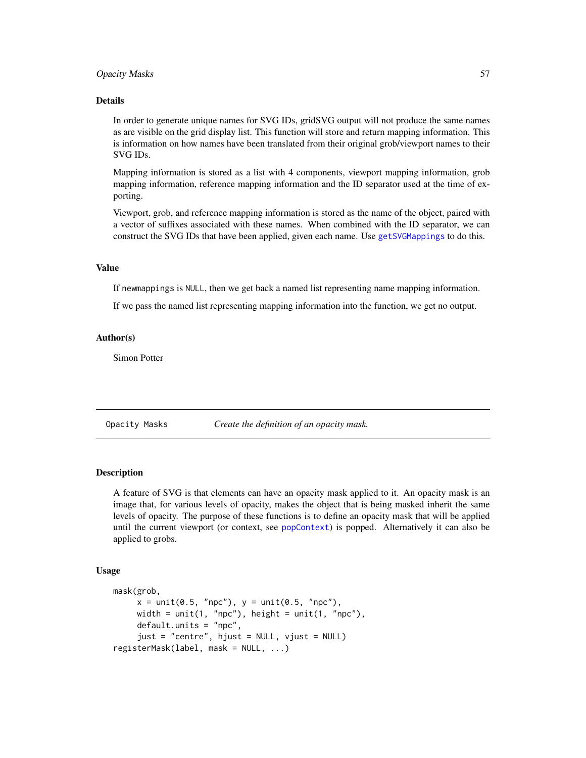## Details

In order to generate unique names for SVG IDs, gridSVG output will not produce the same names as are visible on the grid display list. This function will store and return mapping information. This is information on how names have been translated from their original grob/viewport names to their SVG IDs.

Mapping information is stored as a list with 4 components, viewport mapping information, grob mapping information, reference mapping information and the ID separator used at the time of exporting.

Viewport, grob, and reference mapping information is stored as the name of the object, paired with a vector of suffixes associated with these names. When combined with the ID separator, we can construct the SVG IDs that have been applied, given each name. Use `getSVGMappings` to do this.

## Value

If `newmappings` is `NULL`, then we get back a named list representing name mapping information.

If we pass the named list representing mapping information into the function, we get no output.

## Author(s)

Simon Potter

---

# Opacity Masks — *Create the definition of an opacity mask.*

## Description

A feature of SVG is that elements can have an opacity mask applied to it. An opacity mask is an image that, for various levels of opacity, makes the object that is being masked inherit the same levels of opacity. The purpose of these functions is to define an opacity mask that will be applied until the current viewport (or context, see `popContext`) is popped. Alternatively it can also be applied to grobs.

## Usage

```
mask(grob,
     x = unit(0.5, "npc"), y = unit(0.5, "npc"),
     width = unit(1, "npc"), height = unit(1, "npc"),
     default.units = "npc",
     just = "centre", hjust = NULL, vjust = NULL)
registerMask(label, mask = NULL, ...)
```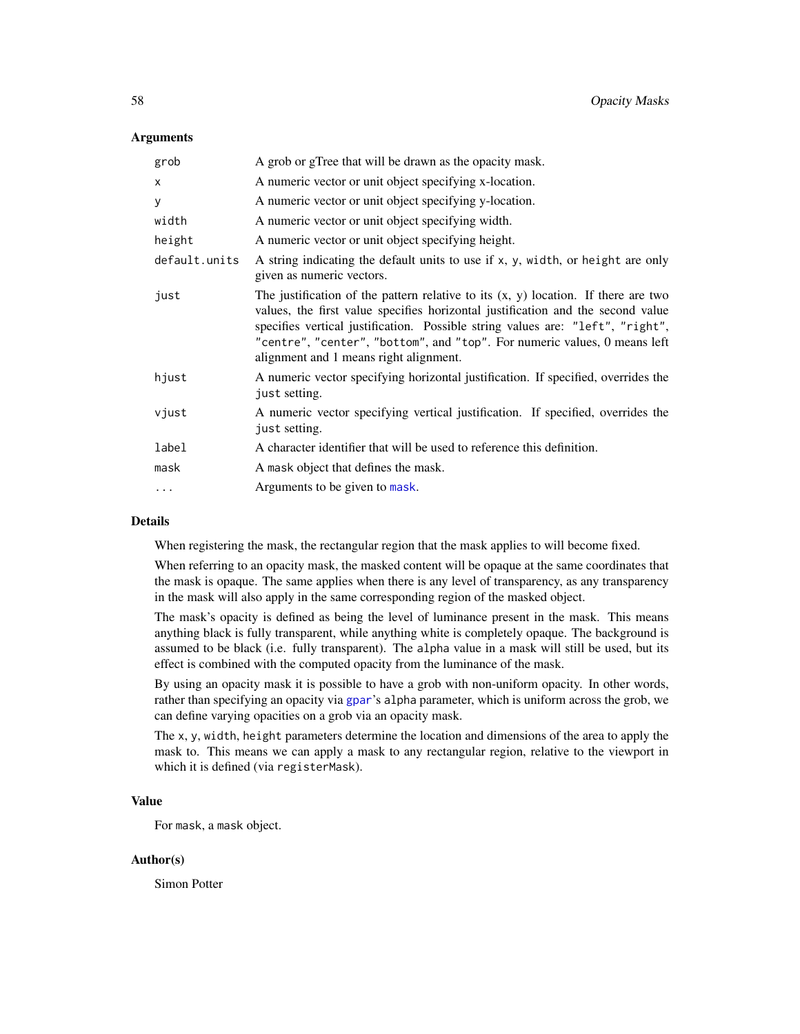## Arguments

| | |
|---|---|
| `grob` | A grob or gTree that will be drawn as the opacity mask. |
| `x` | A numeric vector or unit object specifying x-location. |
| `y` | A numeric vector or unit object specifying y-location. |
| `width` | A numeric vector or unit object specifying width. |
| `height` | A numeric vector or unit object specifying height. |
| `default.units` | A string indicating the default units to use if `x`, `y`, `width`, or `height` are only given as numeric vectors. |
| `just` | The justification of the pattern relative to its (x, y) location. If there are two values, the first value specifies horizontal justification and the second value specifies vertical justification. Possible string values are: `"left"`, `"right"`, `"centre"`, `"center"`, `"bottom"`, and `"top"`. For numeric values, 0 means left alignment and 1 means right alignment. |
| `hjust` | A numeric vector specifying horizontal justification. If specified, overrides the `just` setting. |
| `vjust` | A numeric vector specifying vertical justification. If specified, overrides the `just` setting. |
| `label` | A character identifier that will be used to reference this definition. |
| `mask` | A `mask` object that defines the mask. |
| `...` | Arguments to be given to `mask`. |

## Details

When registering the mask, the rectangular region that the mask applies to will become fixed.

When referring to an opacity mask, the masked content will be opaque at the same coordinates that the mask is opaque. The same applies when there is any level of transparency, as any transparency in the mask will also apply in the same corresponding region of the masked object.

The mask's opacity is defined as being the level of luminance present in the mask. This means anything black is fully transparent, while anything white is completely opaque. The background is assumed to be black (i.e. fully transparent). The `alpha` value in a mask will still be used, but its effect is combined with the computed opacity from the luminance of the mask.

By using an opacity mask it is possible to have a grob with non-uniform opacity. In other words, rather than specifying an opacity via `gpar`'s `alpha` parameter, which is uniform across the grob, we can define varying opacities on a grob via an opacity mask.

The `x`, `y`, `width`, `height` parameters determine the location and dimensions of the area to apply the mask to. This means we can apply a mask to any rectangular region, relative to the viewport in which it is defined (via `registerMask`).

## Value

For `mask`, a `mask` object.

## Author(s)

Simon Potter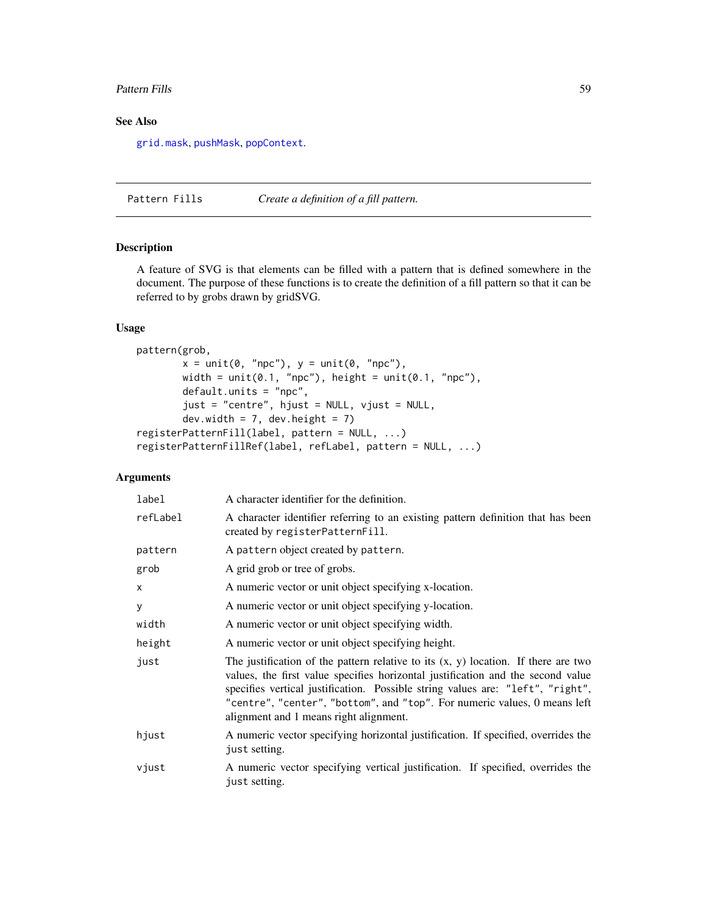### See Also

grid.mask, pushMask, popContext.

---

## Pattern Fills — *Create a definition of a fill pattern.*

### Description

A feature of SVG is that elements can be filled with a pattern that is defined somewhere in the document. The purpose of these functions is to create the definition of a fill pattern so that it can be referred to by grobs drawn by gridSVG.

### Usage

```
pattern(grob,
        x = unit(0, "npc"), y = unit(0, "npc"),
        width = unit(0.1, "npc"), height = unit(0.1, "npc"),
        default.units = "npc",
        just = "centre", hjust = NULL, vjust = NULL,
        dev.width = 7, dev.height = 7)
registerPatternFill(label, pattern = NULL, ...)
registerPatternFillRef(label, refLabel, pattern = NULL, ...)
```

### Arguments

| | |
|---|---|
| `label` | A character identifier for the definition. |
| `refLabel` | A character identifier referring to an existing pattern definition that has been created by `registerPatternFill`. |
| `pattern` | A `pattern` object created by `pattern`. |
| `grob` | A grid grob or tree of grobs. |
| `x` | A numeric vector or unit object specifying x-location. |
| `y` | A numeric vector or unit object specifying y-location. |
| `width` | A numeric vector or unit object specifying width. |
| `height` | A numeric vector or unit object specifying height. |
| `just` | The justification of the pattern relative to its (x, y) location. If there are two values, the first value specifies horizontal justification and the second value specifies vertical justification. Possible string values are: `"left"`, `"right"`, `"centre"`, `"center"`, `"bottom"`, and `"top"`. For numeric values, 0 means left alignment and 1 means right alignment. |
| `hjust` | A numeric vector specifying horizontal justification. If specified, overrides the `just` setting. |
| `vjust` | A numeric vector specifying vertical justification. If specified, overrides the `just` setting. |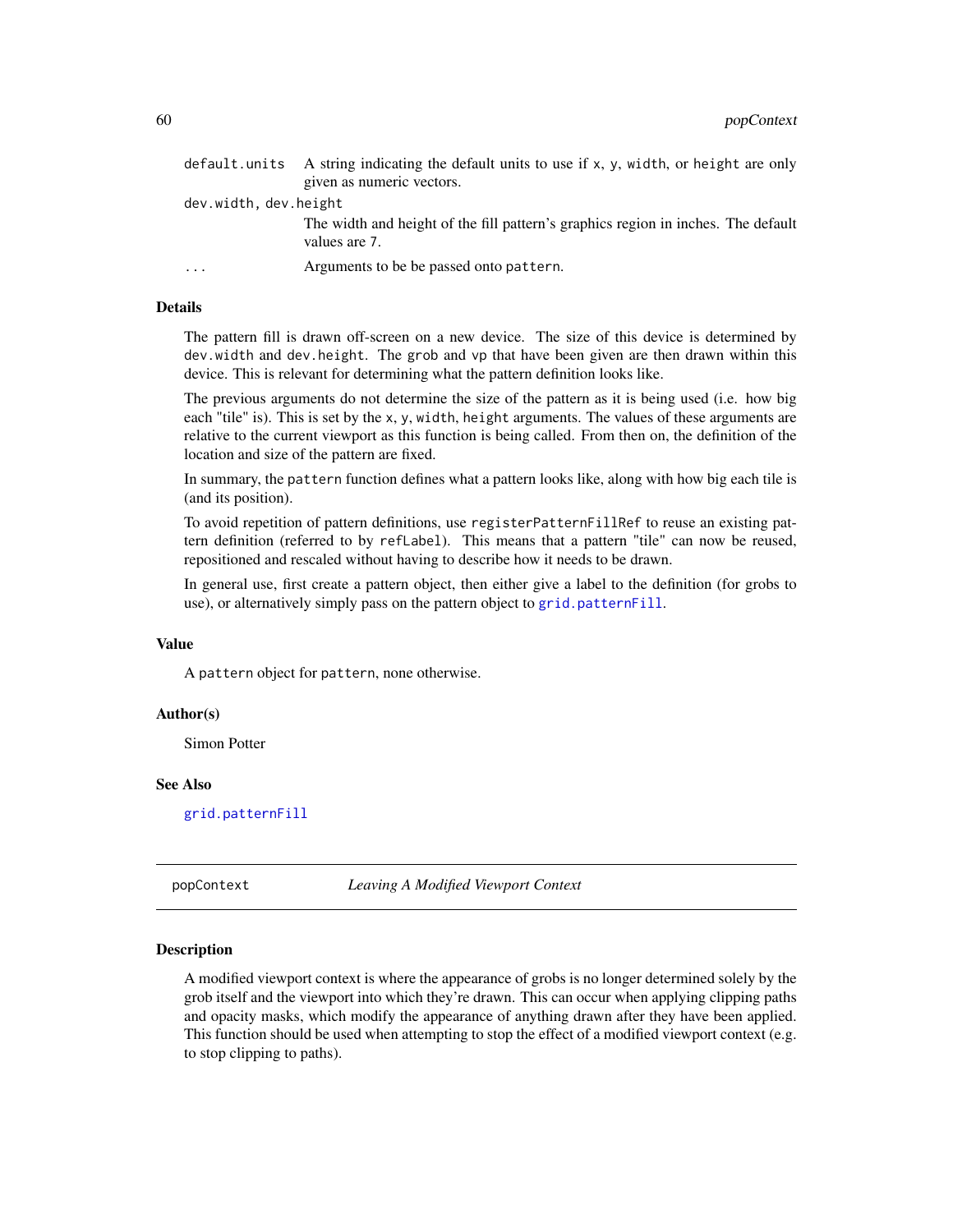| | |
|---|---|
| `default.units` | A string indicating the default units to use if `x`, `y`, `width`, or `height` are only given as numeric vectors. |
| `dev.width, dev.height` | The width and height of the fill pattern's graphics region in inches. The default values are `7`. |
| `...` | Arguments to be be passed onto `pattern`. |

### Details

The pattern fill is drawn off-screen on a new device. The size of this device is determined by `dev.width` and `dev.height`. The `grob` and `vp` that have been given are then drawn within this device. This is relevant for determining what the pattern definition looks like.

The previous arguments do not determine the size of the pattern as it is being used (i.e. how big each "tile" is). This is set by the `x`, `y`, `width`, `height` arguments. The values of these arguments are relative to the current viewport as this function is being called. From then on, the definition of the location and size of the pattern are fixed.

In summary, the `pattern` function defines what a pattern looks like, along with how big each tile is (and its position).

To avoid repetition of pattern definitions, use `registerPatternFillRef` to reuse an existing pattern definition (referred to by `refLabel`). This means that a pattern "tile" can now be reused, repositioned and rescaled without having to describe how it needs to be drawn.

In general use, first create a pattern object, then either give a label to the definition (for grobs to use), or alternatively simply pass on the pattern object to `grid.patternFill`.

### Value

A `pattern` object for `pattern`, none otherwise.

### Author(s)

Simon Potter

### See Also

`grid.patternFill`

---

## popContext — *Leaving A Modified Viewport Context*

### Description

A modified viewport context is where the appearance of grobs is no longer determined solely by the grob itself and the viewport into which they're drawn. This can occur when applying clipping paths and opacity masks, which modify the appearance of anything drawn after they have been applied. This function should be used when attempting to stop the effect of a modified viewport context (e.g. to stop clipping to paths).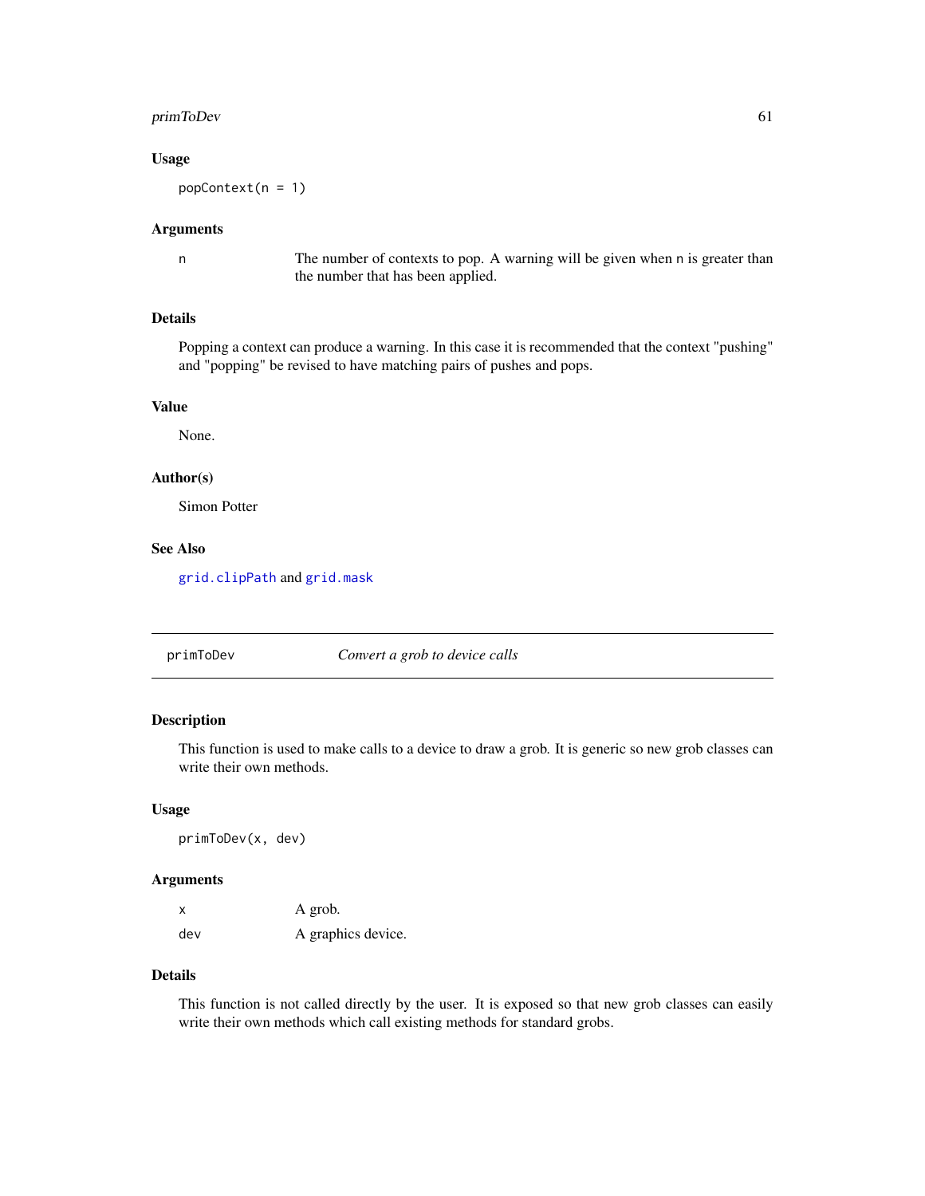### Usage

```
popContext(n = 1)
```

### Arguments

| | |
|---|---|
| n | The number of contexts to pop. A warning will be given when n is greater than the number that has been applied. |

### Details

Popping a context can produce a warning. In this case it is recommended that the context "pushing" and "popping" be revised to have matching pairs of pushes and pops.

### Value

None.

### Author(s)

Simon Potter

### See Also

grid.clipPath and grid.mask

---

## primToDev *Convert a grob to device calls*

### Description

This function is used to make calls to a device to draw a grob. It is generic so new grob classes can write their own methods.

### Usage

```
primToDev(x, dev)
```

### Arguments

| | |
|---|---|
| x | A grob. |
| dev | A graphics device. |

### Details

This function is not called directly by the user. It is exposed so that new grob classes can easily write their own methods which call existing methods for standard grobs.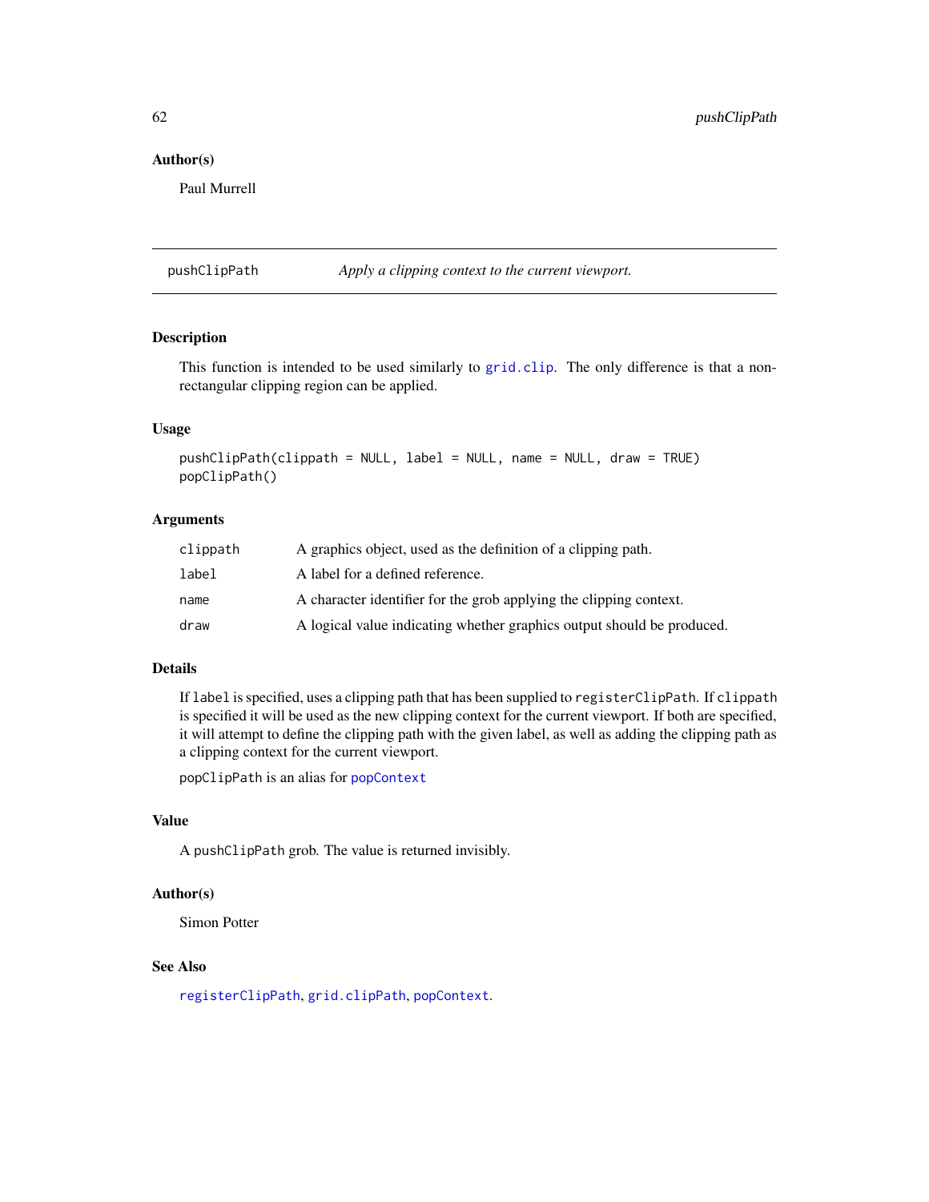## Author(s)

Paul Murrell

---

`pushClipPath` *Apply a clipping context to the current viewport.*

---

## Description

This function is intended to be used similarly to `grid.clip`. The only difference is that a non-rectangular clipping region can be applied.

## Usage

```
pushClipPath(clippath = NULL, label = NULL, name = NULL, draw = TRUE)
popClipPath()
```

## Arguments

| | |
|---|---|
| `clippath` | A graphics object, used as the definition of a clipping path. |
| `label` | A label for a defined reference. |
| `name` | A character identifier for the grob applying the clipping context. |
| `draw` | A logical value indicating whether graphics output should be produced. |

## Details

If `label` is specified, uses a clipping path that has been supplied to `registerClipPath`. If `clippath` is specified it will be used as the new clipping context for the current viewport. If both are specified, it will attempt to define the clipping path with the given label, as well as adding the clipping path as a clipping context for the current viewport.

`popClipPath` is an alias for `popContext`

## Value

A `pushClipPath` grob. The value is returned invisibly.

## Author(s)

Simon Potter

## See Also

`registerClipPath`, `grid.clipPath`, `popContext`.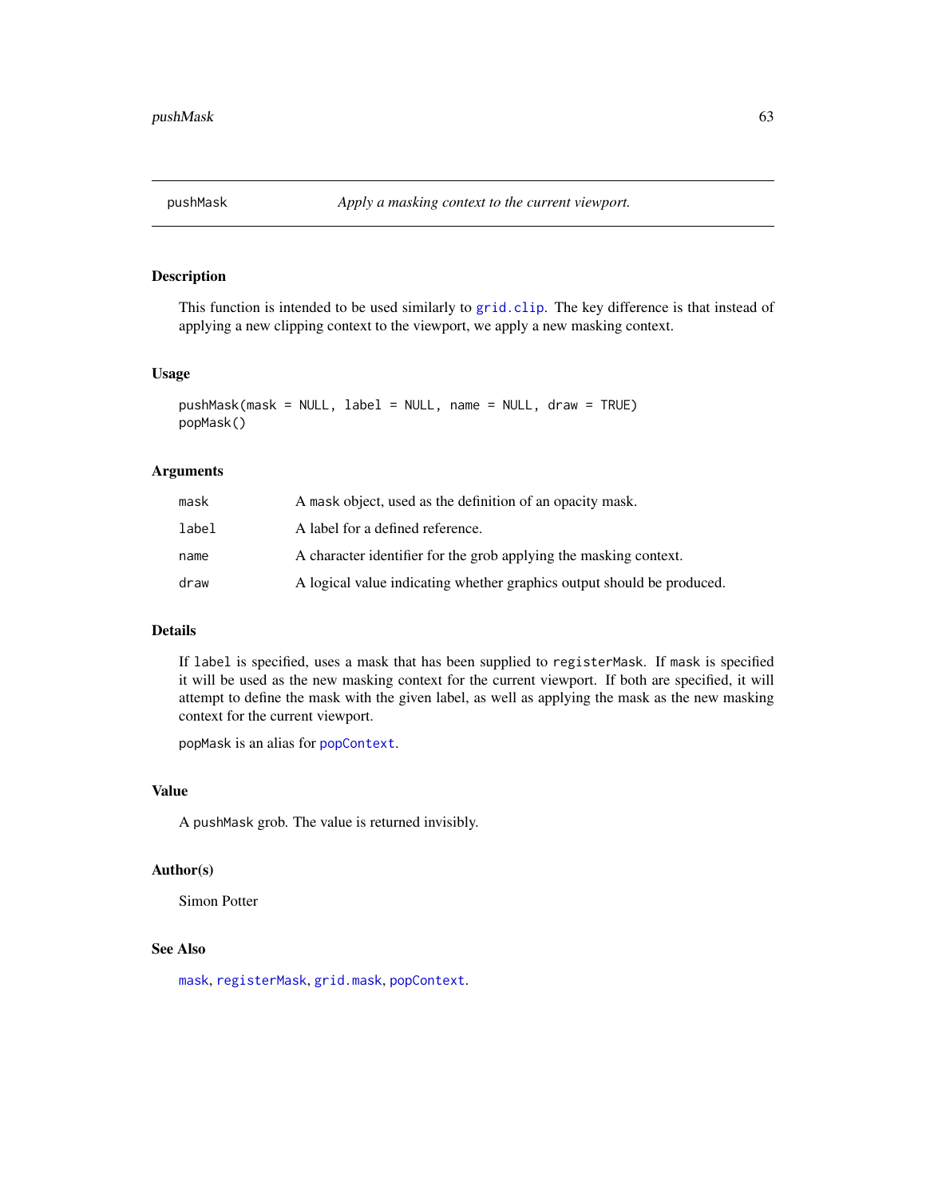pushMask *Apply a masking context to the current viewport.*

## Description

This function is intended to be used similarly to `grid.clip`. The key difference is that instead of applying a new clipping context to the viewport, we apply a new masking context.

## Usage

```
pushMask(mask = NULL, label = NULL, name = NULL, draw = TRUE)
popMask()
```

## Arguments

| | |
|---|---|
| `mask` | A `mask` object, used as the definition of an opacity mask. |
| `label` | A label for a defined reference. |
| `name` | A character identifier for the grob applying the masking context. |
| `draw` | A logical value indicating whether graphics output should be produced. |

## Details

If `label` is specified, uses a mask that has been supplied to `registerMask`. If `mask` is specified it will be used as the new masking context for the current viewport. If both are specified, it will attempt to define the mask with the given label, as well as applying the mask as the new masking context for the current viewport.

`popMask` is an alias for `popContext`.

## Value

A `pushMask` grob. The value is returned invisibly.

## Author(s)

Simon Potter

## See Also

`mask`, `registerMask`, `grid.mask`, `popContext`.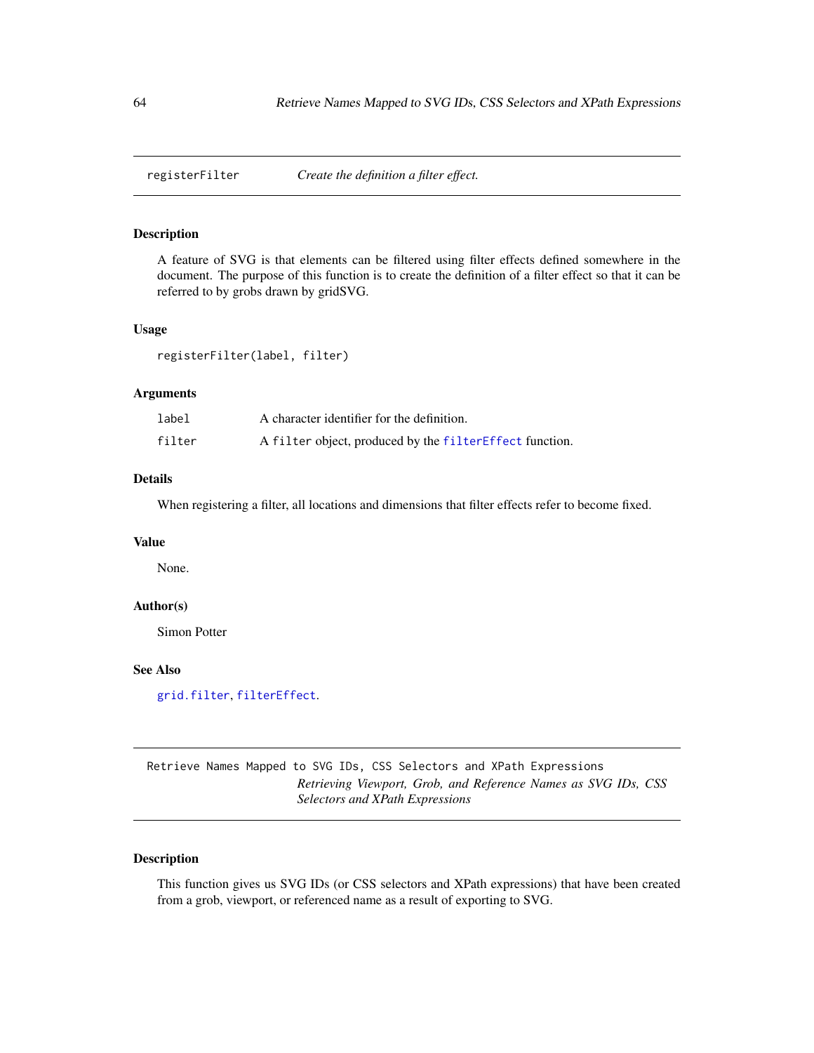## registerFilter *Create the definition a filter effect.*

### Description

A feature of SVG is that elements can be filtered using filter effects defined somewhere in the document. The purpose of this function is to create the definition of a filter effect so that it can be referred to by grobs drawn by gridSVG.

### Usage

```
registerFilter(label, filter)
```

### Arguments

| | |
|---|---|
| `label` | A character identifier for the definition. |
| `filter` | A `filter` object, produced by the `filterEffect` function. |

### Details

When registering a filter, all locations and dimensions that filter effects refer to become fixed.

### Value

None.

### Author(s)

Simon Potter

### See Also

`grid.filter`, `filterEffect`.

## Retrieve Names Mapped to SVG IDs, CSS Selectors and XPath Expressions *Retrieving Viewport, Grob, and Reference Names as SVG IDs, CSS Selectors and XPath Expressions*

### Description

This function gives us SVG IDs (or CSS selectors and XPath expressions) that have been created from a grob, viewport, or referenced name as a result of exporting to SVG.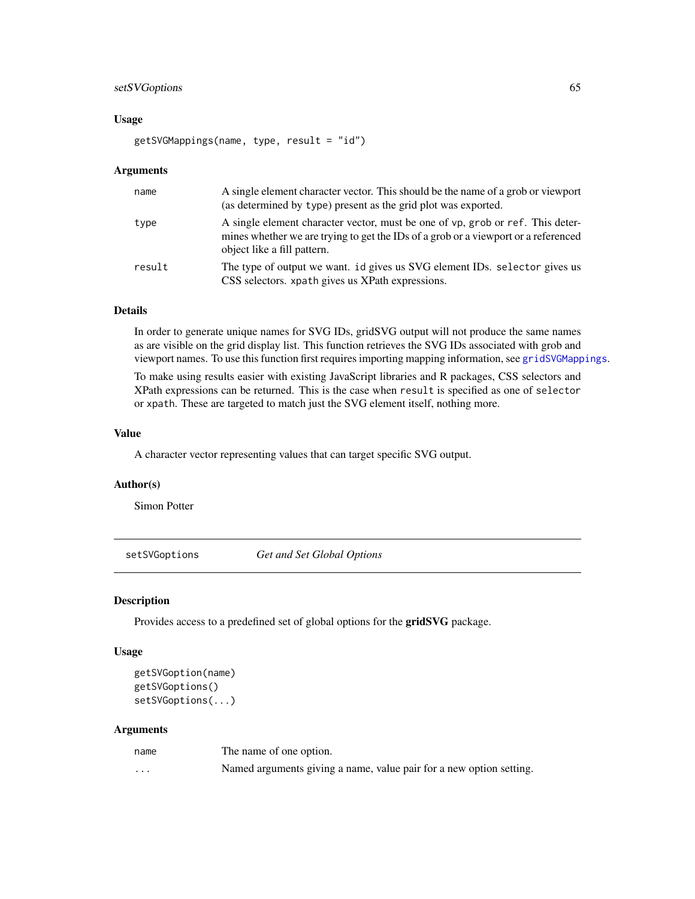### Usage

```
getSVGMappings(name, type, result = "id")
```

### Arguments

| | |
|---|---|
| name | A single element character vector. This should be the name of a grob or viewport (as determined by type) present as the grid plot was exported. |
| type | A single element character vector, must be one of vp, grob or ref. This determines whether we are trying to get the IDs of a grob or a viewport or a referenced object like a fill pattern. |
| result | The type of output we want. id gives us SVG element IDs. selector gives us CSS selectors. xpath gives us XPath expressions. |

### Details

In order to generate unique names for SVG IDs, gridSVG output will not produce the same names as are visible on the grid display list. This function retrieves the SVG IDs associated with grob and viewport names. To use this function first requires importing mapping information, see gridSVGMappings.

To make using results easier with existing JavaScript libraries and R packages, CSS selectors and XPath expressions can be returned. This is the case when result is specified as one of selector or xpath. These are targeted to match just the SVG element itself, nothing more.

### Value

A character vector representing values that can target specific SVG output.

### Author(s)

Simon Potter

---

## setSVGoptions *Get and Set Global Options*

### Description

Provides access to a predefined set of global options for the **gridSVG** package.

### Usage

```
getSVGoption(name)
getSVGoptions()
setSVGoptions(...)
```

### Arguments

| | |
|---|---|
| name | The name of one option. |
| ... | Named arguments giving a name, value pair for a new option setting. |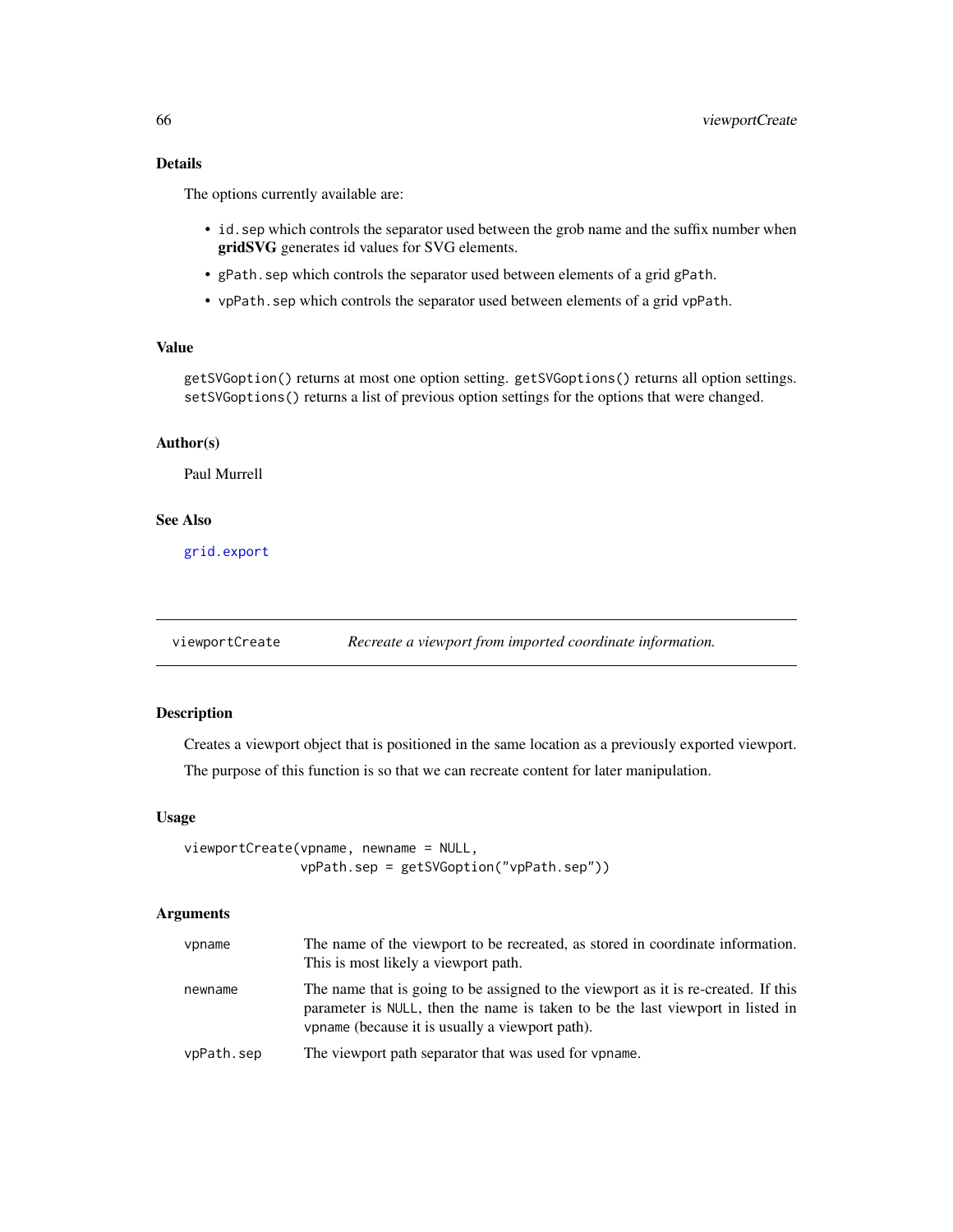## Details

The options currently available are:

- `id.sep` which controls the separator used between the grob name and the suffix number when **gridSVG** generates id values for SVG elements.
- `gPath.sep` which controls the separator used between elements of a grid `gPath`.
- `vpPath.sep` which controls the separator used between elements of a grid `vpPath`.

## Value

`getSVGoption()` returns at most one option setting. `getSVGoptions()` returns all option settings. `setSVGoptions()` returns a list of previous option settings for the options that were changed.

## Author(s)

Paul Murrell

## See Also

`grid.export`

---

# viewportCreate — *Recreate a viewport from imported coordinate information.*

---

## Description

Creates a viewport object that is positioned in the same location as a previously exported viewport.

The purpose of this function is so that we can recreate content for later manipulation.

## Usage

```
viewportCreate(vpname, newname = NULL,
               vpPath.sep = getSVGoption("vpPath.sep"))
```

## Arguments

| | |
|---|---|
| `vpname` | The name of the viewport to be recreated, as stored in coordinate information. This is most likely a viewport path. |
| `newname` | The name that is going to be assigned to the viewport as it is re-created. If this parameter is `NULL`, then the name is taken to be the last viewport in listed in `vpname` (because it is usually a viewport path). |
| `vpPath.sep` | The viewport path separator that was used for `vpname`. |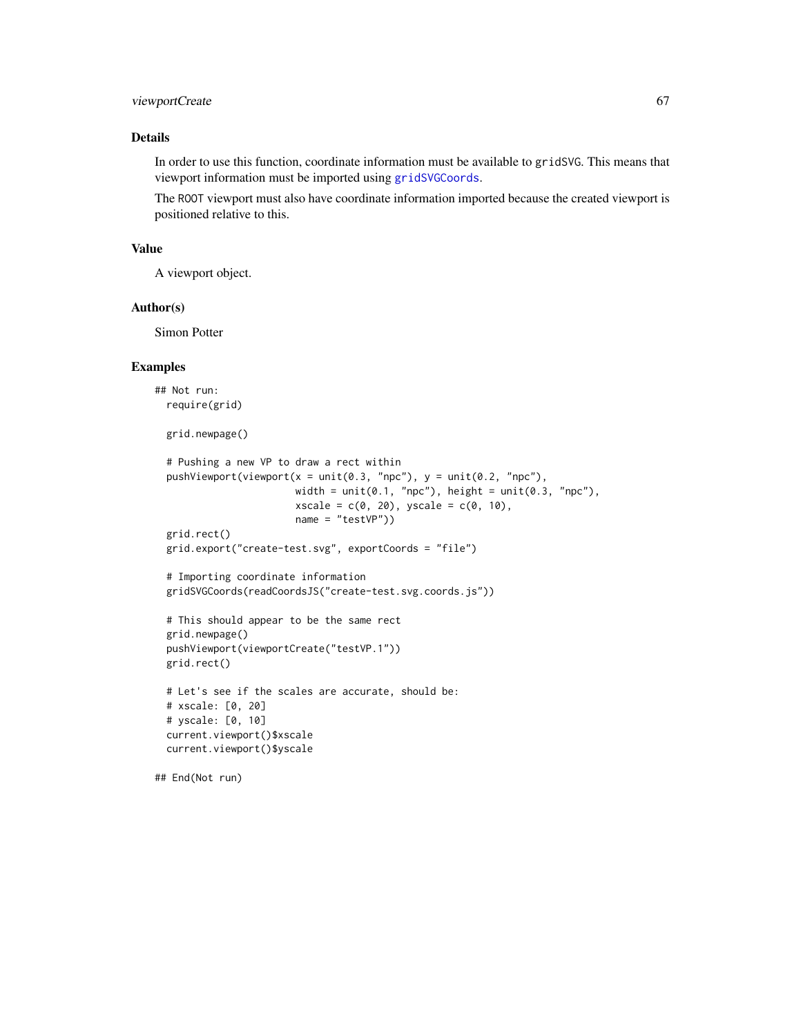### Details

In order to use this function, coordinate information must be available to `gridSVG`. This means that viewport information must be imported using `gridSVGCoords`.

The `ROOT` viewport must also have coordinate information imported because the created viewport is positioned relative to this.

### Value

A viewport object.

### Author(s)

Simon Potter

### Examples

```
## Not run:
  require(grid)

  grid.newpage()

  # Pushing a new VP to draw a rect within
  pushViewport(viewport(x = unit(0.3, "npc"), y = unit(0.2, "npc"),
                        width = unit(0.1, "npc"), height = unit(0.3, "npc"),
                        xscale = c(0, 20), yscale = c(0, 10),
                        name = "testVP"))
  grid.rect()
  grid.export("create-test.svg", exportCoords = "file")

  # Importing coordinate information
  gridSVGCoords(readCoordsJS("create-test.svg.coords.js"))

  # This should appear to be the same rect
  grid.newpage()
  pushViewport(viewportCreate("testVP.1"))
  grid.rect()

  # Let's see if the scales are accurate, should be:
  # xscale: [0, 20]
  # yscale: [0, 10]
  current.viewport()$xscale
  current.viewport()$yscale

## End(Not run)
```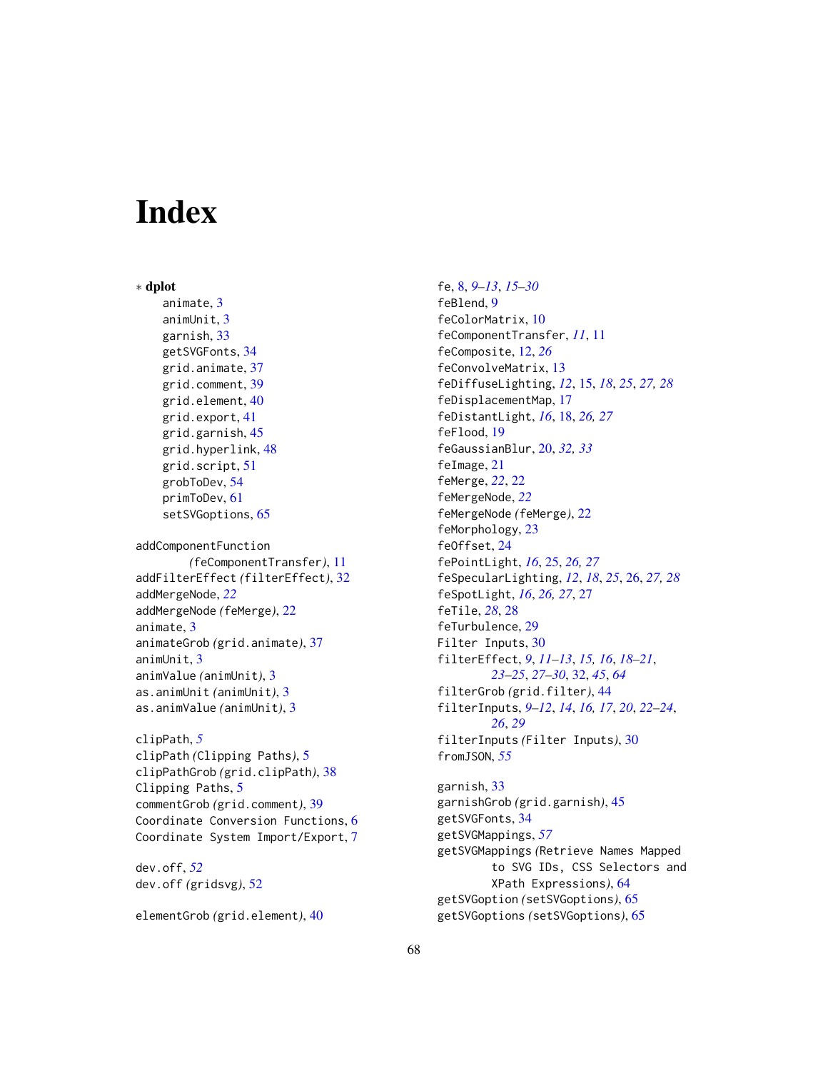# Index

∗ **dplot**

animate, 3
animUnit, 3
garnish, 33
getSVGFonts, 34
grid.animate, 37
grid.comment, 39
grid.element, 40
grid.export, 41
grid.garnish, 45
grid.hyperlink, 48
grid.script, 51
grobToDev, 54
primToDev, 61
setSVGoptions, 65

addComponentFunction *(feComponentTransfer)*, 11
addFilterEffect *(filterEffect)*, 32
addMergeNode, *22*
addMergeNode *(feMerge)*, 22
animate, 3
animateGrob *(grid.animate)*, 37
animUnit, 3
animValue *(animUnit)*, 3
as.animUnit *(animUnit)*, 3
as.animValue *(animUnit)*, 3

clipPath, *5*
clipPath *(Clipping Paths)*, 5
clipPathGrob *(grid.clipPath)*, 38
Clipping Paths, 5
commentGrob *(grid.comment)*, 39
Coordinate Conversion Functions, 6
Coordinate System Import/Export, 7

dev.off, *52*
dev.off *(gridsvg)*, 52

elementGrob *(grid.element)*, 40

fe, 8, *9–13*, *15–30*
feBlend, 9
feColorMatrix, 10
feComponentTransfer, *11*, 11
feComposite, 12, *26*
feConvolveMatrix, 13
feDiffuseLighting, *12*, 15, *18*, *25*, *27*, *28*
feDisplacementMap, 17
feDistantLight, *16*, 18, *26*, *27*
feFlood, 19
feGaussianBlur, 20, *32*, *33*
feImage, 21
feMerge, *22*, 22
feMergeNode, *22*
feMergeNode *(feMerge)*, 22
feMorphology, 23
feOffset, 24
fePointLight, *16*, 25, *26*, *27*
feSpecularLighting, *12*, *18*, *25*, 26, *27*, *28*
feSpotLight, *16*, *26*, *27*, 27
feTile, *28*, 28
feTurbulence, 29
Filter Inputs, 30
filterEffect, *9*, *11–13*, *15*, *16*, *18–21*, *23–25*, *27–30*, 32, *45*, *64*
filterGrob *(grid.filter)*, 44
filterInputs, *9–12*, *14*, *16*, *17*, *20*, *22–24*, *26*, *29*
filterInputs *(Filter Inputs)*, 30
fromJSON, *55*

garnish, 33
garnishGrob *(grid.garnish)*, 45
getSVGFonts, 34
getSVGMappings, *57*
getSVGMappings *(Retrieve Names Mapped to SVG IDs, CSS Selectors and XPath Expressions)*, 64
getSVGoption *(setSVGoptions)*, 65
getSVGoptions *(setSVGoptions)*, 65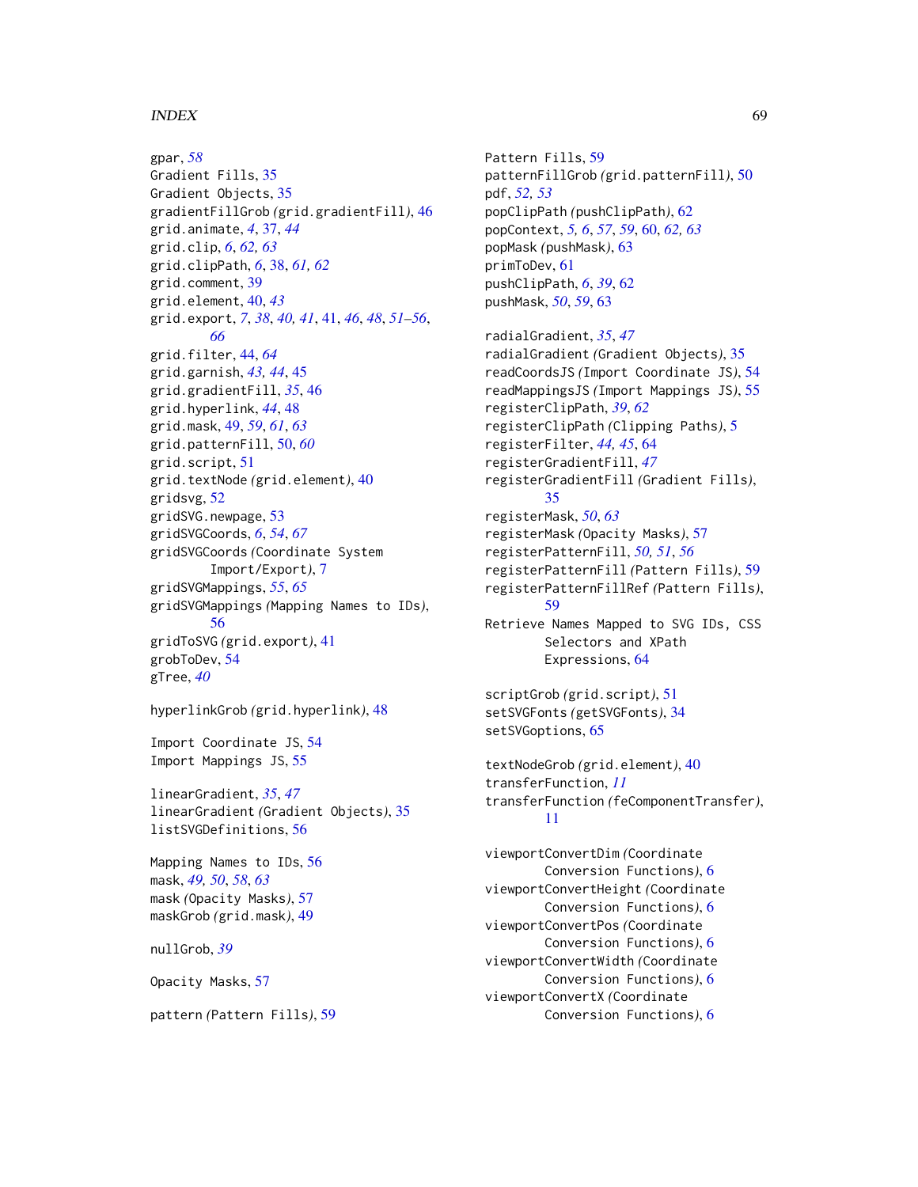gpar, *58*
Gradient Fills, 35
Gradient Objects, 35
gradientFillGrob *(grid.gradientFill)*, 46
grid.animate, *4*, 37, *44*
grid.clip, *6*, *62, 63*
grid.clipPath, *6*, 38, *61, 62*
grid.comment, 39
grid.element, 40, *43*
grid.export, *7*, *38*, *40, 41*, 41, *46*, *48*, *51–56*, *66*
grid.filter, 44, *64*
grid.garnish, *43, 44*, 45
grid.gradientFill, *35*, 46
grid.hyperlink, *44*, 48
grid.mask, 49, *59*, *61*, *63*
grid.patternFill, 50, *60*
grid.script, 51
grid.textNode *(grid.element)*, 40
gridsvg, 52
gridSVG.newpage, 53
gridSVGCoords, *6*, *54*, *67*
gridSVGCoords *(Coordinate System Import/Export)*, 7
gridSVGMappings, *55*, *65*
gridSVGMappings *(Mapping Names to IDs)*, 56
gridToSVG *(grid.export)*, 41
grobToDev, 54
gTree, *40*

hyperlinkGrob *(grid.hyperlink)*, 48

Import Coordinate JS, 54
Import Mappings JS, 55

linearGradient, *35*, *47*
linearGradient *(Gradient Objects)*, 35
listSVGDefinitions, 56

Mapping Names to IDs, 56
mask, *49, 50*, *58*, *63*
mask *(Opacity Masks)*, 57
maskGrob *(grid.mask)*, 49

nullGrob, *39*

Opacity Masks, 57

pattern *(Pattern Fills)*, 59
Pattern Fills, 59
patternFillGrob *(grid.patternFill)*, 50
pdf, *52, 53*
popClipPath *(pushClipPath)*, 62
popContext, *5, 6*, *57*, *59*, 60, *62, 63*
popMask *(pushMask)*, 63
primToDev, 61
pushClipPath, *6*, *39*, 62
pushMask, *50*, *59*, 63

radialGradient, *35*, *47*
radialGradient *(Gradient Objects)*, 35
readCoordsJS *(Import Coordinate JS)*, 54
readMappingsJS *(Import Mappings JS)*, 55
registerClipPath, *39*, *62*
registerClipPath *(Clipping Paths)*, 5
registerFilter, *44, 45*, 64
registerGradientFill, *47*
registerGradientFill *(Gradient Fills)*, 35
registerMask, *50*, *63*
registerMask *(Opacity Masks)*, 57
registerPatternFill, *50, 51*, *56*
registerPatternFill *(Pattern Fills)*, 59
registerPatternFillRef *(Pattern Fills)*, 59
Retrieve Names Mapped to SVG IDs, CSS Selectors and XPath Expressions, 64

scriptGrob *(grid.script)*, 51
setSVGFonts *(getSVGFonts)*, 34
setSVGoptions, 65

textNodeGrob *(grid.element)*, 40
transferFunction, *11*
transferFunction *(feComponentTransfer)*, 11

viewportConvertDim *(Coordinate Conversion Functions)*, 6
viewportConvertHeight *(Coordinate Conversion Functions)*, 6
viewportConvertPos *(Coordinate Conversion Functions)*, 6
viewportConvertWidth *(Coordinate Conversion Functions)*, 6
viewportConvertX *(Coordinate Conversion Functions)*, 6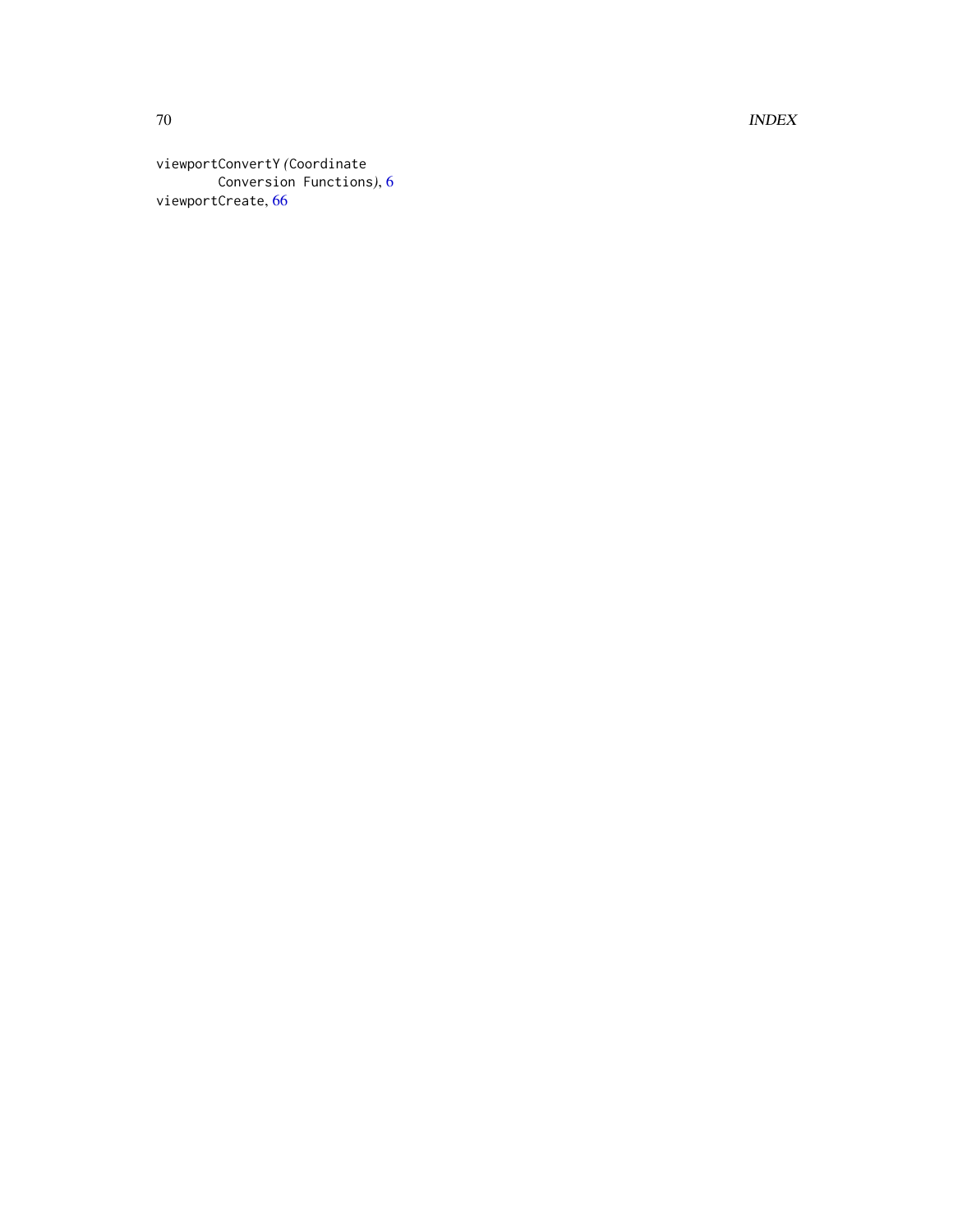viewportConvertY *(Coordinate Conversion Functions)*, 6
viewportCreate, 66